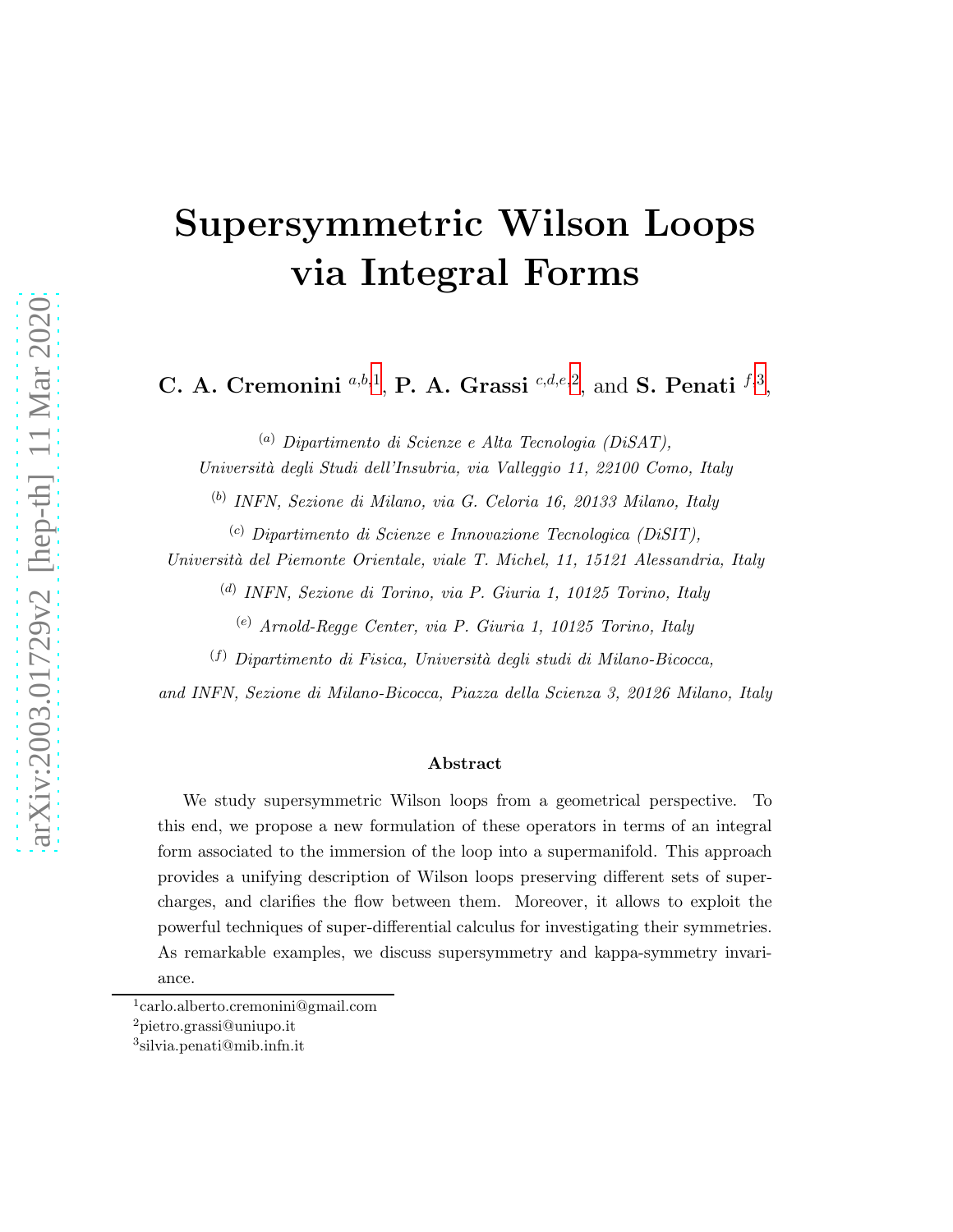# Supersymmetric Wilson Loops via Integral Forms

**C. A. Cremonini** [a,b,1], **P. A. Grassi** [c,d,e,2], and **S. Penati** [f,3],

[(a)] *Dipartimento di Scienze e Alta Tecnologia (DiSAT), Università degli Studi dell'Insubria, via Valleggio 11, 22100 Como, Italy*

[(b)] *INFN, Sezione di Milano, via G. Celoria 16, 20133 Milano, Italy*

[(c)] *Dipartimento di Scienze e Innovazione Tecnologica (DiSIT), Università del Piemonte Orientale, viale T. Michel, 11, 15121 Alessandria, Italy*

[(d)] *INFN, Sezione di Torino, via P. Giuria 1, 10125 Torino, Italy*

[(e)] *Arnold-Regge Center, via P. Giuria 1, 10125 Torino, Italy*

[(f)] *Dipartimento di Fisica, Università degli studi di Milano-Bicocca, and INFN, Sezione di Milano-Bicocca, Piazza della Scienza 3, 20126 Milano, Italy*

#### Abstract

We study supersymmetric Wilson loops from a geometrical perspective. To this end, we propose a new formulation of these operators in terms of an integral form associated to the immersion of the loop into a supermanifold. This approach provides a unifying description of Wilson loops preserving different sets of supercharges, and clarifies the flow between them. Moreover, it allows to exploit the powerful techniques of super-differential calculus for investigating their symmetries. As remarkable examples, we discuss supersymmetry and kappa-symmetry invariance.

---

[1] carlo.alberto.cremonini@gmail.com

[2] pietro.grassi@uniupo.it

[3] silvia.penati@mib.infn.it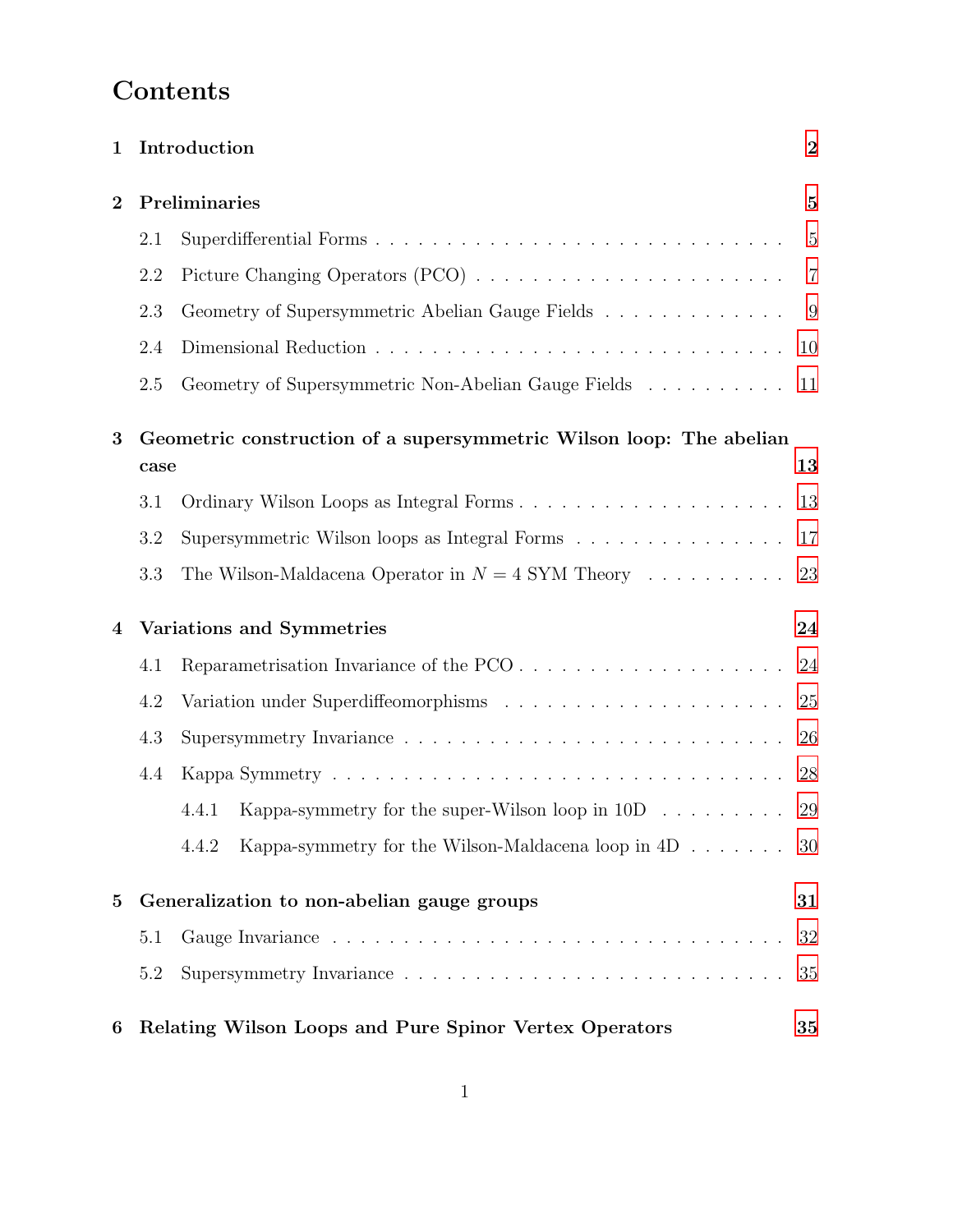# Contents

**1 Introduction** **2**

**2 Preliminaries** **5**

- 2.1 Superdifferential Forms . . . . . . . . . . . . . . . . . . . . . . . . . . . . . . 5
- 2.2 Picture Changing Operators (PCO) . . . . . . . . . . . . . . . . . . . . . . 7
- 2.3 Geometry of Supersymmetric Abelian Gauge Fields . . . . . . . . . . . . . 9
- 2.4 Dimensional Reduction . . . . . . . . . . . . . . . . . . . . . . . . . . . . . 10
- 2.5 Geometry of Supersymmetric Non-Abelian Gauge Fields . . . . . . . . . . 11

**3 Geometric construction of a supersymmetric Wilson loop: The abelian case** **13**

- 3.1 Ordinary Wilson Loops as Integral Forms . . . . . . . . . . . . . . . . . . . 13
- 3.2 Supersymmetric Wilson loops as Integral Forms . . . . . . . . . . . . . . . 17
- 3.3 The Wilson-Maldacena Operator in $N = 4$ SYM Theory . . . . . . . . . . 23

**4 Variations and Symmetries** **24**

- 4.1 Reparametrisation Invariance of the PCO . . . . . . . . . . . . . . . . . . . 24
- 4.2 Variation under Superdiffeomorphisms . . . . . . . . . . . . . . . . . . . . 25
- 4.3 Supersymmetry Invariance . . . . . . . . . . . . . . . . . . . . . . . . . . . 26
- 4.4 Kappa Symmetry . . . . . . . . . . . . . . . . . . . . . . . . . . . . . . . . 28
  - 4.4.1 Kappa-symmetry for the super-Wilson loop in 10D . . . . . . . . . 29
  - 4.4.2 Kappa-symmetry for the Wilson-Maldacena loop in 4D . . . . . . . 30

**5 Generalization to non-abelian gauge groups** **31**

- 5.1 Gauge Invariance . . . . . . . . . . . . . . . . . . . . . . . . . . . . . . . . 32
- 5.2 Supersymmetry Invariance . . . . . . . . . . . . . . . . . . . . . . . . . . . 35

**6 Relating Wilson Loops and Pure Spinor Vertex Operators** **35**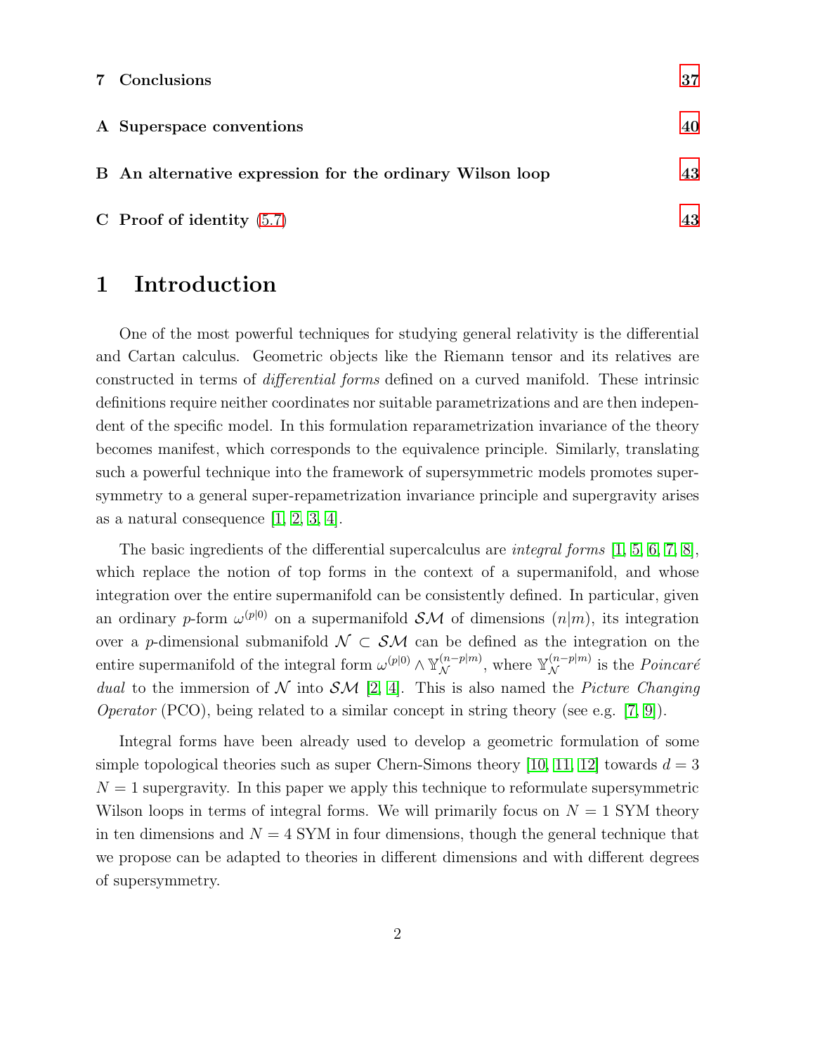**7 Conclusions** 37

**A Superspace conventions** 40

**B An alternative expression for the ordinary Wilson loop** 43

**C Proof of identity (5.7)** 43

# 1 Introduction

One of the most powerful techniques for studying general relativity is the differential and Cartan calculus. Geometric objects like the Riemann tensor and its relatives are constructed in terms of *differential forms* defined on a curved manifold. These intrinsic definitions require neither coordinates nor suitable parametrizations and are then independent of the specific model. In this formulation reparametrization invariance of the theory becomes manifest, which corresponds to the equivalence principle. Similarly, translating such a powerful technique into the framework of supersymmetric models promotes supersymmetry to a general super-repametrization invariance principle and supergravity arises as a natural consequence [1, 2, 3, 4].

The basic ingredients of the differential supercalculus are *integral forms* [1, 5, 6, 7, 8], which replace the notion of top forms in the context of a supermanifold, and whose integration over the entire supermanifold can be consistently defined. In particular, given an ordinary $p$-form $\omega^{(p|0)}$ on a supermanifold $\mathcal{SM}$ of dimensions $(n|m)$, its integration over a $p$-dimensional submanifold $\mathcal{N} \subset \mathcal{SM}$ can be defined as the integration on the entire supermanifold of the integral form $\omega^{(p|0)} \wedge \mathbb{Y}_{\mathcal{N}}^{(n-p|m)}$, where $\mathbb{Y}_{\mathcal{N}}^{(n-p|m)}$ is the *Poincaré dual* to the immersion of $\mathcal{N}$ into $\mathcal{SM}$ [2, 4]. This is also named the *Picture Changing Operator* (PCO), being related to a similar concept in string theory (see e.g. [7, 9]).

Integral forms have been already used to develop a geometric formulation of some simple topological theories such as super Chern-Simons theory [10, 11, 12] towards $d = 3$ $N = 1$ supergravity. In this paper we apply this technique to reformulate supersymmetric Wilson loops in terms of integral forms. We will primarily focus on $N = 1$ SYM theory in ten dimensions and $N = 4$ SYM in four dimensions, though the general technique that we propose can be adapted to theories in different dimensions and with different degrees of supersymmetry.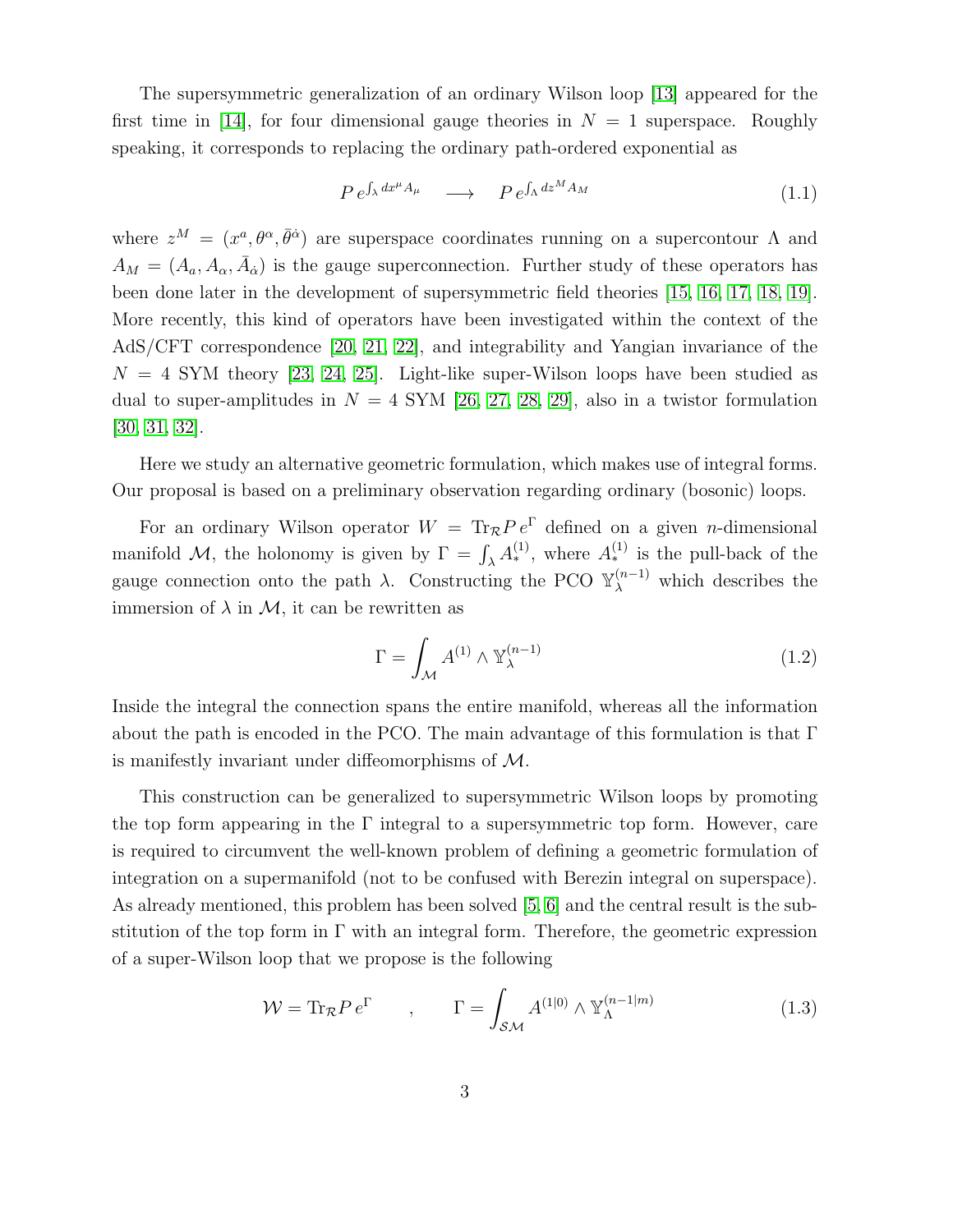The supersymmetric generalization of an ordinary Wilson loop [13] appeared for the first time in [14], for four dimensional gauge theories in $N = 1$ superspace. Roughly speaking, it corresponds to replacing the ordinary path-ordered exponential as

$$P\, e^{\int_\lambda dx^\mu A_\mu} \quad \longrightarrow \quad P\, e^{\int_\Lambda dz^M A_M} \tag{1.1}$$

where $z^M = (x^a, \theta^\alpha, \bar{\theta}^{\dot{\alpha}})$ are superspace coordinates running on a supercontour $\Lambda$ and $A_M = (A_a, A_\alpha, \bar{A}_{\dot{\alpha}})$ is the gauge superconnection. Further study of these operators has been done later in the development of supersymmetric field theories [15, 16, 17, 18, 19]. More recently, this kind of operators have been investigated within the context of the AdS/CFT correspondence [20, 21, 22], and integrability and Yangian invariance of the $N = 4$ SYM theory [23, 24, 25]. Light-like super-Wilson loops have been studied as dual to super-amplitudes in $N = 4$ SYM [26, 27, 28, 29], also in a twistor formulation [30, 31, 32].

Here we study an alternative geometric formulation, which makes use of integral forms. Our proposal is based on a preliminary observation regarding ordinary (bosonic) loops.

For an ordinary Wilson operator $W = \mathrm{Tr}_{\mathcal{R}} P\, e^{\Gamma}$ defined on a given $n$-dimensional manifold $\mathcal{M}$, the holonomy is given by $\Gamma = \int_\lambda A_*^{(1)}$, where $A_*^{(1)}$ is the pull-back of the gauge connection onto the path $\lambda$. Constructing the PCO $\mathbb{Y}_\lambda^{(n-1)}$ which describes the immersion of $\lambda$ in $\mathcal{M}$, it can be rewritten as

$$\Gamma = \int_{\mathcal{M}} A^{(1)} \wedge \mathbb{Y}_\lambda^{(n-1)} \tag{1.2}$$

Inside the integral the connection spans the entire manifold, whereas all the information about the path is encoded in the PCO. The main advantage of this formulation is that $\Gamma$ is manifestly invariant under diffeomorphisms of $\mathcal{M}$.

This construction can be generalized to supersymmetric Wilson loops by promoting the top form appearing in the $\Gamma$ integral to a supersymmetric top form. However, care is required to circumvent the well-known problem of defining a geometric formulation of integration on a supermanifold (not to be confused with Berezin integral on superspace). As already mentioned, this problem has been solved [5, 6] and the central result is the substitution of the top form in $\Gamma$ with an integral form. Therefore, the geometric expression of a super-Wilson loop that we propose is the following

$$\mathcal{W} = \mathrm{Tr}_{\mathcal{R}} P\, e^{\Gamma} \qquad , \qquad \Gamma = \int_{\mathcal{SM}} A^{(1|0)} \wedge \mathbb{Y}_\Lambda^{(n-1|m)} \tag{1.3}$$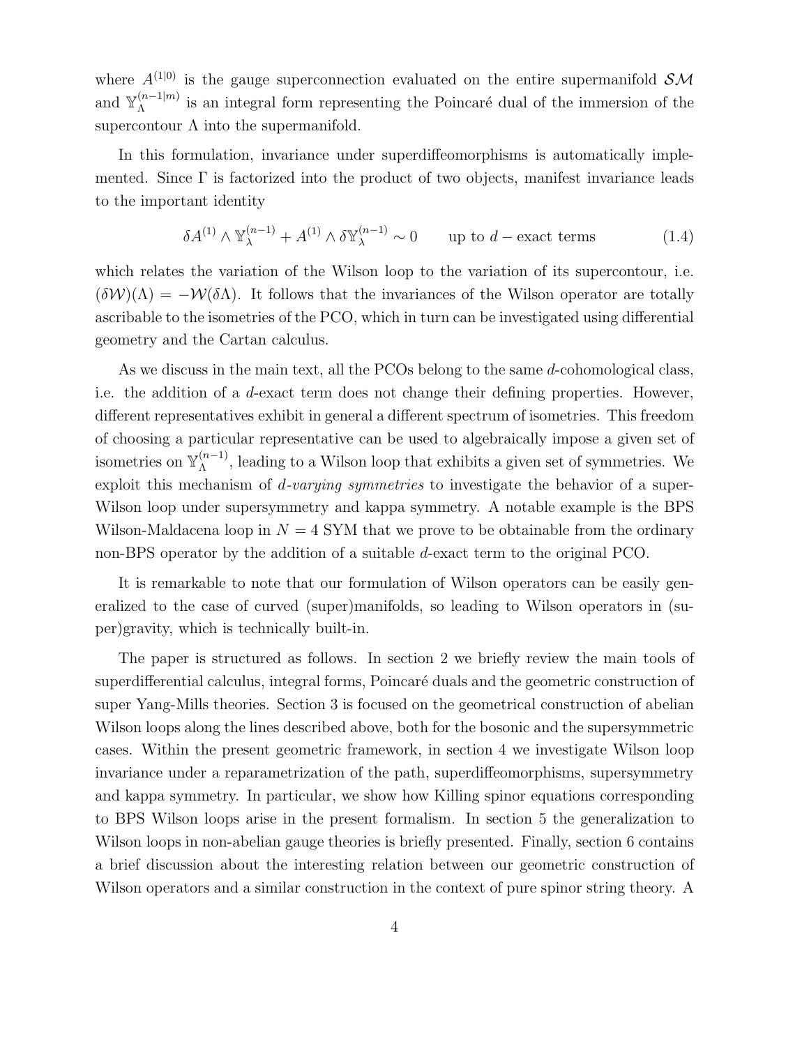where $A^{(1|0)}$ is the gauge superconnection evaluated on the entire supermanifold $\mathcal{SM}$ and $\mathbb{Y}_\Lambda^{(n-1|m)}$ is an integral form representing the Poincaré dual of the immersion of the supercontour $\Lambda$ into the supermanifold.

In this formulation, invariance under superdiffeomorphisms is automatically implemented. Since $\Gamma$ is factorized into the product of two objects, manifest invariance leads to the important identity

$$\delta A^{(1)} \wedge \mathbb{Y}_\lambda^{(n-1)} + A^{(1)} \wedge \delta \mathbb{Y}_\lambda^{(n-1)} \sim 0 \qquad \text{up to } d-\text{exact terms} \tag{1.4}$$

which relates the variation of the Wilson loop to the variation of its supercontour, i.e. $(\delta \mathcal{W})(\Lambda) = -\mathcal{W}(\delta\Lambda)$. It follows that the invariances of the Wilson operator are totally ascribable to the isometries of the PCO, which in turn can be investigated using differential geometry and the Cartan calculus.

As we discuss in the main text, all the PCOs belong to the same $d$-cohomological class, i.e. the addition of a $d$-exact term does not change their defining properties. However, different representatives exhibit in general a different spectrum of isometries. This freedom of choosing a particular representative can be used to algebraically impose a given set of isometries on $\mathbb{Y}_\Lambda^{(n-1)}$, leading to a Wilson loop that exhibits a given set of symmetries. We exploit this mechanism of *d-varying symmetries* to investigate the behavior of a super-Wilson loop under supersymmetry and kappa symmetry. A notable example is the BPS Wilson-Maldacena loop in $N = 4$ SYM that we prove to be obtainable from the ordinary non-BPS operator by the addition of a suitable $d$-exact term to the original PCO.

It is remarkable to note that our formulation of Wilson operators can be easily generalized to the case of curved (super)manifolds, so leading to Wilson operators in (super)gravity, which is technically built-in.

The paper is structured as follows. In section 2 we briefly review the main tools of superdifferential calculus, integral forms, Poincaré duals and the geometric construction of super Yang-Mills theories. Section 3 is focused on the geometrical construction of abelian Wilson loops along the lines described above, both for the bosonic and the supersymmetric cases. Within the present geometric framework, in section 4 we investigate Wilson loop invariance under a reparametrization of the path, superdiffeomorphisms, supersymmetry and kappa symmetry. In particular, we show how Killing spinor equations corresponding to BPS Wilson loops arise in the present formalism. In section 5 the generalization to Wilson loops in non-abelian gauge theories is briefly presented. Finally, section 6 contains a brief discussion about the interesting relation between our geometric construction of Wilson operators and a similar construction in the context of pure spinor string theory. A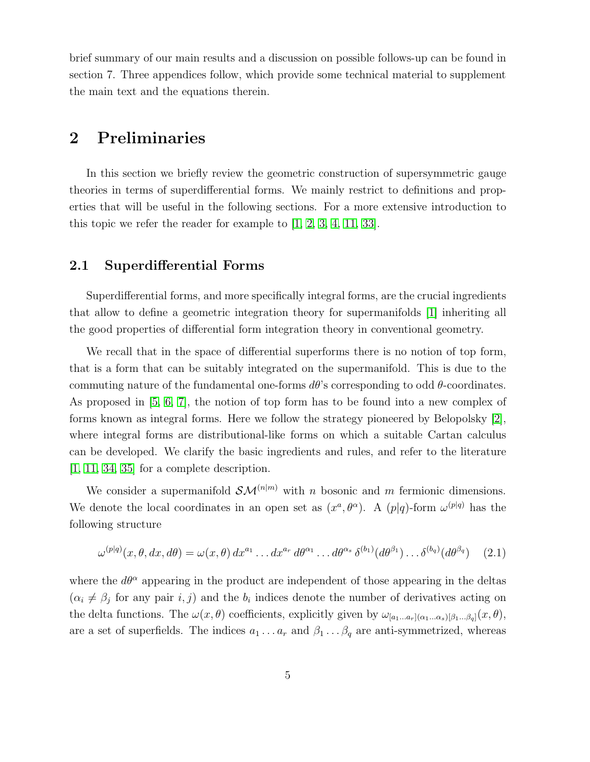brief summary of our main results and a discussion on possible follows-up can be found in section 7. Three appendices follow, which provide some technical material to supplement the main text and the equations therein.

# 2 Preliminaries

In this section we briefly review the geometric construction of supersymmetric gauge theories in terms of superdifferential forms. We mainly restrict to definitions and properties that will be useful in the following sections. For a more extensive introduction to this topic we refer the reader for example to [1, 2, 3, 4, 11, 33].

## 2.1 Superdifferential Forms

Superdifferential forms, and more specifically integral forms, are the crucial ingredients that allow to define a geometric integration theory for supermanifolds [1] inheriting all the good properties of differential form integration theory in conventional geometry.

We recall that in the space of differential superforms there is no notion of top form, that is a form that can be suitably integrated on the supermanifold. This is due to the commuting nature of the fundamental one-forms $d\theta$'s corresponding to odd $\theta$-coordinates. As proposed in [5, 6, 7], the notion of top form has to be found into a new complex of forms known as integral forms. Here we follow the strategy pioneered by Belopolsky [2], where integral forms are distributional-like forms on which a suitable Cartan calculus can be developed. We clarify the basic ingredients and rules, and refer to the literature [1, 11, 34, 35] for a complete description.

We consider a supermanifold $\mathcal{SM}^{(n|m)}$ with $n$ bosonic and $m$ fermionic dimensions. We denote the local coordinates in an open set as $(x^a, \theta^\alpha)$. A $(p|q)$-form $\omega^{(p|q)}$ has the following structure

$$
\omega^{(p|q)}(x,\theta,dx,d\theta) = \omega(x,\theta)\, dx^{a_1} \dots dx^{a_r}\, d\theta^{\alpha_1} \dots d\theta^{\alpha_s}\, \delta^{(b_1)}(d\theta^{\beta_1}) \dots \delta^{(b_q)}(d\theta^{\beta_q}) \tag{2.1}
$$

where the $d\theta^\alpha$ appearing in the product are independent of those appearing in the deltas ($\alpha_i \neq \beta_j$ for any pair $i, j$) and the $b_i$ indices denote the number of derivatives acting on the delta functions. The $\omega(x,\theta)$ coefficients, explicitly given by $\omega_{[a_1 \dots a_r](\alpha_1 \dots \alpha_s)[\beta_1 \dots \beta_q]}(x,\theta)$, are a set of superfields. The indices $a_1 \dots a_r$ and $\beta_1 \dots \beta_q$ are anti-symmetrized, whereas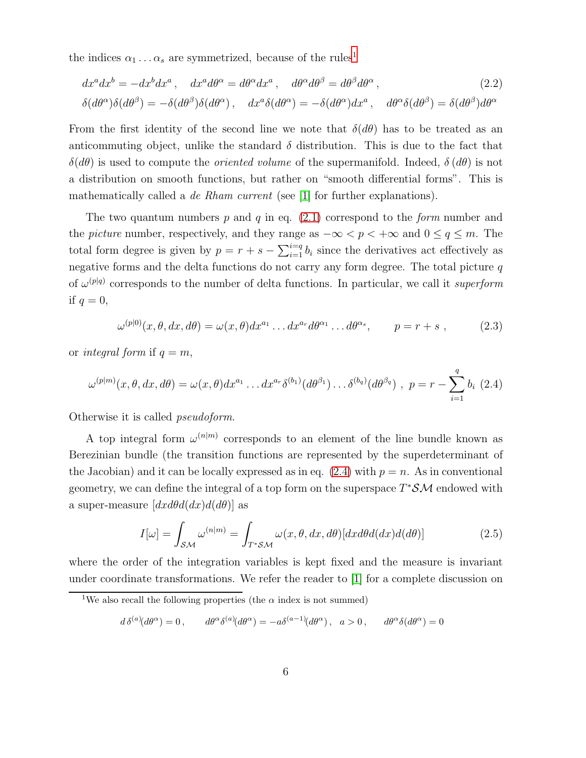the indices $\alpha_1 \dots \alpha_s$ are symmetrized, because of the rules[1]

$$
\begin{aligned}
&dx^a dx^b = -dx^b dx^a \,, \quad dx^a d\theta^\alpha = d\theta^\alpha dx^a \,, \quad d\theta^\alpha d\theta^\beta = d\theta^\beta d\theta^\alpha \,, \qquad (2.2)\\
&\delta(d\theta^\alpha)\delta(d\theta^\beta) = -\delta(d\theta^\beta)\delta(d\theta^\alpha) \,, \quad dx^a \delta(d\theta^\alpha) = -\delta(d\theta^\alpha) dx^a \,, \quad d\theta^\alpha \delta(d\theta^\beta) = \delta(d\theta^\beta) d\theta^\alpha
\end{aligned}
$$

From the first identity of the second line we note that $\delta(d\theta)$ has to be treated as an anticommuting object, unlike the standard $\delta$ distribution. This is due to the fact that $\delta(d\theta)$ is used to compute the *oriented volume* of the supermanifold. Indeed, $\delta(d\theta)$ is not a distribution on smooth functions, but rather on "smooth differential forms". This is mathematically called a *de Rham current* (see [1] for further explanations).

The two quantum numbers $p$ and $q$ in eq. (2.1) correspond to the *form* number and the *picture* number, respectively, and they range as $-\infty < p < +\infty$ and $0 \leq q \leq m$. The total form degree is given by $p = r + s - \sum_{i=1}^{i=q} b_i$ since the derivatives act effectively as negative forms and the delta functions do not carry any form degree. The total picture $q$ of $\omega^{(p|q)}$ corresponds to the number of delta functions. In particular, we call it *superform* if $q = 0$,

$$
\omega^{(p|0)}(x, \theta, dx, d\theta) = \omega(x, \theta) dx^{a_1} \dots dx^{a_r} d\theta^{\alpha_1} \dots d\theta^{\alpha_s}, \qquad p = r + s \,, \tag{2.3}
$$

or *integral form* if $q = m$,

$$
\omega^{(p|m)}(x, \theta, dx, d\theta) = \omega(x, \theta) dx^{a_1} \dots dx^{a_r} \delta^{(b_1)}(d\theta^{\beta_1}) \dots \delta^{(b_q)}(d\theta^{\beta_q}) \,, \; p = r - \sum_{i=1}^{q} b_i \tag{2.4}
$$

Otherwise it is called *pseudoform*.

A top integral form $\omega^{(n|m)}$ corresponds to an element of the line bundle known as Berezinian bundle (the transition functions are represented by the superdeterminant of the Jacobian) and it can be locally expressed as in eq. (2.4) with $p = n$. As in conventional geometry, we can define the integral of a top form on the superspace $T^*\mathcal{SM}$ endowed with a super-measure $[dx d\theta d(dx) d(d\theta)]$ as

$$
I[\omega] = \int_{\mathcal{SM}} \omega^{(n|m)} = \int_{T^*\mathcal{SM}} \omega(x, \theta, dx, d\theta) [dx d\theta d(dx) d(d\theta)] \tag{2.5}
$$

where the order of the integration variables is kept fixed and the measure is invariant under coordinate transformations. We refer the reader to [1] for a complete discussion on

---

[1] We also recall the following properties (the $\alpha$ index is not summed)

$$
d\, \delta^{(a)}(d\theta^\alpha) = 0 \,, \qquad d\theta^\alpha \delta^{(a)}(d\theta^\alpha) = -a \delta^{(a-1)}(d\theta^\alpha) \,, \quad a > 0 \,, \qquad d\theta^\alpha \delta(d\theta^\alpha) = 0
$$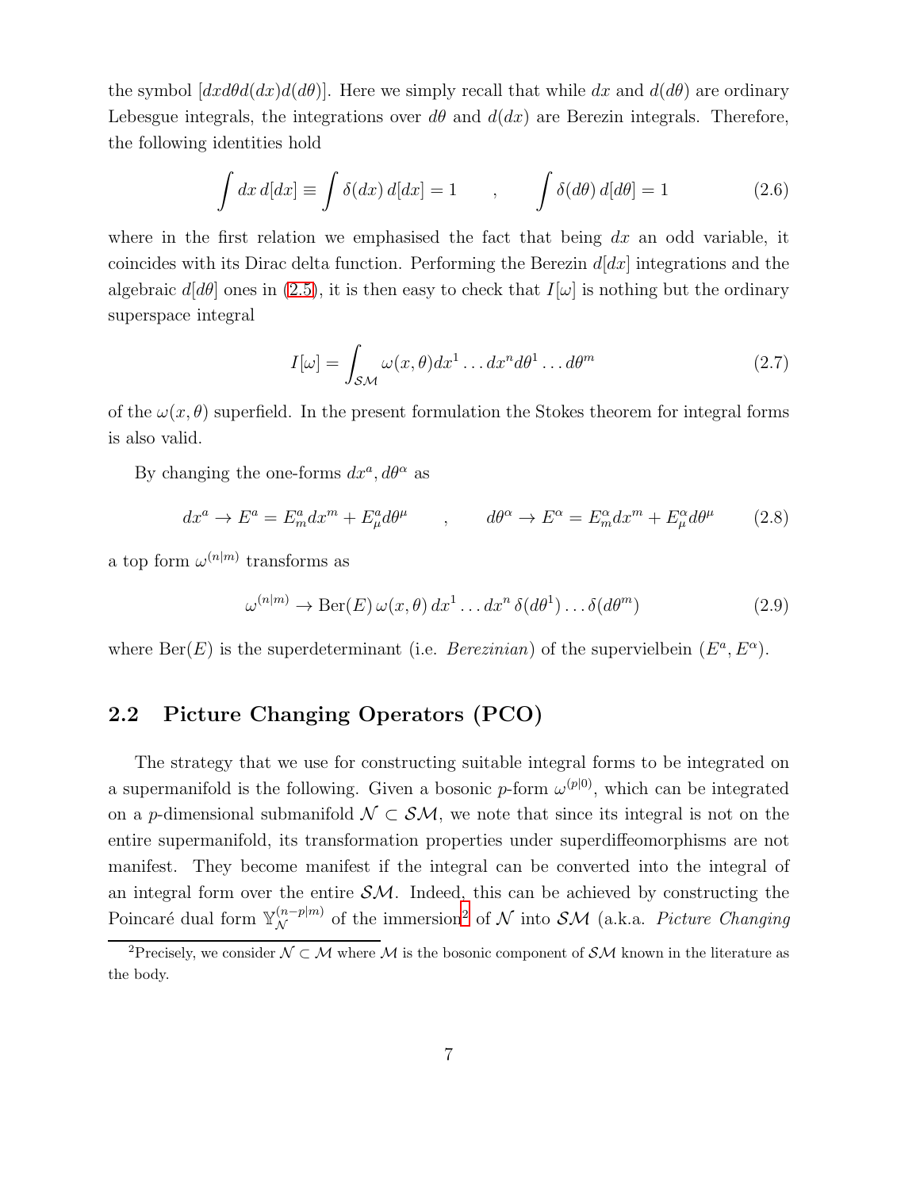the symbol $[dxd\theta d(dx)d(d\theta)]$. Here we simply recall that while $dx$ and $d(d\theta)$ are ordinary Lebesgue integrals, the integrations over $d\theta$ and $d(dx)$ are Berezin integrals. Therefore, the following identities hold

$$\int dx\, d[dx] \equiv \int \delta(dx)\, d[dx] = 1 \qquad , \qquad \int \delta(d\theta)\, d[d\theta] = 1 \tag{2.6}$$

where in the first relation we emphasised the fact that being $dx$ an odd variable, it coincides with its Dirac delta function. Performing the Berezin $d[dx]$ integrations and the algebraic $d[d\theta]$ ones in (2.5), it is then easy to check that $I[\omega]$ is nothing but the ordinary superspace integral

$$I[\omega] = \int_{\mathcal{SM}} \omega(x,\theta) dx^1 \dots dx^n d\theta^1 \dots d\theta^m \tag{2.7}$$

of the $\omega(x,\theta)$ superfield. In the present formulation the Stokes theorem for integral forms is also valid.

By changing the one-forms $dx^a, d\theta^\alpha$ as

$$dx^a \to E^a = E^a_m dx^m + E^a_\mu d\theta^\mu \qquad , \qquad d\theta^\alpha \to E^\alpha = E^\alpha_m dx^m + E^\alpha_\mu d\theta^\mu \tag{2.8}$$

a top form $\omega^{(n|m)}$ transforms as

$$\omega^{(n|m)} \to \mathrm{Ber}(E)\, \omega(x,\theta)\, dx^1 \dots dx^n\, \delta(d\theta^1) \dots \delta(d\theta^m) \tag{2.9}$$

where $\mathrm{Ber}(E)$ is the superdeterminant (i.e. *Berezinian*) of the supervielbein $(E^a, E^\alpha)$.

### 2.2 Picture Changing Operators (PCO)

The strategy that we use for constructing suitable integral forms to be integrated on a supermanifold is the following. Given a bosonic $p$-form $\omega^{(p|0)}$, which can be integrated on a $p$-dimensional submanifold $\mathcal{N} \subset \mathcal{SM}$, we note that since its integral is not on the entire supermanifold, its transformation properties under superdiffeomorphisms are not manifest. They become manifest if the integral can be converted into the integral of an integral form over the entire $\mathcal{SM}$. Indeed, this can be achieved by constructing the Poincaré dual form $\mathbb{Y}^{(n-p|m)}_{\mathcal{N}}$ of the immersion[2] of $\mathcal{N}$ into $\mathcal{SM}$ (a.k.a. *Picture Changing*

[2] Precisely, we consider $\mathcal{N} \subset \mathcal{M}$ where $\mathcal{M}$ is the bosonic component of $\mathcal{SM}$ known in the literature as the body.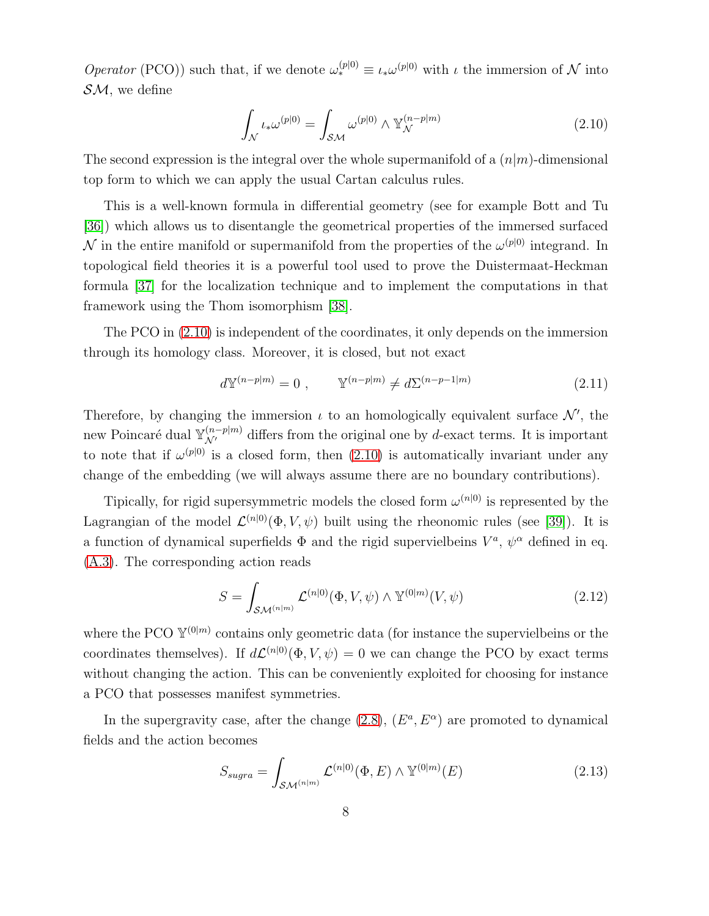*Operator* (PCO)) such that, if we denote $\omega_*^{(p|0)} \equiv \iota_* \omega^{(p|0)}$ with $\iota$ the immersion of $\mathcal{N}$ into $\mathcal{SM}$, we define

$$\int_{\mathcal{N}} \iota_* \omega^{(p|0)} = \int_{\mathcal{SM}} \omega^{(p|0)} \wedge \mathbb{Y}_{\mathcal{N}}^{(n-p|m)} \tag{2.10}$$

The second expression is the integral over the whole supermanifold of a $(n|m)$-dimensional top form to which we can apply the usual Cartan calculus rules.

This is a well-known formula in differential geometry (see for example Bott and Tu [36]) which allows us to disentangle the geometrical properties of the immersed surfaced $\mathcal{N}$ in the entire manifold or supermanifold from the properties of the $\omega^{(p|0)}$ integrand. In topological field theories it is a powerful tool used to prove the Duistermaat-Heckman formula [37] for the localization technique and to implement the computations in that framework using the Thom isomorphism [38].

The PCO in (2.10) is independent of the coordinates, it only depends on the immersion through its homology class. Moreover, it is closed, but not exact

$$d\mathbb{Y}^{(n-p|m)} = 0 \;, \qquad \mathbb{Y}^{(n-p|m)} \neq d\Sigma^{(n-p-1|m)} \tag{2.11}$$

Therefore, by changing the immersion $\iota$ to an homologically equivalent surface $\mathcal{N}'$, the new Poincaré dual $\mathbb{Y}_{\mathcal{N}'}^{(n-p|m)}$ differs from the original one by $d$-exact terms. It is important to note that if $\omega^{(p|0)}$ is a closed form, then (2.10) is automatically invariant under any change of the embedding (we will always assume there are no boundary contributions).

Tipically, for rigid supersymmetric models the closed form $\omega^{(n|0)}$ is represented by the Lagrangian of the model $\mathcal{L}^{(n|0)}(\Phi, V, \psi)$ built using the rheonomic rules (see [39]). It is a function of dynamical superfields $\Phi$ and the rigid supervielbeins $V^a$, $\psi^\alpha$ defined in eq. (A.3). The corresponding action reads

$$S = \int_{\mathcal{SM}^{(n|m)}} \mathcal{L}^{(n|0)}(\Phi, V, \psi) \wedge \mathbb{Y}^{(0|m)}(V, \psi) \tag{2.12}$$

where the PCO $\mathbb{Y}^{(0|m)}$ contains only geometric data (for instance the supervielbeins or the coordinates themselves). If $d\mathcal{L}^{(n|0)}(\Phi, V, \psi) = 0$ we can change the PCO by exact terms without changing the action. This can be conveniently exploited for choosing for instance a PCO that possesses manifest symmetries.

In the supergravity case, after the change (2.8), $(E^a, E^\alpha)$ are promoted to dynamical fields and the action becomes

$$S_{sugra} = \int_{\mathcal{SM}^{(n|m)}} \mathcal{L}^{(n|0)}(\Phi, E) \wedge \mathbb{Y}^{(0|m)}(E) \tag{2.13}$$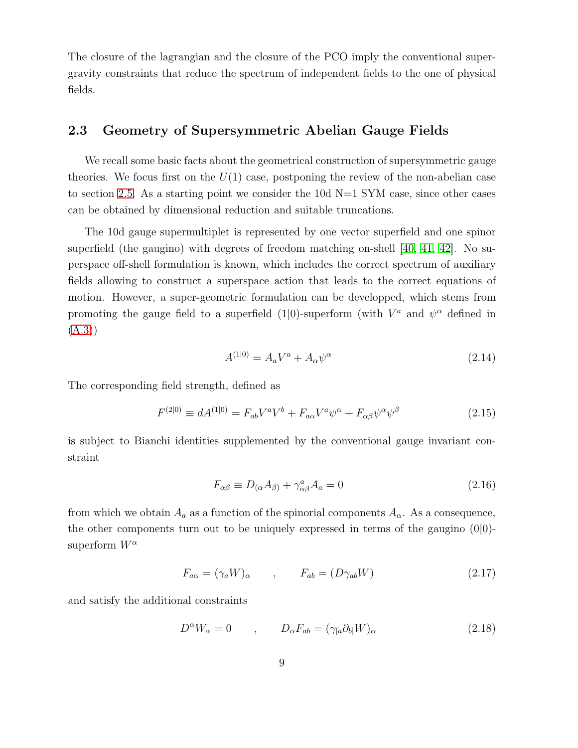The closure of the lagrangian and the closure of the PCO imply the conventional supergravity constraints that reduce the spectrum of independent fields to the one of physical fields.

### 2.3 Geometry of Supersymmetric Abelian Gauge Fields

We recall some basic facts about the geometrical construction of supersymmetric gauge theories. We focus first on the $U(1)$ case, postponing the review of the non-abelian case to section 2.5. As a starting point we consider the 10d N=1 SYM case, since other cases can be obtained by dimensional reduction and suitable truncations.

The 10d gauge supermultiplet is represented by one vector superfield and one spinor superfield (the gaugino) with degrees of freedom matching on-shell [40, 41, 42]. No superspace off-shell formulation is known, which includes the correct spectrum of auxiliary fields allowing to construct a superspace action that leads to the correct equations of motion. However, a super-geometric formulation can be developped, which stems from promoting the gauge field to a superfield (1|0)-superform (with $V^a$ and $\psi^\alpha$ defined in (A.3))

$$
A^{(1|0)} = A_a V^a + A_\alpha \psi^\alpha \tag{2.14}
$$

The corresponding field strength, defined as

$$
F^{(2|0)} \equiv dA^{(1|0)} = F_{ab} V^a V^b + F_{a\alpha} V^a \psi^\alpha + F_{\alpha\beta} \psi^\alpha \psi^\beta \tag{2.15}
$$

is subject to Bianchi identities supplemented by the conventional gauge invariant constraint

$$
F_{\alpha\beta} \equiv D_{(\alpha} A_{\beta)} + \gamma^a_{\alpha\beta} A_a = 0 \tag{2.16}
$$

from which we obtain $A_a$ as a function of the spinorial components $A_\alpha$. As a consequence, the other components turn out to be uniquely expressed in terms of the gaugino (0|0)-superform $W^\alpha$

$$
F_{a\alpha} = (\gamma_a W)_\alpha \qquad , \qquad F_{ab} = (D\gamma_{ab} W) \tag{2.17}
$$

and satisfy the additional constraints

$$
D^\alpha W_\alpha = 0 \qquad , \qquad D_\alpha F_{ab} = (\gamma_{[a} \partial_{b]} W)_\alpha \tag{2.18}
$$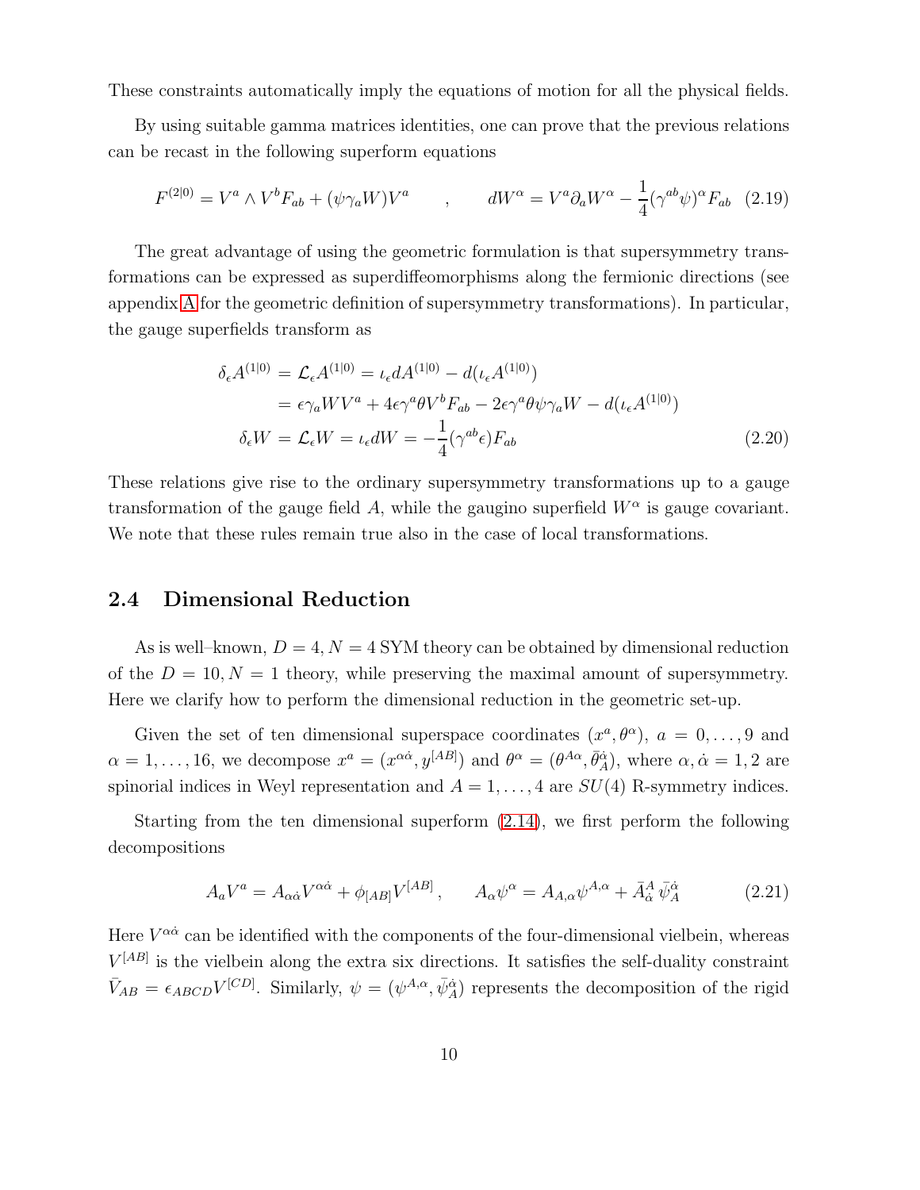These constraints automatically imply the equations of motion for all the physical fields.

By using suitable gamma matrices identities, one can prove that the previous relations can be recast in the following superform equations

$$F^{(2|0)} = V^a \wedge V^b F_{ab} + (\psi\gamma_a W)V^a \qquad , \qquad dW^\alpha = V^a \partial_a W^\alpha - \frac{1}{4}(\gamma^{ab}\psi)^\alpha F_{ab} \quad (2.19)$$

The great advantage of using the geometric formulation is that supersymmetry transformations can be expressed as superdiffeomorphisms along the fermionic directions (see appendix A for the geometric definition of supersymmetry transformations). In particular, the gauge superfields transform as

$$\begin{aligned}
\delta_\epsilon A^{(1|0)} &= \mathcal{L}_\epsilon A^{(1|0)} = \iota_\epsilon dA^{(1|0)} - d(\iota_\epsilon A^{(1|0)}) \\
&= \epsilon\gamma_a W V^a + 4\epsilon\gamma^a\theta V^b F_{ab} - 2\epsilon\gamma^a\theta\psi\gamma_a W - d(\iota_\epsilon A^{(1|0)}) \\
\delta_\epsilon W &= \mathcal{L}_\epsilon W = \iota_\epsilon dW = -\frac{1}{4}(\gamma^{ab}\epsilon)F_{ab}
\end{aligned} \quad (2.20)$$

These relations give rise to the ordinary supersymmetry transformations up to a gauge transformation of the gauge field $A$, while the gaugino superfield $W^\alpha$ is gauge covariant. We note that these rules remain true also in the case of local transformations.

## 2.4 Dimensional Reduction

As is well–known, $D = 4, N = 4$ SYM theory can be obtained by dimensional reduction of the $D = 10, N = 1$ theory, while preserving the maximal amount of supersymmetry. Here we clarify how to perform the dimensional reduction in the geometric set-up.

Given the set of ten dimensional superspace coordinates $(x^a, \theta^\alpha)$, $a = 0, \dots, 9$ and $\alpha = 1, \dots, 16$, we decompose $x^a = (x^{\alpha\dot{\alpha}}, y^{[AB]})$ and $\theta^\alpha = (\theta^{A\alpha}, \bar{\theta}^{\dot{\alpha}}_A)$, where $\alpha, \dot{\alpha} = 1, 2$ are spinorial indices in Weyl representation and $A = 1, \dots, 4$ are $SU(4)$ R-symmetry indices.

Starting from the ten dimensional superform (2.14), we first perform the following decompositions

$$A_a V^a = A_{\alpha\dot{\alpha}} V^{\alpha\dot{\alpha}} + \phi_{[AB]} V^{[AB]} \,, \qquad A_\alpha \psi^\alpha = A_{A,\alpha}\psi^{A,\alpha} + \bar{A}^A_{\dot{\alpha}}\, \bar{\psi}^{\dot{\alpha}}_A \quad (2.21)$$

Here $V^{\alpha\dot{\alpha}}$ can be identified with the components of the four-dimensional vielbein, whereas $V^{[AB]}$ is the vielbein along the extra six directions. It satisfies the self-duality constraint $\bar{V}_{AB} = \epsilon_{ABCD} V^{[CD]}$. Similarly, $\psi = (\psi^{A,\alpha}, \bar{\psi}^{\dot{\alpha}}_A)$ represents the decomposition of the rigid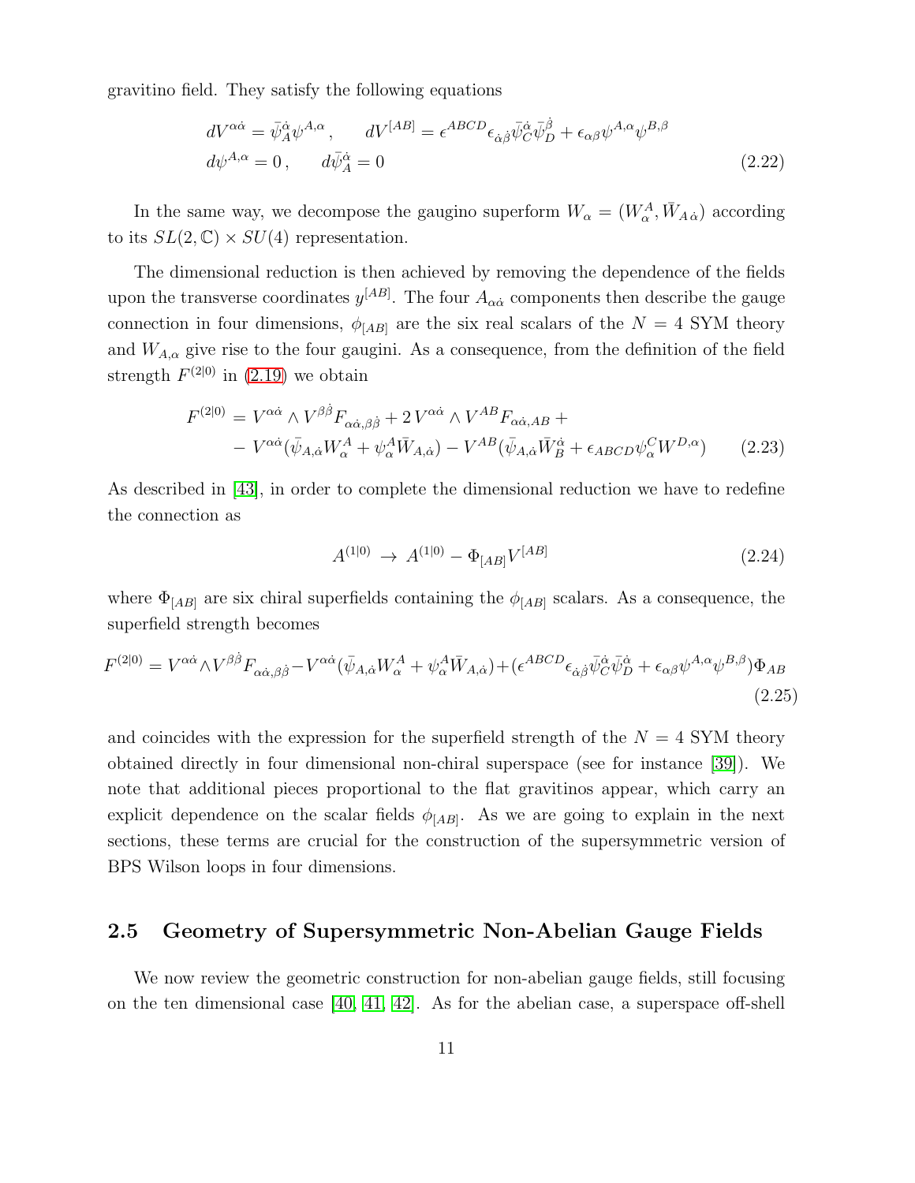gravitino field. They satisfy the following equations

$$
\begin{aligned}
&dV^{\alpha\dot{\alpha}} = \bar{\psi}^{\dot{\alpha}}_A \psi^{A,\alpha}\,, \qquad dV^{[AB]} = \epsilon^{ABCD}\epsilon_{\dot{\alpha}\dot{\beta}}\bar{\psi}^{\dot{\alpha}}_C \bar{\psi}^{\dot{\beta}}_D + \epsilon_{\alpha\beta}\psi^{A,\alpha}\psi^{B,\beta} \\
&d\psi^{A,\alpha} = 0\,, \qquad d\bar{\psi}^{\dot{\alpha}}_A = 0
\end{aligned}
\tag{2.22}
$$

In the same way, we decompose the gaugino superform $W_\alpha = (W^A_\alpha, \bar{W}_{A\,\dot{\alpha}})$ according to its $SL(2,\mathbb{C}) \times SU(4)$ representation.

The dimensional reduction is then achieved by removing the dependence of the fields upon the transverse coordinates $y^{[AB]}$. The four $A_{\alpha\dot{\alpha}}$ components then describe the gauge connection in four dimensions, $\phi_{[AB]}$ are the six real scalars of the $N = 4$ SYM theory and $W_{A,\alpha}$ give rise to the four gaugini. As a consequence, from the definition of the field strength $F^{(2|0)}$ in (2.19) we obtain

$$
\begin{aligned}
F^{(2|0)} &= V^{\alpha\dot{\alpha}} \wedge V^{\beta\dot{\beta}} F_{\alpha\dot{\alpha},\beta\dot{\beta}} + 2\, V^{\alpha\dot{\alpha}} \wedge V^{AB} F_{\alpha\dot{\alpha},AB} + \\
&- V^{\alpha\dot{\alpha}}(\bar{\psi}_{A,\dot{\alpha}} W^A_\alpha + \psi^A_\alpha \bar{W}_{A,\dot{\alpha}}) - V^{AB}(\bar{\psi}_{A,\dot{\alpha}}\bar{W}^{\dot{\alpha}}_B + \epsilon_{ABCD}\psi^C_\alpha W^{D,\alpha})
\end{aligned}
\tag{2.23}
$$

As described in [43], in order to complete the dimensional reduction we have to redefine the connection as

$$
A^{(1|0)} \;\to\; A^{(1|0)} - \Phi_{[AB]} V^{[AB]}
\tag{2.24}
$$

where $\Phi_{[AB]}$ are six chiral superfields containing the $\phi_{[AB]}$ scalars. As a consequence, the superfield strength becomes

$$
F^{(2|0)} = V^{\alpha\dot{\alpha}} \wedge V^{\beta\dot{\beta}} F_{\alpha\dot{\alpha},\beta\dot{\beta}} - V^{\alpha\dot{\alpha}}(\bar{\psi}_{A,\dot{\alpha}} W^A_\alpha + \psi^A_\alpha \bar{W}_{A,\dot{\alpha}}) + (\epsilon^{ABCD}\epsilon_{\dot{\alpha}\dot{\beta}}\bar{\psi}^{\dot{\alpha}}_C \bar{\psi}^{\dot{\alpha}}_D + \epsilon_{\alpha\beta}\psi^{A,\alpha}\psi^{B,\beta})\Phi_{AB}
\tag{2.25}
$$

and coincides with the expression for the superfield strength of the $N = 4$ SYM theory obtained directly in four dimensional non-chiral superspace (see for instance [39]). We note that additional pieces proportional to the flat gravitinos appear, which carry an explicit dependence on the scalar fields $\phi_{[AB]}$. As we are going to explain in the next sections, these terms are crucial for the construction of the supersymmetric version of BPS Wilson loops in four dimensions.

## 2.5 Geometry of Supersymmetric Non-Abelian Gauge Fields

We now review the geometric construction for non-abelian gauge fields, still focusing on the ten dimensional case [40, 41, 42]. As for the abelian case, a superspace off-shell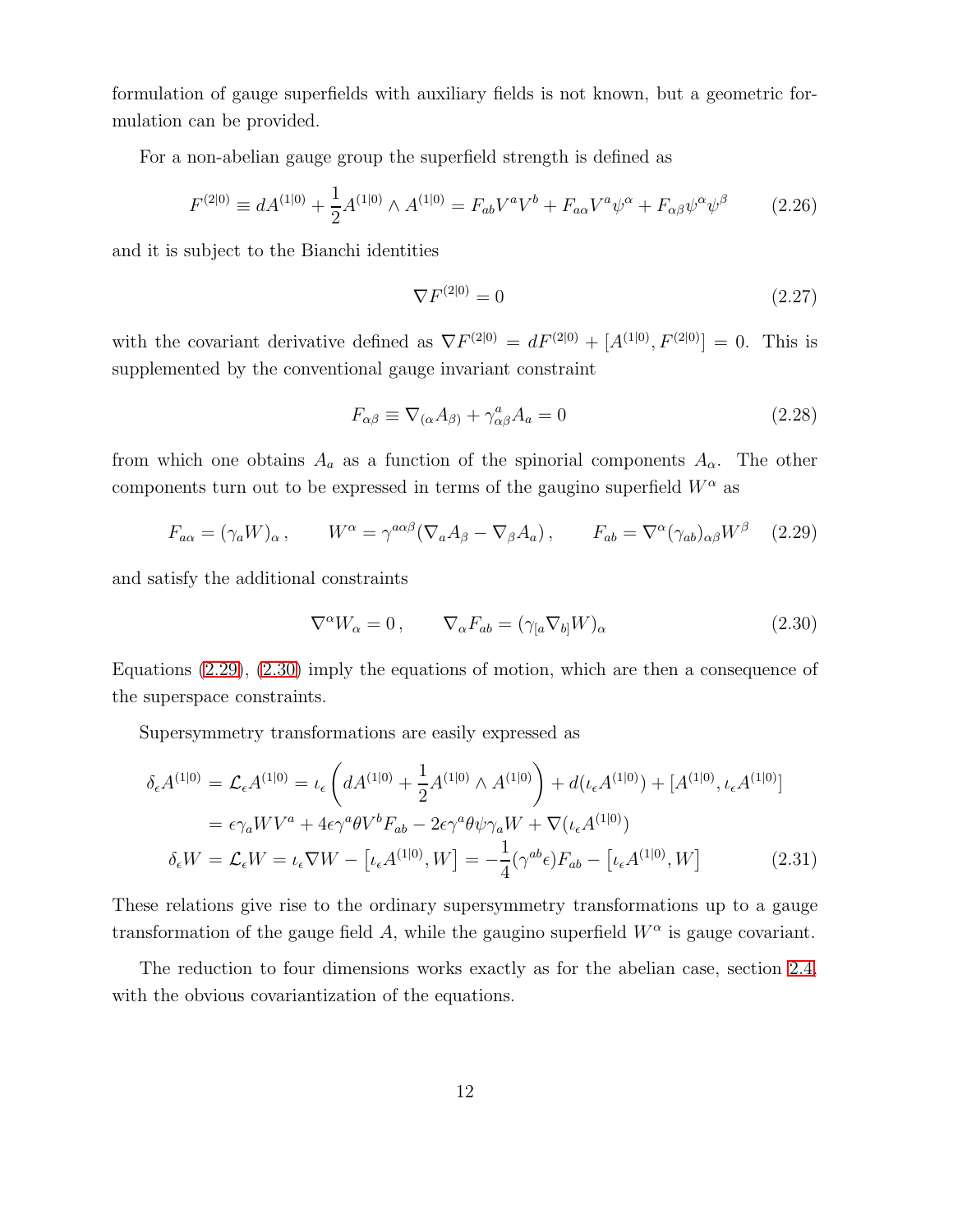formulation of gauge superfields with auxiliary fields is not known, but a geometric formulation can be provided.

For a non-abelian gauge group the superfield strength is defined as

$$F^{(2|0)} \equiv dA^{(1|0)} + \frac{1}{2} A^{(1|0)} \wedge A^{(1|0)} = F_{ab} V^a V^b + F_{a\alpha} V^a \psi^\alpha + F_{\alpha\beta} \psi^\alpha \psi^\beta \tag{2.26}$$

and it is subject to the Bianchi identities

$$\nabla F^{(2|0)} = 0 \tag{2.27}$$

with the covariant derivative defined as $\nabla F^{(2|0)} = dF^{(2|0)} + [A^{(1|0)}, F^{(2|0)}] = 0$. This is supplemented by the conventional gauge invariant constraint

$$F_{\alpha\beta} \equiv \nabla_{(\alpha} A_{\beta)} + \gamma^a_{\alpha\beta} A_a = 0 \tag{2.28}$$

from which one obtains $A_a$ as a function of the spinorial components $A_\alpha$. The other components turn out to be expressed in terms of the gaugino superfield $W^\alpha$ as

$$F_{a\alpha} = (\gamma_a W)_\alpha \,, \qquad W^\alpha = \gamma^{a\alpha\beta} (\nabla_a A_\beta - \nabla_\beta A_a) \,, \qquad F_{ab} = \nabla^\alpha (\gamma_{ab})_{\alpha\beta} W^\beta \tag{2.29}$$

and satisfy the additional constraints

$$\nabla^\alpha W_\alpha = 0 \,, \qquad \nabla_\alpha F_{ab} = (\gamma_{[a} \nabla_{b]} W)_\alpha \tag{2.30}$$

Equations (2.29), (2.30) imply the equations of motion, which are then a consequence of the superspace constraints.

Supersymmetry transformations are easily expressed as

$$\begin{aligned}
\delta_\epsilon A^{(1|0)} &= \mathcal{L}_\epsilon A^{(1|0)} = \iota_\epsilon \left( dA^{(1|0)} + \frac{1}{2} A^{(1|0)} \wedge A^{(1|0)} \right) + d(\iota_\epsilon A^{(1|0)}) + [A^{(1|0)}, \iota_\epsilon A^{(1|0)}] \\
&= \epsilon \gamma_a W V^a + 4 \epsilon \gamma^a \theta V^b F_{ab} - 2 \epsilon \gamma^a \theta \psi \gamma_a W + \nabla(\iota_\epsilon A^{(1|0)}) \\
\delta_\epsilon W &= \mathcal{L}_\epsilon W = \iota_\epsilon \nabla W - \left[ \iota_\epsilon A^{(1|0)}, W \right] = -\frac{1}{4} (\gamma^{ab} \epsilon) F_{ab} - \left[ \iota_\epsilon A^{(1|0)}, W \right]
\end{aligned} \tag{2.31}$$

These relations give rise to the ordinary supersymmetry transformations up to a gauge transformation of the gauge field $A$, while the gaugino superfield $W^\alpha$ is gauge covariant.

The reduction to four dimensions works exactly as for the abelian case, section 2.4, with the obvious covariantization of the equations.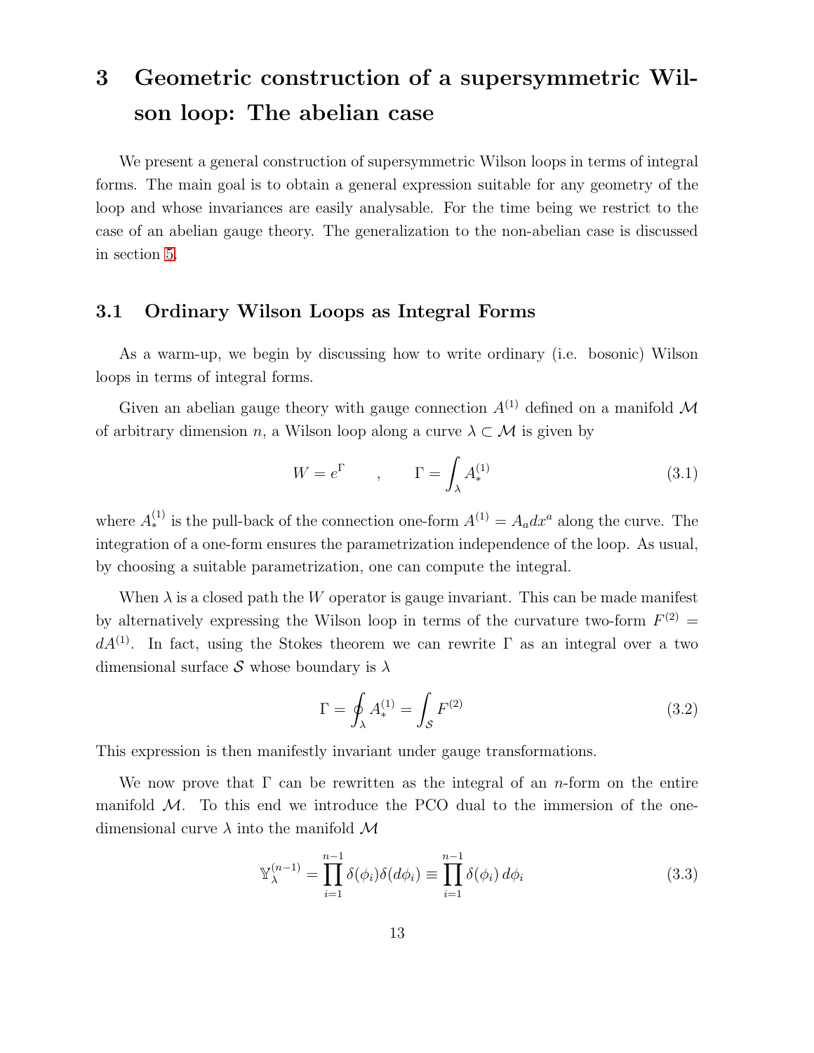# 3 Geometric construction of a supersymmetric Wilson loop: The abelian case

We present a general construction of supersymmetric Wilson loops in terms of integral forms. The main goal is to obtain a general expression suitable for any geometry of the loop and whose invariances are easily analysable. For the time being we restrict to the case of an abelian gauge theory. The generalization to the non-abelian case is discussed in section 5.

## 3.1 Ordinary Wilson Loops as Integral Forms

As a warm-up, we begin by discussing how to write ordinary (i.e. bosonic) Wilson loops in terms of integral forms.

Given an abelian gauge theory with gauge connection $A^{(1)}$ defined on a manifold $\mathcal{M}$ of arbitrary dimension $n$, a Wilson loop along a curve $\lambda \subset \mathcal{M}$ is given by

$$W = e^{\Gamma} \qquad , \qquad \Gamma = \int_{\lambda} A_*^{(1)} \tag{3.1}$$

where $A_*^{(1)}$ is the pull-back of the connection one-form $A^{(1)} = A_a dx^a$ along the curve. The integration of a one-form ensures the parametrization independence of the loop. As usual, by choosing a suitable parametrization, one can compute the integral.

When $\lambda$ is a closed path the $W$ operator is gauge invariant. This can be made manifest by alternatively expressing the Wilson loop in terms of the curvature two-form $F^{(2)} = dA^{(1)}$. In fact, using the Stokes theorem we can rewrite $\Gamma$ as an integral over a two dimensional surface $\mathcal{S}$ whose boundary is $\lambda$

$$\Gamma = \oint_{\lambda} A_*^{(1)} = \int_{\mathcal{S}} F^{(2)} \tag{3.2}$$

This expression is then manifestly invariant under gauge transformations.

We now prove that $\Gamma$ can be rewritten as the integral of an $n$-form on the entire manifold $\mathcal{M}$. To this end we introduce the PCO dual to the immersion of the one-dimensional curve $\lambda$ into the manifold $\mathcal{M}$

$$\mathbb{Y}_{\lambda}^{(n-1)} = \prod_{i=1}^{n-1} \delta(\phi_i)\delta(d\phi_i) \equiv \prod_{i=1}^{n-1} \delta(\phi_i)\, d\phi_i \tag{3.3}$$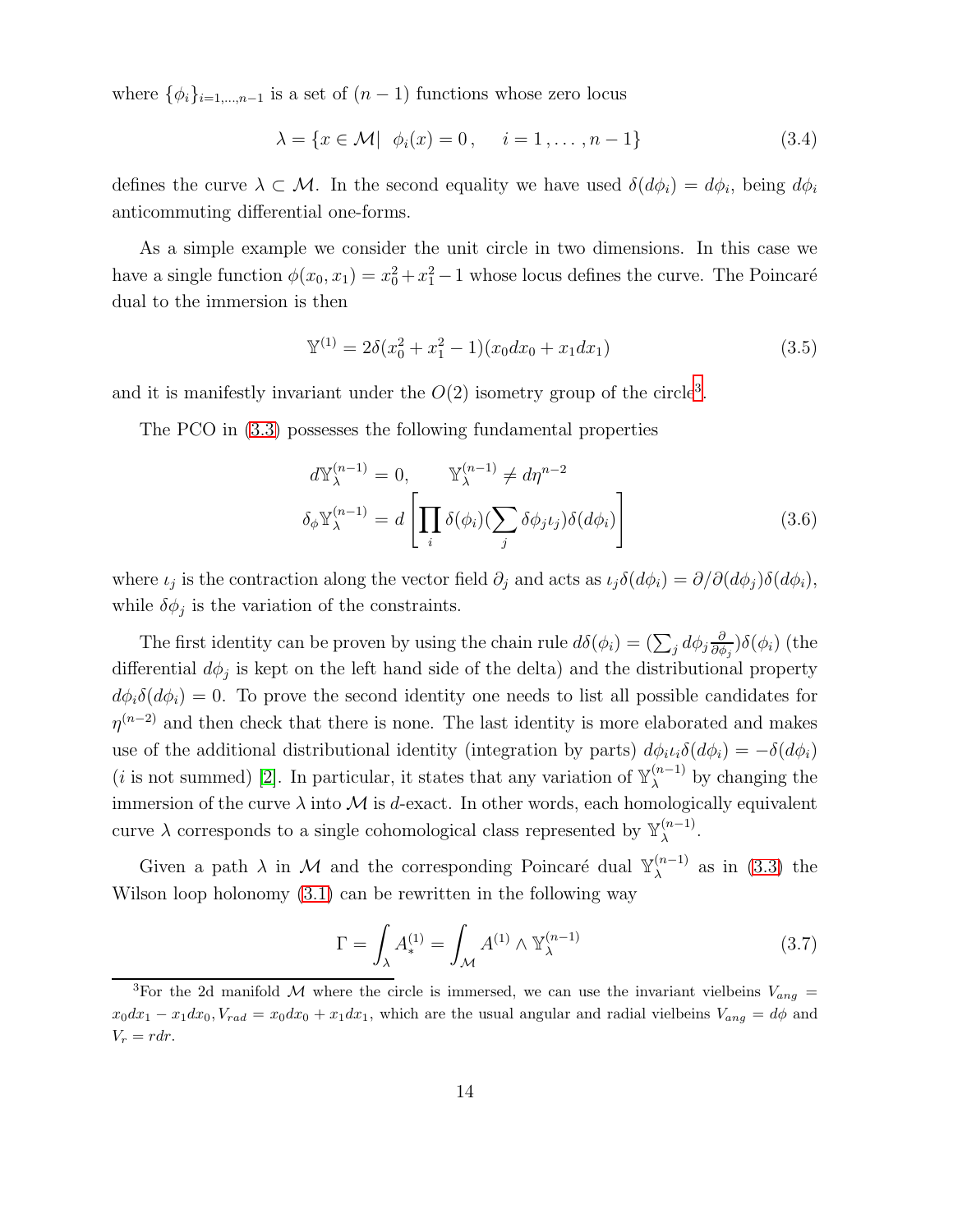where $\{\phi_i\}_{i=1,\dots,n-1}$ is a set of $(n-1)$ functions whose zero locus

$$\lambda = \{x \in \mathcal{M} | \ \ \phi_i(x) = 0\,, \quad i = 1\,, \dots\,, n-1\} \tag{3.4}$$

defines the curve $\lambda \subset \mathcal{M}$. In the second equality we have used $\delta(d\phi_i) = d\phi_i$, being $d\phi_i$ anticommuting differential one-forms.

As a simple example we consider the unit circle in two dimensions. In this case we have a single function $\phi(x_0, x_1) = x_0^2 + x_1^2 - 1$ whose locus defines the curve. The Poincaré dual to the immersion is then

$$\mathbb{Y}^{(1)} = 2\delta(x_0^2 + x_1^2 - 1)(x_0 dx_0 + x_1 dx_1) \tag{3.5}$$

and it is manifestly invariant under the $O(2)$ isometry group of the circle[3].

The PCO in (3.3) possesses the following fundamental properties

$$\begin{aligned} d\mathbb{Y}^{(n-1)}_\lambda = 0, \qquad \mathbb{Y}^{(n-1)}_\lambda \neq d\eta^{n-2} \\ \delta_\phi \mathbb{Y}^{(n-1)}_\lambda = d\left[\prod_i \delta(\phi_i)(\sum_j \delta\phi_j \iota_j)\delta(d\phi_i)\right] \end{aligned} \tag{3.6}$$

where $\iota_j$ is the contraction along the vector field $\partial_j$ and acts as $\iota_j \delta(d\phi_i) = \partial/\partial(d\phi_j)\delta(d\phi_i)$, while $\delta\phi_j$ is the variation of the constraints.

The first identity can be proven by using the chain rule $d\delta(\phi_i) = (\sum_j d\phi_j \frac{\partial}{\partial \phi_j})\delta(\phi_i)$ (the differential $d\phi_j$ is kept on the left hand side of the delta) and the distributional property $d\phi_i \delta(d\phi_i) = 0$. To prove the second identity one needs to list all possible candidates for $\eta^{(n-2)}$ and then check that there is none. The last identity is more elaborated and makes use of the additional distributional identity (integration by parts) $d\phi_i \iota_i \delta(d\phi_i) = -\delta(d\phi_i)$ ($i$ is not summed) [2]. In particular, it states that any variation of $\mathbb{Y}^{(n-1)}_\lambda$ by changing the immersion of the curve $\lambda$ into $\mathcal{M}$ is $d$-exact. In other words, each homologically equivalent curve $\lambda$ corresponds to a single cohomological class represented by $\mathbb{Y}^{(n-1)}_\lambda$.

Given a path $\lambda$ in $\mathcal{M}$ and the corresponding Poincaré dual $\mathbb{Y}^{(n-1)}_\lambda$ as in (3.3) the Wilson loop holonomy (3.1) can be rewritten in the following way

$$\Gamma = \int_\lambda A^{(1)}_* = \int_\mathcal{M} A^{(1)} \wedge \mathbb{Y}^{(n-1)}_\lambda \tag{3.7}$$

[3] For the 2d manifold $\mathcal{M}$ where the circle is immersed, we can use the invariant vielbeins $V_{ang} = x_0 dx_1 - x_1 dx_0, V_{rad} = x_0 dx_0 + x_1 dx_1$, which are the usual angular and radial vielbeins $V_{ang} = d\phi$ and $V_r = rdr$.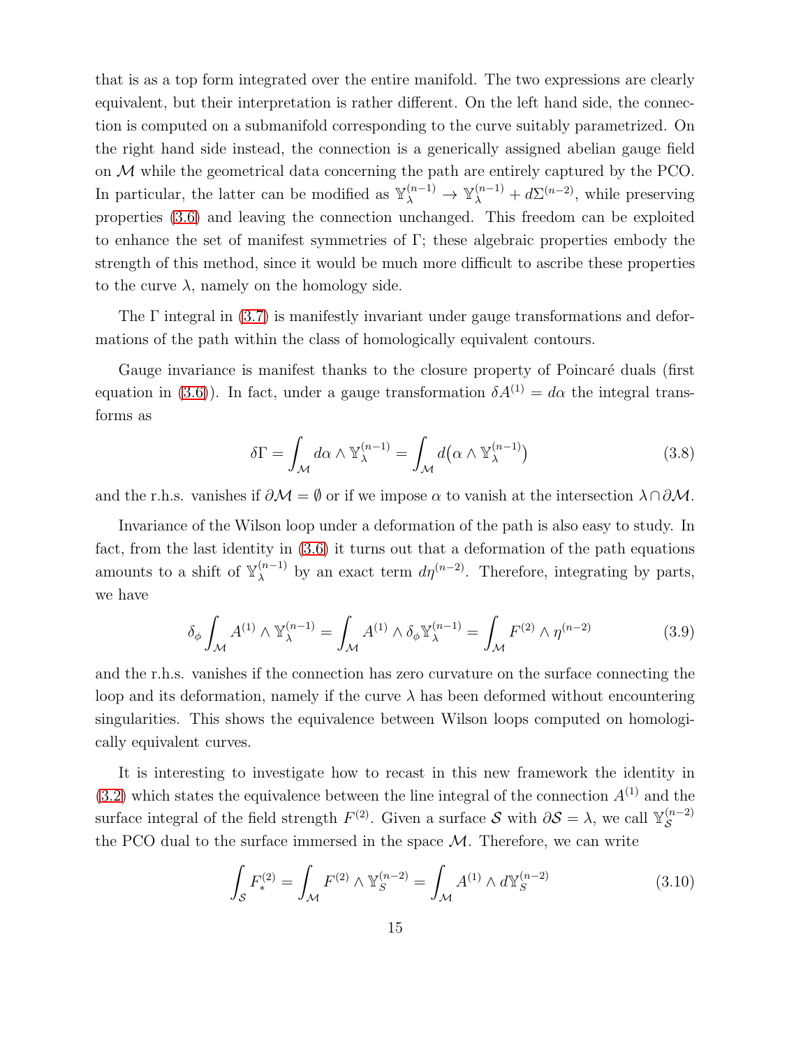that is as a top form integrated over the entire manifold. The two expressions are clearly equivalent, but their interpretation is rather different. On the left hand side, the connection is computed on a submanifold corresponding to the curve suitably parametrized. On the right hand side instead, the connection is a generically assigned abelian gauge field on $\mathcal{M}$ while the geometrical data concerning the path are entirely captured by the PCO. In particular, the latter can be modified as $\mathbb{Y}_\lambda^{(n-1)} \to \mathbb{Y}_\lambda^{(n-1)} + d\Sigma^{(n-2)}$, while preserving properties (3.6) and leaving the connection unchanged. This freedom can be exploited to enhance the set of manifest symmetries of $\Gamma$; these algebraic properties embody the strength of this method, since it would be much more difficult to ascribe these properties to the curve $\lambda$, namely on the homology side.

The $\Gamma$ integral in (3.7) is manifestly invariant under gauge transformations and deformations of the path within the class of homologically equivalent contours.

Gauge invariance is manifest thanks to the closure property of Poincaré duals (first equation in (3.6)). In fact, under a gauge transformation $\delta A^{(1)} = d\alpha$ the integral transforms as

$$
\delta\Gamma = \int_{\mathcal{M}} d\alpha \wedge \mathbb{Y}_\lambda^{(n-1)} = \int_{\mathcal{M}} d\big(\alpha \wedge \mathbb{Y}_\lambda^{(n-1)}\big) \tag{3.8}
$$

and the r.h.s. vanishes if $\partial\mathcal{M} = \emptyset$ or if we impose $\alpha$ to vanish at the intersection $\lambda \cap \partial\mathcal{M}$.

Invariance of the Wilson loop under a deformation of the path is also easy to study. In fact, from the last identity in (3.6) it turns out that a deformation of the path equations amounts to a shift of $\mathbb{Y}_\lambda^{(n-1)}$ by an exact term $d\eta^{(n-2)}$. Therefore, integrating by parts, we have

$$
\delta_\phi \int_{\mathcal{M}} A^{(1)} \wedge \mathbb{Y}_\lambda^{(n-1)} = \int_{\mathcal{M}} A^{(1)} \wedge \delta_\phi \mathbb{Y}_\lambda^{(n-1)} = \int_{\mathcal{M}} F^{(2)} \wedge \eta^{(n-2)} \tag{3.9}
$$

and the r.h.s. vanishes if the connection has zero curvature on the surface connecting the loop and its deformation, namely if the curve $\lambda$ has been deformed without encountering singularities. This shows the equivalence between Wilson loops computed on homologically equivalent curves.

It is interesting to investigate how to recast in this new framework the identity in (3.2) which states the equivalence between the line integral of the connection $A^{(1)}$ and the surface integral of the field strength $F^{(2)}$. Given a surface $\mathcal{S}$ with $\partial\mathcal{S} = \lambda$, we call $\mathbb{Y}_{\mathcal{S}}^{(n-2)}$ the PCO dual to the surface immersed in the space $\mathcal{M}$. Therefore, we can write

$$
\int_{\mathcal{S}} F_*^{(2)} = \int_{\mathcal{M}} F^{(2)} \wedge \mathbb{Y}_S^{(n-2)} = \int_{\mathcal{M}} A^{(1)} \wedge d\mathbb{Y}_S^{(n-2)} \tag{3.10}
$$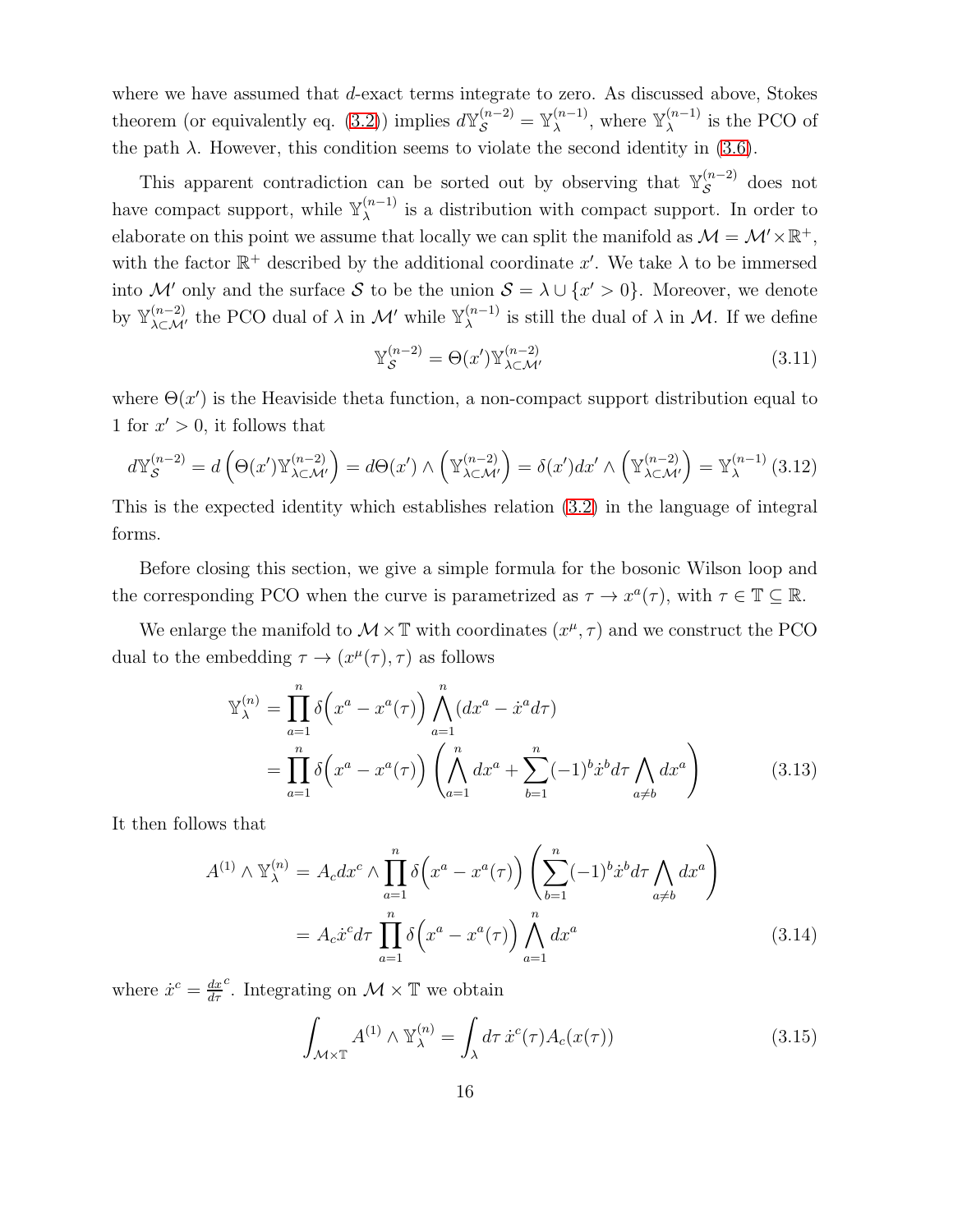where we have assumed that $d$-exact terms integrate to zero. As discussed above, Stokes theorem (or equivalently eq. (3.2)) implies $d\mathbb{Y}^{(n-2)}_{\mathcal{S}} = \mathbb{Y}^{(n-1)}_{\lambda}$, where $\mathbb{Y}^{(n-1)}_{\lambda}$ is the PCO of the path $\lambda$. However, this condition seems to violate the second identity in (3.6).

This apparent contradiction can be sorted out by observing that $\mathbb{Y}^{(n-2)}_{\mathcal{S}}$ does not have compact support, while $\mathbb{Y}^{(n-1)}_{\lambda}$ is a distribution with compact support. In order to elaborate on this point we assume that locally we can split the manifold as $\mathcal{M} = \mathcal{M}' \times \mathbb{R}^+$, with the factor $\mathbb{R}^+$ described by the additional coordinate $x'$. We take $\lambda$ to be immersed into $\mathcal{M}'$ only and the surface $\mathcal{S}$ to be the union $\mathcal{S} = \lambda \cup \{x' > 0\}$. Moreover, we denote by $\mathbb{Y}^{(n-2)}_{\lambda \subset \mathcal{M}'}$ the PCO dual of $\lambda$ in $\mathcal{M}'$ while $\mathbb{Y}^{(n-1)}_{\lambda}$ is still the dual of $\lambda$ in $\mathcal{M}$. If we define

$$
\mathbb{Y}^{(n-2)}_{\mathcal{S}} = \Theta(x')\mathbb{Y}^{(n-2)}_{\lambda \subset \mathcal{M}'} \tag{3.11}
$$

where $\Theta(x')$ is the Heaviside theta function, a non-compact support distribution equal to 1 for $x' > 0$, it follows that

$$
d\mathbb{Y}^{(n-2)}_{\mathcal{S}} = d\left(\Theta(x')\mathbb{Y}^{(n-2)}_{\lambda \subset \mathcal{M}'}\right) = d\Theta(x') \wedge \left(\mathbb{Y}^{(n-2)}_{\lambda \subset \mathcal{M}'}\right) = \delta(x')dx' \wedge \left(\mathbb{Y}^{(n-2)}_{\lambda \subset \mathcal{M}'}\right) = \mathbb{Y}^{(n-1)}_{\lambda} \tag{3.12}
$$

This is the expected identity which establishes relation (3.2) in the language of integral forms.

Before closing this section, we give a simple formula for the bosonic Wilson loop and the corresponding PCO when the curve is parametrized as $\tau \to x^a(\tau)$, with $\tau \in \mathbb{T} \subseteq \mathbb{R}$.

We enlarge the manifold to $\mathcal{M} \times \mathbb{T}$ with coordinates $(x^\mu, \tau)$ and we construct the PCO dual to the embedding $\tau \to (x^\mu(\tau), \tau)$ as follows

$$
\begin{aligned}
\mathbb{Y}^{(n)}_{\lambda} &= \prod_{a=1}^{n} \delta\Big(x^a - x^a(\tau)\Big) \bigwedge_{a=1}^{n} (dx^a - \dot{x}^a d\tau) \\
&= \prod_{a=1}^{n} \delta\Big(x^a - x^a(\tau)\Big) \left(\bigwedge_{a=1}^{n} dx^a + \sum_{b=1}^{n} (-1)^b \dot{x}^b d\tau \bigwedge_{a \neq b} dx^a\right)
\end{aligned} \tag{3.13}
$$

It then follows that

$$
\begin{aligned}
A^{(1)} \wedge \mathbb{Y}^{(n)}_{\lambda} &= A_c dx^c \wedge \prod_{a=1}^{n} \delta\Big(x^a - x^a(\tau)\Big) \left(\sum_{b=1}^{n} (-1)^b \dot{x}^b d\tau \bigwedge_{a \neq b} dx^a\right) \\
&= A_c \dot{x}^c d\tau \prod_{a=1}^{n} \delta\Big(x^a - x^a(\tau)\Big) \bigwedge_{a=1}^{n} dx^a
\end{aligned} \tag{3.14}
$$

where $\dot{x}^c = \frac{dx^c}{d\tau}$. Integrating on $\mathcal{M} \times \mathbb{T}$ we obtain

$$
\int_{\mathcal{M} \times \mathbb{T}} A^{(1)} \wedge \mathbb{Y}^{(n)}_{\lambda} = \int_{\lambda} d\tau \, \dot{x}^c(\tau) A_c(x(\tau)) \tag{3.15}
$$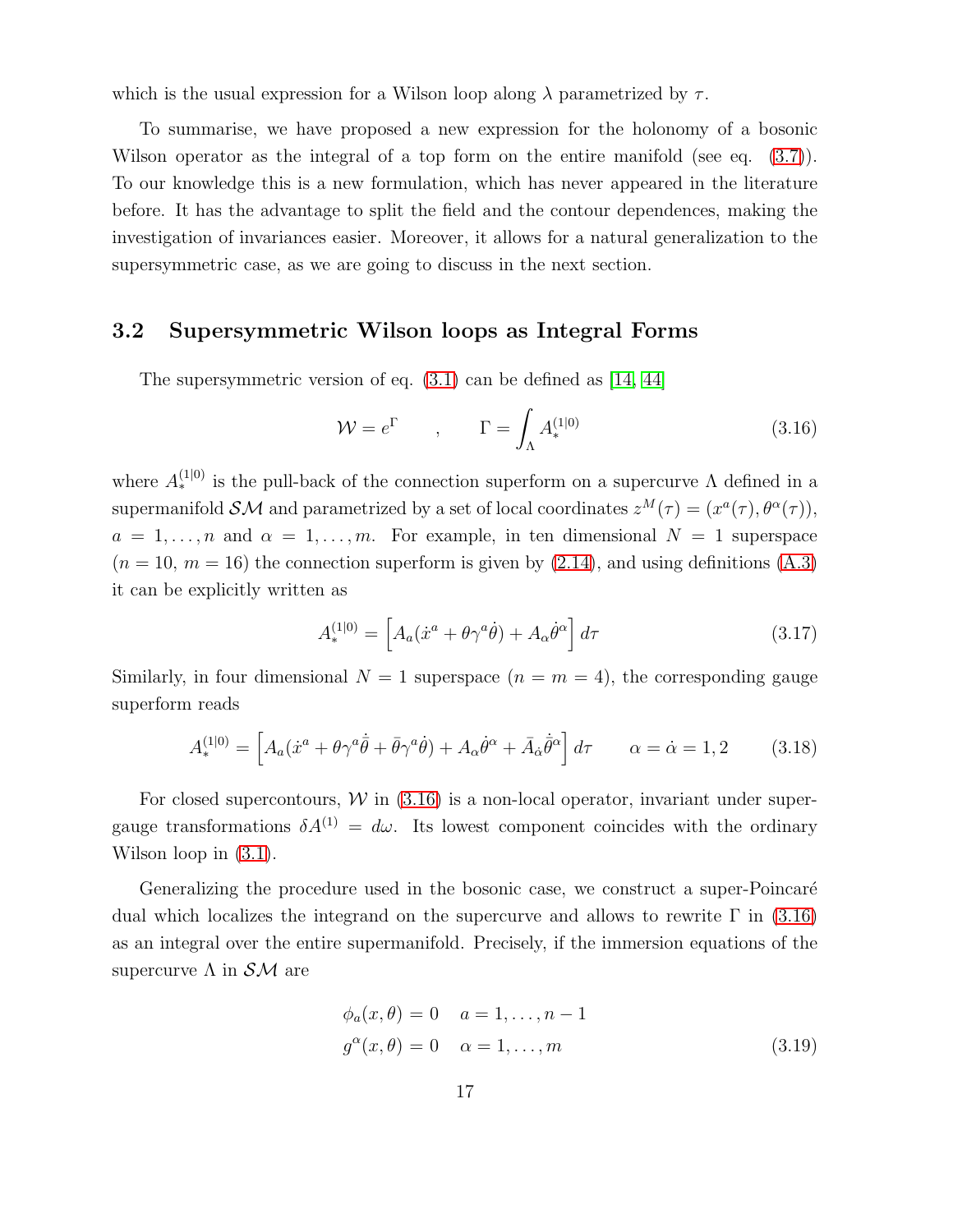which is the usual expression for a Wilson loop along $\lambda$ parametrized by $\tau$.

To summarise, we have proposed a new expression for the holonomy of a bosonic Wilson operator as the integral of a top form on the entire manifold (see eq. (3.7)). To our knowledge this is a new formulation, which has never appeared in the literature before. It has the advantage to split the field and the contour dependences, making the investigation of invariances easier. Moreover, it allows for a natural generalization to the supersymmetric case, as we are going to discuss in the next section.

### 3.2 Supersymmetric Wilson loops as Integral Forms

The supersymmetric version of eq. (3.1) can be defined as [14, 44]

$$\mathcal{W} = e^{\Gamma} \qquad , \qquad \Gamma = \int_{\Lambda} A_*^{(1|0)} \tag{3.16}$$

where $A_*^{(1|0)}$ is the pull-back of the connection superform on a supercurve $\Lambda$ defined in a supermanifold $\mathcal{SM}$ and parametrized by a set of local coordinates $z^M(\tau) = (x^a(\tau), \theta^\alpha(\tau))$, $a = 1, \ldots, n$ and $\alpha = 1, \ldots, m$. For example, in ten dimensional $N = 1$ superspace ($n = 10$, $m = 16$) the connection superform is given by (2.14), and using definitions (A.3) it can be explicitly written as

$$A_*^{(1|0)} = \left[ A_a(\dot{x}^a + \theta\gamma^a\dot{\theta}) + A_\alpha\dot{\theta}^\alpha \right] d\tau \tag{3.17}$$

Similarly, in four dimensional $N = 1$ superspace ($n = m = 4$), the corresponding gauge superform reads

$$A_*^{(1|0)} = \left[ A_a(\dot{x}^a + \theta\gamma^a\dot{\bar{\theta}} + \bar{\theta}\gamma^a\dot{\theta}) + A_\alpha\dot{\theta}^\alpha + \bar{A}_{\dot{\alpha}}\dot{\bar{\theta}}^{\dot{\alpha}} \right] d\tau \qquad \alpha = \dot{\alpha} = 1, 2 \tag{3.18}$$

For closed supercontours, $\mathcal{W}$ in (3.16) is a non-local operator, invariant under supergauge transformations $\delta A^{(1)} = d\omega$. Its lowest component coincides with the ordinary Wilson loop in (3.1).

Generalizing the procedure used in the bosonic case, we construct a super-Poincaré dual which localizes the integrand on the supercurve and allows to rewrite $\Gamma$ in (3.16) as an integral over the entire supermanifold. Precisely, if the immersion equations of the supercurve $\Lambda$ in $\mathcal{SM}$ are

$$\begin{aligned} \phi_a(x, \theta) &= 0 \quad a = 1, \ldots, n-1 \\ g^\alpha(x, \theta) &= 0 \quad \alpha = 1, \ldots, m \end{aligned} \tag{3.19}$$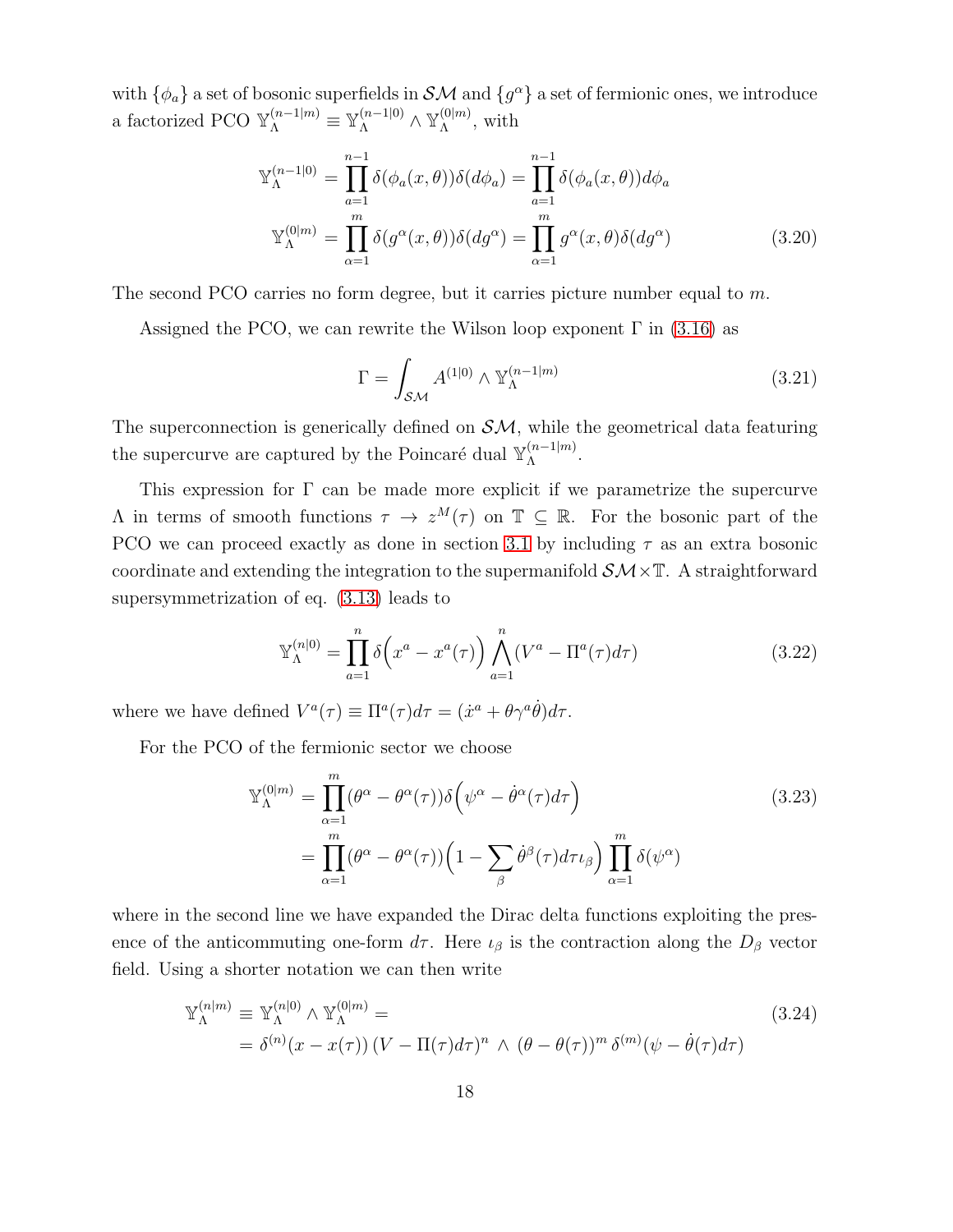with $\{\phi_a\}$ a set of bosonic superfields in $\mathcal{SM}$ and $\{g^\alpha\}$ a set of fermionic ones, we introduce a factorized PCO $\mathbb{Y}_\Lambda^{(n-1|m)} \equiv \mathbb{Y}_\Lambda^{(n-1|0)} \wedge \mathbb{Y}_\Lambda^{(0|m)}$, with

$$
\begin{aligned}
\mathbb{Y}_\Lambda^{(n-1|0)} &= \prod_{a=1}^{n-1} \delta(\phi_a(x,\theta))\delta(d\phi_a) = \prod_{a=1}^{n-1} \delta(\phi_a(x,\theta)) d\phi_a \\
\mathbb{Y}_\Lambda^{(0|m)} &= \prod_{\alpha=1}^{m} \delta(g^\alpha(x,\theta))\delta(dg^\alpha) = \prod_{\alpha=1}^{m} g^\alpha(x,\theta)\delta(dg^\alpha)
\end{aligned}
\tag{3.20}
$$

The second PCO carries no form degree, but it carries picture number equal to $m$.

Assigned the PCO, we can rewrite the Wilson loop exponent $\Gamma$ in (3.16) as

$$
\Gamma = \int_{\mathcal{SM}} A^{(1|0)} \wedge \mathbb{Y}_\Lambda^{(n-1|m)} \tag{3.21}
$$

The superconnection is generically defined on $\mathcal{SM}$, while the geometrical data featuring the supercurve are captured by the Poincaré dual $\mathbb{Y}_\Lambda^{(n-1|m)}$.

This expression for $\Gamma$ can be made more explicit if we parametrize the supercurve $\Lambda$ in terms of smooth functions $\tau \to z^M(\tau)$ on $\mathbb{T} \subseteq \mathbb{R}$. For the bosonic part of the PCO we can proceed exactly as done in section 3.1 by including $\tau$ as an extra bosonic coordinate and extending the integration to the supermanifold $\mathcal{SM} \times \mathbb{T}$. A straightforward supersymmetrization of eq. (3.13) leads to

$$
\mathbb{Y}_\Lambda^{(n|0)} = \prod_{a=1}^{n} \delta\Big(x^a - x^a(\tau)\Big) \bigwedge_{a=1}^{n} (V^a - \Pi^a(\tau) d\tau) \tag{3.22}
$$

where we have defined $V^a(\tau) \equiv \Pi^a(\tau) d\tau = (\dot{x}^a + \theta\gamma^a\dot{\theta})d\tau$.

For the PCO of the fermionic sector we choose

$$
\begin{aligned}
\mathbb{Y}_\Lambda^{(0|m)} &= \prod_{\alpha=1}^{m} (\theta^\alpha - \theta^\alpha(\tau))\delta\Big(\psi^\alpha - \dot{\theta}^\alpha(\tau)d\tau\Big) \\
&= \prod_{\alpha=1}^{m} (\theta^\alpha - \theta^\alpha(\tau))\Big(1 - \sum_\beta \dot{\theta}^\beta(\tau)d\tau\iota_\beta\Big) \prod_{\alpha=1}^{m} \delta(\psi^\alpha)
\end{aligned}
\tag{3.23}
$$

where in the second line we have expanded the Dirac delta functions exploiting the presence of the anticommuting one-form $d\tau$. Here $\iota_\beta$ is the contraction along the $D_\beta$ vector field. Using a shorter notation we can then write

$$
\begin{aligned}
\mathbb{Y}_\Lambda^{(n|m)} &\equiv \mathbb{Y}_\Lambda^{(n|0)} \wedge \mathbb{Y}_\Lambda^{(0|m)} = \\
&= \delta^{(n)}(x - x(\tau))\,(V - \Pi(\tau)d\tau)^n \,\wedge\, (\theta - \theta(\tau))^m\, \delta^{(m)}(\psi - \dot{\theta}(\tau)d\tau)
\end{aligned}
\tag{3.24}
$$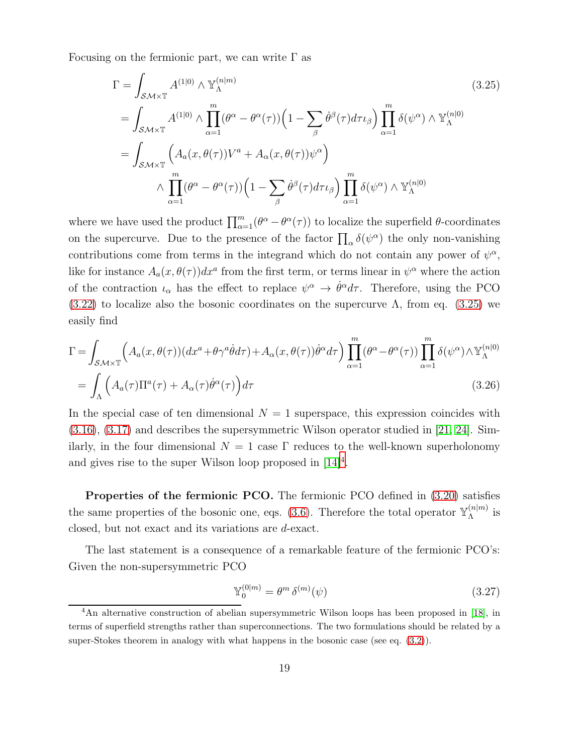Focusing on the fermionic part, we can write $\Gamma$ as

$$
\begin{aligned}
\Gamma &= \int_{\mathcal{SM}\times\mathbb{T}} A^{(1|0)} \wedge \mathbb{Y}_\Lambda^{(n|m)} \\
&= \int_{\mathcal{SM}\times\mathbb{T}} A^{(1|0)} \wedge \prod_{\alpha=1}^{m}(\theta^\alpha - \theta^\alpha(\tau))\Big(1 - \sum_\beta \dot\theta^\beta(\tau) d\tau \iota_\beta\Big) \prod_{\alpha=1}^{m} \delta(\psi^\alpha) \wedge \mathbb{Y}_\Lambda^{(n|0)} \\
&= \int_{\mathcal{SM}\times\mathbb{T}} \Big(A_a(x,\theta(\tau))V^a + A_\alpha(x,\theta(\tau))\psi^\alpha\Big) \\
&\qquad \wedge \prod_{\alpha=1}^{m}(\theta^\alpha - \theta^\alpha(\tau))\Big(1 - \sum_\beta \dot\theta^\beta(\tau) d\tau \iota_\beta\Big) \prod_{\alpha=1}^{m} \delta(\psi^\alpha) \wedge \mathbb{Y}_\Lambda^{(n|0)}
\end{aligned}
\tag{3.25}
$$

where we have used the product $\prod_{\alpha=1}^{m}(\theta^\alpha - \theta^\alpha(\tau))$ to localize the superfield $\theta$-coordinates on the supercurve. Due to the presence of the factor $\prod_\alpha \delta(\psi^\alpha)$ the only non-vanishing contributions come from terms in the integrand which do not contain any power of $\psi^\alpha$, like for instance $A_a(x,\theta(\tau))dx^a$ from the first term, or terms linear in $\psi^\alpha$ where the action of the contraction $\iota_\alpha$ has the effect to replace $\psi^\alpha \to \dot\theta^\alpha d\tau$. Therefore, using the PCO (3.22) to localize also the bosonic coordinates on the supercurve $\Lambda$, from eq. (3.25) we easily find

$$
\begin{aligned}
\Gamma &= \int_{\mathcal{SM}\times\mathbb{T}} \Big(A_a(x,\theta(\tau))(dx^a + \theta\gamma^a\dot\theta d\tau) + A_\alpha(x,\theta(\tau))\dot\theta^\alpha d\tau\Big) \prod_{\alpha=1}^{m}(\theta^\alpha - \theta^\alpha(\tau)) \prod_{\alpha=1}^{m} \delta(\psi^\alpha) \wedge \mathbb{Y}_\Lambda^{(n|0)} \\
&= \int_\Lambda \Big(A_a(\tau)\Pi^a(\tau) + A_\alpha(\tau)\dot\theta^\alpha(\tau)\Big) d\tau
\end{aligned}
\tag{3.26}
$$

In the special case of ten dimensional $N=1$ superspace, this expression coincides with (3.16), (3.17) and describes the supersymmetric Wilson operator studied in [21, 24]. Similarly, in the four dimensional $N=1$ case $\Gamma$ reduces to the well-known superholonomy and gives rise to the super Wilson loop proposed in [14][4].

**Properties of the fermionic PCO.** The fermionic PCO defined in (3.20) satisfies the same properties of the bosonic one, eqs. (3.6). Therefore the total operator $\mathbb{Y}_\Lambda^{(n|m)}$ is closed, but not exact and its variations are $d$-exact.

The last statement is a consequence of a remarkable feature of the fermionic PCO's: Given the non-supersymmetric PCO

$$
\mathbb{Y}_0^{(0|m)} = \theta^m \, \delta^{(m)}(\psi) \tag{3.27}
$$

[4] An alternative construction of abelian supersymmetric Wilson loops has been proposed in [18], in terms of superfield strengths rather than superconnections. The two formulations should be related by a super-Stokes theorem in analogy with what happens in the bosonic case (see eq. (3.2)).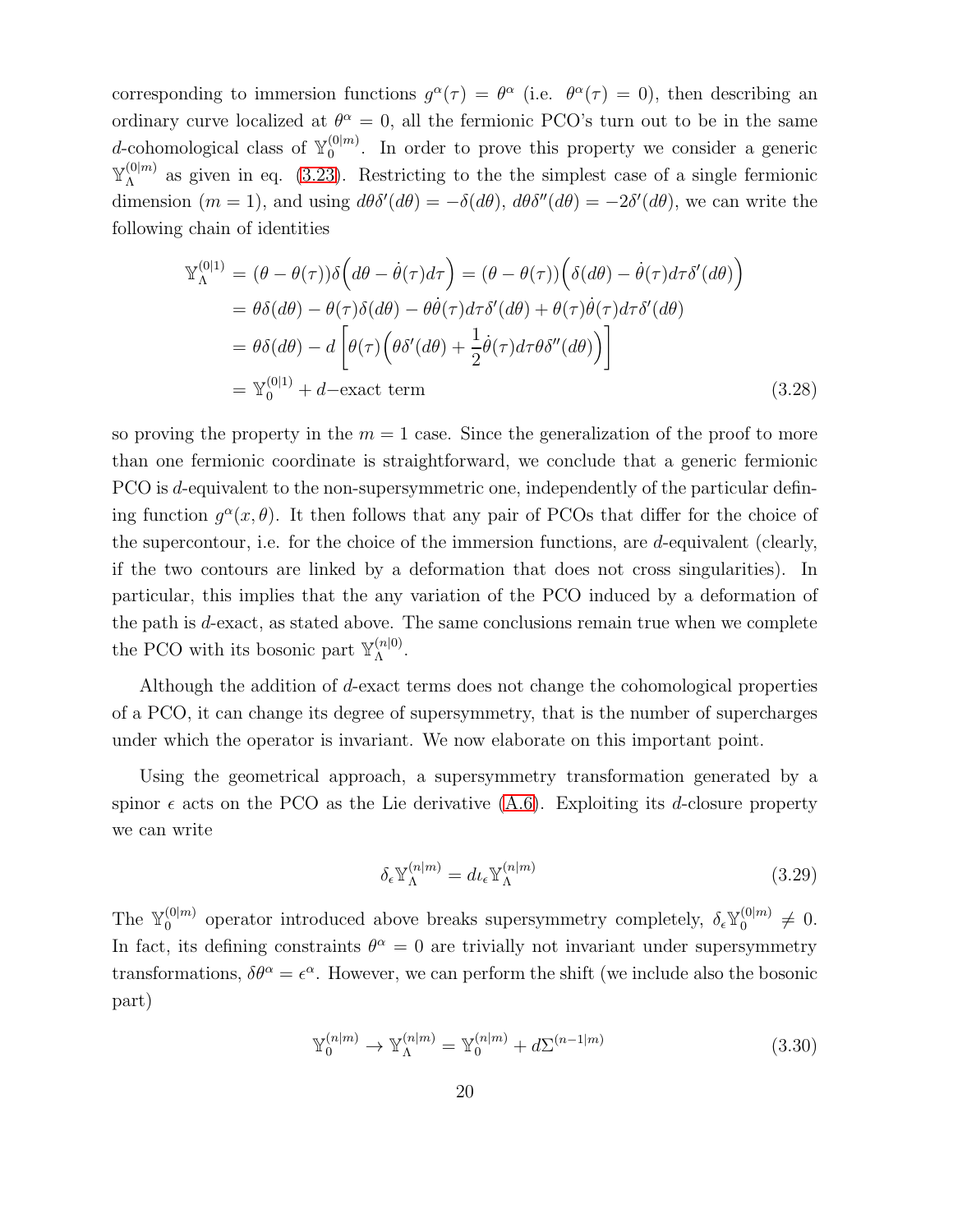corresponding to immersion functions $g^\alpha(\tau) = \theta^\alpha$ (i.e. $\theta^\alpha(\tau) = 0$), then describing an ordinary curve localized at $\theta^\alpha = 0$, all the fermionic PCO's turn out to be in the same $d$-cohomological class of $\mathbb{Y}_0^{(0|m)}$. In order to prove this property we consider a generic $\mathbb{Y}_\Lambda^{(0|m)}$ as given in eq. (3.23). Restricting to the the simplest case of a single fermionic dimension ($m = 1$), and using $d\theta\delta'(d\theta) = -\delta(d\theta)$, $d\theta\delta''(d\theta) = -2\delta'(d\theta)$, we can write the following chain of identities

$$
\begin{aligned}
\mathbb{Y}_\Lambda^{(0|1)} &= (\theta - \theta(\tau))\delta\Big(d\theta - \dot{\theta}(\tau)d\tau\Big) = (\theta - \theta(\tau))\Big(\delta(d\theta) - \dot{\theta}(\tau)d\tau\delta'(d\theta)\Big) \\
&= \theta\delta(d\theta) - \theta(\tau)\delta(d\theta) - \theta\dot{\theta}(\tau)d\tau\delta'(d\theta) + \theta(\tau)\dot{\theta}(\tau)d\tau\delta'(d\theta) \\
&= \theta\delta(d\theta) - d\left[\theta(\tau)\Big(\theta\delta'(d\theta) + \frac{1}{2}\dot{\theta}(\tau)d\tau\theta\delta''(d\theta)\Big)\right] \\
&= \mathbb{Y}_0^{(0|1)} + d\text{−exact term}
\end{aligned}
\tag{3.28}
$$

so proving the property in the $m = 1$ case. Since the generalization of the proof to more than one fermionic coordinate is straightforward, we conclude that a generic fermionic PCO is $d$-equivalent to the non-supersymmetric one, independently of the particular defining function $g^\alpha(x, \theta)$. It then follows that any pair of PCOs that differ for the choice of the supercontour, i.e. for the choice of the immersion functions, are $d$-equivalent (clearly, if the two contours are linked by a deformation that does not cross singularities). In particular, this implies that the any variation of the PCO induced by a deformation of the path is $d$-exact, as stated above. The same conclusions remain true when we complete the PCO with its bosonic part $\mathbb{Y}_\Lambda^{(n|0)}$.

Although the addition of $d$-exact terms does not change the cohomological properties of a PCO, it can change its degree of supersymmetry, that is the number of supercharges under which the operator is invariant. We now elaborate on this important point.

Using the geometrical approach, a supersymmetry transformation generated by a spinor $\epsilon$ acts on the PCO as the Lie derivative (A.6). Exploiting its $d$-closure property we can write

$$
\delta_\epsilon \mathbb{Y}_\Lambda^{(n|m)} = d\iota_\epsilon \mathbb{Y}_\Lambda^{(n|m)}
\tag{3.29}
$$

The $\mathbb{Y}_0^{(0|m)}$ operator introduced above breaks supersymmetry completely, $\delta_\epsilon \mathbb{Y}_0^{(0|m)} \neq 0$. In fact, its defining constraints $\theta^\alpha = 0$ are trivially not invariant under supersymmetry transformations, $\delta\theta^\alpha = \epsilon^\alpha$. However, we can perform the shift (we include also the bosonic part)

$$
\mathbb{Y}_0^{(n|m)} \to \mathbb{Y}_\Lambda^{(n|m)} = \mathbb{Y}_0^{(n|m)} + d\Sigma^{(n-1|m)}
\tag{3.30}
$$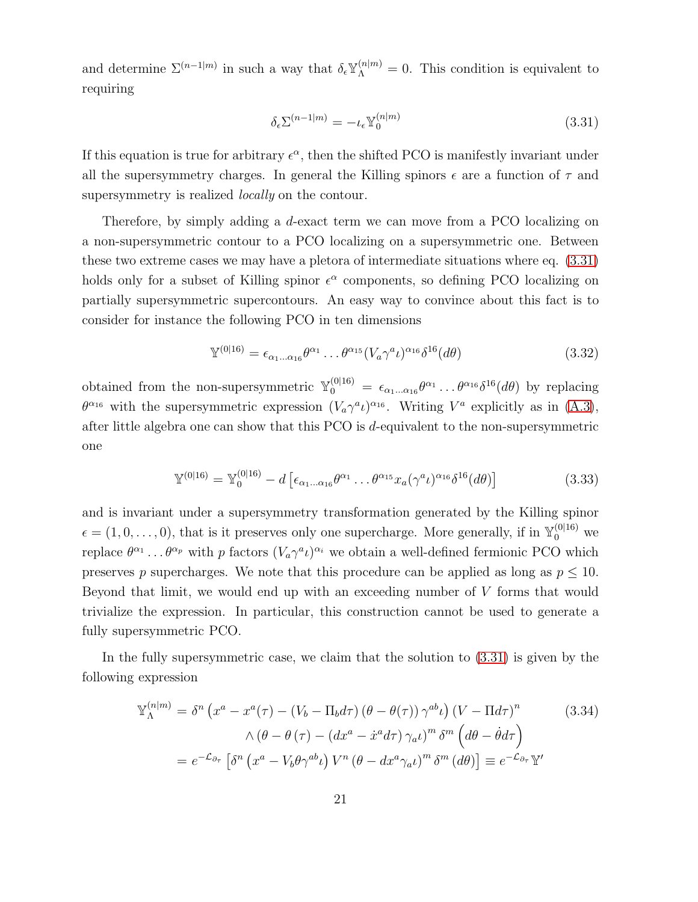and determine $\Sigma^{(n-1|m)}$ in such a way that $\delta_\epsilon \mathbb{Y}_\Lambda^{(n|m)} = 0$. This condition is equivalent to requiring

$$
\delta_\epsilon \Sigma^{(n-1|m)} = -\iota_\epsilon \mathbb{Y}_0^{(n|m)} \tag{3.31}
$$

If this equation is true for arbitrary $\epsilon^\alpha$, then the shifted PCO is manifestly invariant under all the supersymmetry charges. In general the Killing spinors $\epsilon$ are a function of $\tau$ and supersymmetry is realized *locally* on the contour.

Therefore, by simply adding a $d$-exact term we can move from a PCO localizing on a non-supersymmetric contour to a PCO localizing on a supersymmetric one. Between these two extreme cases we may have a pletora of intermediate situations where eq. (3.31) holds only for a subset of Killing spinor $\epsilon^\alpha$ components, so defining PCO localizing on partially supersymmetric supercontours. An easy way to convince about this fact is to consider for instance the following PCO in ten dimensions

$$
\mathbb{Y}^{(0|16)} = \epsilon_{\alpha_1 \ldots \alpha_{16}} \theta^{\alpha_1} \ldots \theta^{\alpha_{15}} (V_a \gamma^a \iota)^{\alpha_{16}} \delta^{16}(d\theta) \tag{3.32}
$$

obtained from the non-supersymmetric $\mathbb{Y}_0^{(0|16)} = \epsilon_{\alpha_1 \ldots \alpha_{16}} \theta^{\alpha_1} \ldots \theta^{\alpha_{16}} \delta^{16}(d\theta)$ by replacing $\theta^{\alpha_{16}}$ with the supersymmetric expression $(V_a \gamma^a \iota)^{\alpha_{16}}$. Writing $V^a$ explicitly as in (A.3), after little algebra one can show that this PCO is $d$-equivalent to the non-supersymmetric one

$$
\mathbb{Y}^{(0|16)} = \mathbb{Y}_0^{(0|16)} - d \left[ \epsilon_{\alpha_1 \ldots \alpha_{16}} \theta^{\alpha_1} \ldots \theta^{\alpha_{15}} x_a (\gamma^a \iota)^{\alpha_{16}} \delta^{16}(d\theta) \right] \tag{3.33}
$$

and is invariant under a supersymmetry transformation generated by the Killing spinor $\epsilon = (1, 0, \ldots, 0)$, that is it preserves only one supercharge. More generally, if in $\mathbb{Y}_0^{(0|16)}$ we replace $\theta^{\alpha_1} \ldots \theta^{\alpha_p}$ with $p$ factors $(V_a \gamma^a \iota)^{\alpha_i}$ we obtain a well-defined fermionic PCO which preserves $p$ supercharges. We note that this procedure can be applied as long as $p \leq 10$. Beyond that limit, we would end up with an exceeding number of $V$ forms that would trivialize the expression. In particular, this construction cannot be used to generate a fully supersymmetric PCO.

In the fully supersymmetric case, we claim that the solution to (3.31) is given by the following expression

$$
\begin{aligned}
\mathbb{Y}_\Lambda^{(n|m)} &= \delta^n \left( x^a - x^a(\tau) - (V_b - \Pi_b d\tau) \left( \theta - \theta(\tau) \right) \gamma^{ab} \iota \right) \left( V - \Pi d\tau \right)^n \\
&\qquad \wedge \left( \theta - \theta(\tau) - \left( dx^a - \dot{x}^a d\tau \right) \gamma_a \iota \right)^m \delta^m \left( d\theta - \dot{\theta} d\tau \right) \\
&= e^{-\mathcal{L}_{\partial_\tau}} \left[ \delta^n \left( x^a - V_b \theta \gamma^{ab} \iota \right) V^n \left( \theta - dx^a \gamma_a \iota \right)^m \delta^m \left( d\theta \right) \right] \equiv e^{-\mathcal{L}_{\partial_\tau}} \mathbb{Y}'
\end{aligned} \tag{3.34}
$$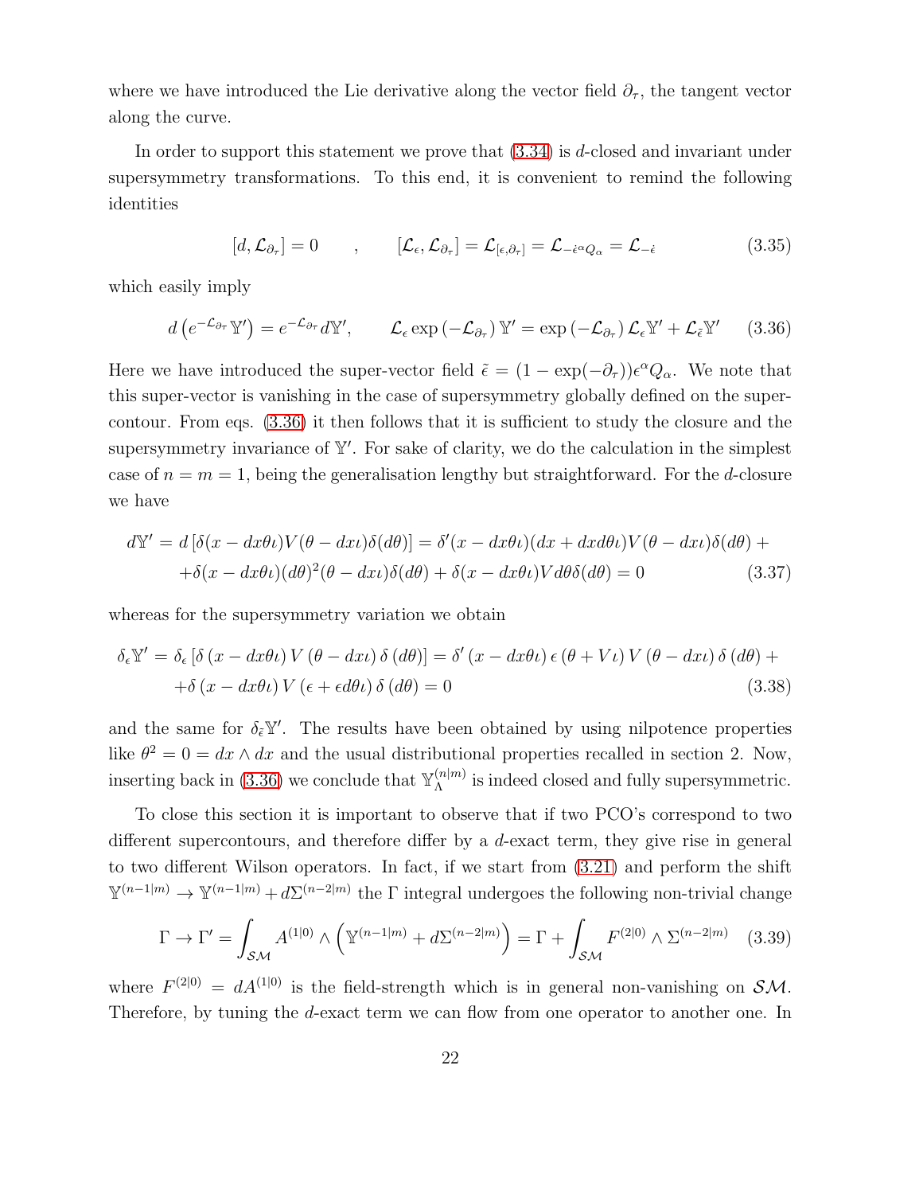where we have introduced the Lie derivative along the vector field $\partial_\tau$, the tangent vector along the curve.

In order to support this statement we prove that (3.34) is $d$-closed and invariant under supersymmetry transformations. To this end, it is convenient to remind the following identities

$$
[d, \mathcal{L}_{\partial_\tau}] = 0 \qquad , \qquad [\mathcal{L}_\epsilon, \mathcal{L}_{\partial_\tau}] = \mathcal{L}_{[\epsilon, \partial_\tau]} = \mathcal{L}_{-\dot{\epsilon}^\alpha Q_\alpha} = \mathcal{L}_{-\dot{\epsilon}} \tag{3.35}
$$

which easily imply

$$
d\left(e^{-\mathcal{L}_{\partial_\tau}} \mathbb{Y}'\right) = e^{-\mathcal{L}_{\partial_\tau}} d\mathbb{Y}', \qquad \mathcal{L}_\epsilon \exp\left(-\mathcal{L}_{\partial_\tau}\right) \mathbb{Y}' = \exp\left(-\mathcal{L}_{\partial_\tau}\right) \mathcal{L}_\epsilon \mathbb{Y}' + \mathcal{L}_{\tilde{\epsilon}} \mathbb{Y}' \tag{3.36}
$$

Here we have introduced the super-vector field $\tilde{\epsilon} = (1 - \exp(-\partial_\tau))\epsilon^\alpha Q_\alpha$. We note that this super-vector is vanishing in the case of supersymmetry globally defined on the super-contour. From eqs. (3.36) it then follows that it is sufficient to study the closure and the supersymmetry invariance of $\mathbb{Y}'$. For sake of clarity, we do the calculation in the simplest case of $n = m = 1$, being the generalisation lengthy but straightforward. For the $d$-closure we have

$$
\begin{aligned}
d\mathbb{Y}' = d\left[\delta(x - dx\theta\iota)V(\theta - dx\iota)\delta(d\theta)\right] &= \delta'(x - dx\theta\iota)(dx + dxd\theta\iota)V(\theta - dx\iota)\delta(d\theta) + \\
+ \delta(x - dx\theta\iota)(d\theta)^2(\theta - dx\iota)\delta(d\theta) &+ \delta(x - dx\theta\iota)Vd\theta\delta(d\theta) = 0
\end{aligned} \tag{3.37}
$$

whereas for the supersymmetry variation we obtain

$$
\begin{aligned}
\delta_\epsilon \mathbb{Y}' = \delta_\epsilon\left[\delta\left(x - dx\theta\iota\right)V\left(\theta - dx\iota\right)\delta\left(d\theta\right)\right] &= \delta'\left(x - dx\theta\iota\right)\epsilon\left(\theta + V\iota\right)V\left(\theta - dx\iota\right)\delta\left(d\theta\right) + \\
+ \delta\left(x - dx\theta\iota\right)V\left(\epsilon + \epsilon d\theta\iota\right)\delta\left(d\theta\right) = 0
\end{aligned} \tag{3.38}
$$

and the same for $\delta_{\tilde{\epsilon}}\mathbb{Y}'$. The results have been obtained by using nilpotence properties like $\theta^2 = 0 = dx \wedge dx$ and the usual distributional properties recalled in section 2. Now, inserting back in (3.36) we conclude that $\mathbb{Y}_\Lambda^{(n|m)}$ is indeed closed and fully supersymmetric.

To close this section it is important to observe that if two PCO's correspond to two different supercontours, and therefore differ by a $d$-exact term, they give rise in general to two different Wilson operators. In fact, if we start from (3.21) and perform the shift $\mathbb{Y}^{(n-1|m)} \to \mathbb{Y}^{(n-1|m)} + d\Sigma^{(n-2|m)}$ the $\Gamma$ integral undergoes the following non-trivial change

$$
\Gamma \to \Gamma' = \int_{\mathcal{SM}} A^{(1|0)} \wedge \left(\mathbb{Y}^{(n-1|m)} + d\Sigma^{(n-2|m)}\right) = \Gamma + \int_{\mathcal{SM}} F^{(2|0)} \wedge \Sigma^{(n-2|m)} \tag{3.39}
$$

where $F^{(2|0)} = dA^{(1|0)}$ is the field-strength which is in general non-vanishing on $\mathcal{SM}$. Therefore, by tuning the $d$-exact term we can flow from one operator to another one. In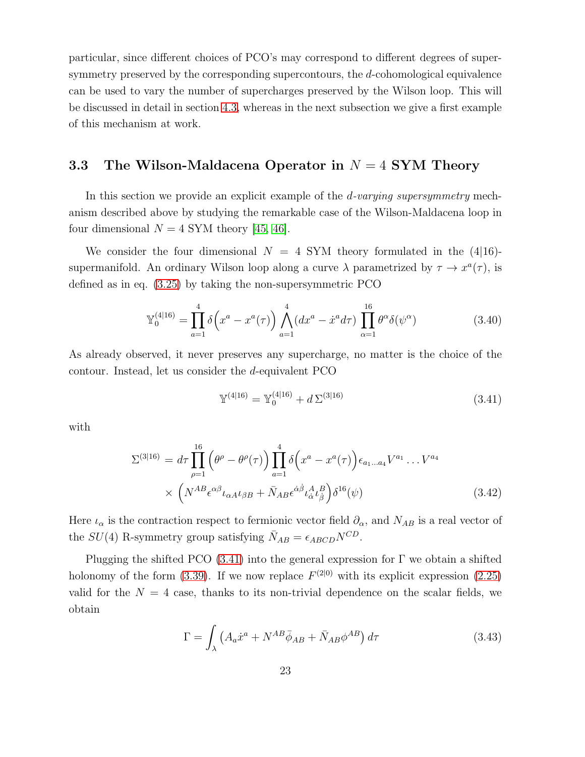particular, since different choices of PCO's may correspond to different degrees of supersymmetry preserved by the corresponding supercontours, the $d$-cohomological equivalence can be used to vary the number of supercharges preserved by the Wilson loop. This will be discussed in detail in section 4.3, whereas in the next subsection we give a first example of this mechanism at work.

### 3.3 The Wilson-Maldacena Operator in $N = 4$ SYM Theory

In this section we provide an explicit example of the *d-varying supersymmetry* mechanism described above by studying the remarkable case of the Wilson-Maldacena loop in four dimensional $N = 4$ SYM theory [45, 46].

We consider the four dimensional $N = 4$ SYM theory formulated in the $(4|16)$-supermanifold. An ordinary Wilson loop along a curve $\lambda$ parametrized by $\tau \to x^a(\tau)$, is defined as in eq. (3.25) by taking the non-supersymmetric PCO

$$\mathbb{Y}_0^{(4|16)} = \prod_{a=1}^{4} \delta\Big(x^a - x^a(\tau)\Big) \bigwedge_{a=1}^{4} (dx^a - \dot{x}^a d\tau) \prod_{\alpha=1}^{16} \theta^\alpha \delta(\psi^\alpha) \tag{3.40}$$

As already observed, it never preserves any supercharge, no matter is the choice of the contour. Instead, let us consider the $d$-equivalent PCO

$$\mathbb{Y}^{(4|16)} = \mathbb{Y}_0^{(4|16)} + d\,\Sigma^{(3|16)} \tag{3.41}$$

with

$$\begin{aligned}\Sigma^{(3|16)} &= d\tau \prod_{\rho=1}^{16} \Big(\theta^\rho - \theta^\rho(\tau)\Big) \prod_{a=1}^{4} \delta\Big(x^a - x^a(\tau)\Big) \epsilon_{a_1 \ldots a_4} V^{a_1} \ldots V^{a_4} \\ &\quad \times \Big(N^{AB} \epsilon^{\alpha\beta} \iota_{\alpha A} \iota_{\beta B} + \bar{N}_{AB} \epsilon^{\dot{\alpha}\dot{\beta}} \iota^A_{\dot{\alpha}} \iota^B_{\dot{\beta}}\Big) \delta^{16}(\psi)\end{aligned} \tag{3.42}$$

Here $\iota_\alpha$ is the contraction respect to fermionic vector field $\partial_\alpha$, and $N_{AB}$ is a real vector of the $SU(4)$ R-symmetry group satisfying $\bar{N}_{AB} = \epsilon_{ABCD} N^{CD}$.

Plugging the shifted PCO (3.41) into the general expression for $\Gamma$ we obtain a shifted holonomy of the form (3.39). If we now replace $F^{(2|0)}$ with its explicit expression (2.25) valid for the $N = 4$ case, thanks to its non-trivial dependence on the scalar fields, we obtain

$$\Gamma = \int_\lambda \left( A_a \dot{x}^a + N^{AB} \bar{\phi}_{AB} + \bar{N}_{AB} \phi^{AB} \right) d\tau \tag{3.43}$$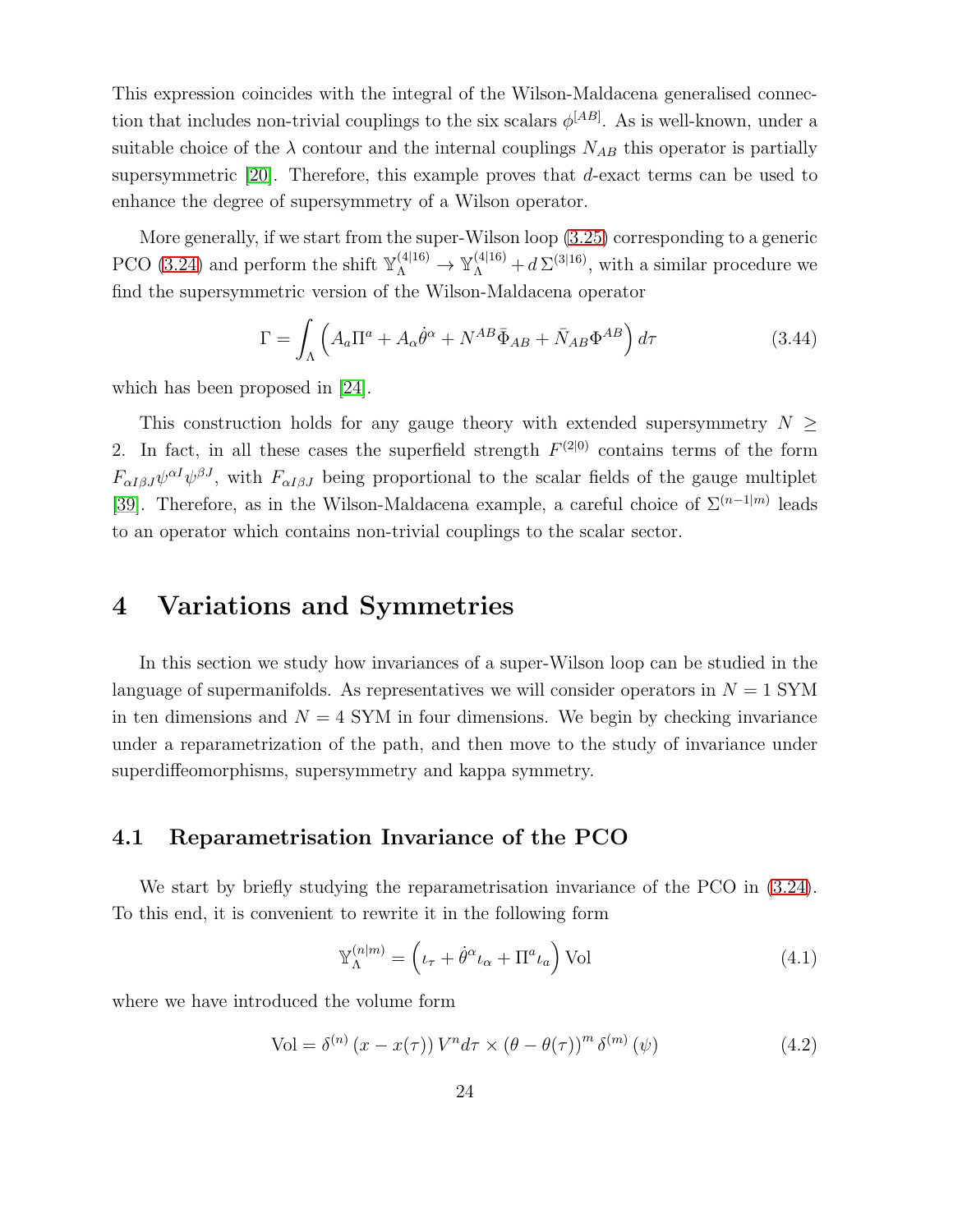This expression coincides with the integral of the Wilson-Maldacena generalised connection that includes non-trivial couplings to the six scalars $\phi^{[AB]}$. As is well-known, under a suitable choice of the $\lambda$ contour and the internal couplings $N_{AB}$ this operator is partially supersymmetric [20]. Therefore, this example proves that $d$-exact terms can be used to enhance the degree of supersymmetry of a Wilson operator.

More generally, if we start from the super-Wilson loop (3.25) corresponding to a generic PCO (3.24) and perform the shift $\mathbb{Y}_\Lambda^{(4|16)} \to \mathbb{Y}_\Lambda^{(4|16)} + d\,\Sigma^{(3|16)}$, with a similar procedure we find the supersymmetric version of the Wilson-Maldacena operator

$$\Gamma = \int_\Lambda \Big( A_a \Pi^a + A_\alpha \dot{\theta}^\alpha + N^{AB} \bar{\Phi}_{AB} + \bar{N}_{AB} \Phi^{AB} \Big)\, d\tau \tag{3.44}$$

which has been proposed in [24].

This construction holds for any gauge theory with extended supersymmetry $N \geq 2$. In fact, in all these cases the superfield strength $F^{(2|0)}$ contains terms of the form $F_{\alpha I \beta J} \psi^{\alpha I} \psi^{\beta J}$, with $F_{\alpha I \beta J}$ being proportional to the scalar fields of the gauge multiplet [39]. Therefore, as in the Wilson-Maldacena example, a careful choice of $\Sigma^{(n-1|m)}$ leads to an operator which contains non-trivial couplings to the scalar sector.

# 4 Variations and Symmetries

In this section we study how invariances of a super-Wilson loop can be studied in the language of supermanifolds. As representatives we will consider operators in $N = 1$ SYM in ten dimensions and $N = 4$ SYM in four dimensions. We begin by checking invariance under a reparametrization of the path, and then move to the study of invariance under superdiffeomorphisms, supersymmetry and kappa symmetry.

## 4.1 Reparametrisation Invariance of the PCO

We start by briefly studying the reparametrisation invariance of the PCO in (3.24). To this end, it is convenient to rewrite it in the following form

$$\mathbb{Y}_\Lambda^{(n|m)} = \Big( \iota_\tau + \dot{\theta}^\alpha \iota_\alpha + \Pi^a \iota_a \Big)\, \mathrm{Vol} \tag{4.1}$$

where we have introduced the volume form

$$\mathrm{Vol} = \delta^{(n)}\left(x - x(\tau)\right) V^n d\tau \times \left(\theta - \theta(\tau)\right)^m \delta^{(m)}\left(\psi\right) \tag{4.2}$$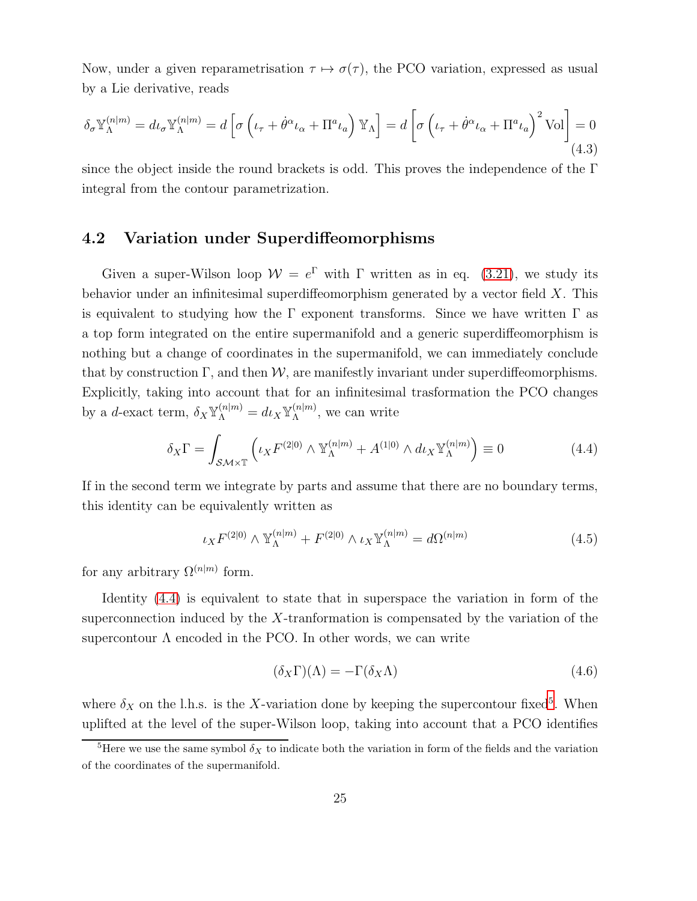Now, under a given reparametrisation $\tau \mapsto \sigma(\tau)$, the PCO variation, expressed as usual by a Lie derivative, reads

$$\delta_\sigma \mathbb{Y}_\Lambda^{(n|m)} = d\iota_\sigma \mathbb{Y}_\Lambda^{(n|m)} = d\left[\sigma\left(\iota_\tau + \dot{\theta}^\alpha \iota_\alpha + \Pi^a \iota_a\right)\mathbb{Y}_\Lambda\right] = d\left[\sigma\left(\iota_\tau + \dot{\theta}^\alpha \iota_\alpha + \Pi^a \iota_a\right)^2 \mathrm{Vol}\right] = 0 \tag{4.3}$$

since the object inside the round brackets is odd. This proves the independence of the $\Gamma$ integral from the contour parametrization.

## 4.2 Variation under Superdiffeomorphisms

Given a super-Wilson loop $\mathcal{W} = e^\Gamma$ with $\Gamma$ written as in eq. (3.21), we study its behavior under an infinitesimal superdiffeomorphism generated by a vector field $X$. This is equivalent to studying how the $\Gamma$ exponent transforms. Since we have written $\Gamma$ as a top form integrated on the entire supermanifold and a generic superdiffeomorphism is nothing but a change of coordinates in the supermanifold, we can immediately conclude that by construction $\Gamma$, and then $\mathcal{W}$, are manifestly invariant under superdiffeomorphisms. Explicitly, taking into account that for an infinitesimal trasformation the PCO changes by a $d$-exact term, $\delta_X \mathbb{Y}_\Lambda^{(n|m)} = d\iota_X \mathbb{Y}_\Lambda^{(n|m)}$, we can write

$$\delta_X \Gamma = \int_{\mathcal{SM}\times\mathbb{T}} \left(\iota_X F^{(2|0)} \wedge \mathbb{Y}_\Lambda^{(n|m)} + A^{(1|0)} \wedge d\iota_X \mathbb{Y}_\Lambda^{(n|m)}\right) \equiv 0 \tag{4.4}$$

If in the second term we integrate by parts and assume that there are no boundary terms, this identity can be equivalently written as

$$\iota_X F^{(2|0)} \wedge \mathbb{Y}_\Lambda^{(n|m)} + F^{(2|0)} \wedge \iota_X \mathbb{Y}_\Lambda^{(n|m)} = d\Omega^{(n|m)} \tag{4.5}$$

for any arbitrary $\Omega^{(n|m)}$ form.

Identity (4.4) is equivalent to state that in superspace the variation in form of the superconnection induced by the $X$-tranformation is compensated by the variation of the supercontour $\Lambda$ encoded in the PCO. In other words, we can write

$$(\delta_X \Gamma)(\Lambda) = -\Gamma(\delta_X \Lambda) \tag{4.6}$$

where $\delta_X$ on the l.h.s. is the $X$-variation done by keeping the supercontour fixed[5]. When uplifted at the level of the super-Wilson loop, taking into account that a PCO identifies

[5] Here we use the same symbol $\delta_X$ to indicate both the variation in form of the fields and the variation of the coordinates of the supermanifold.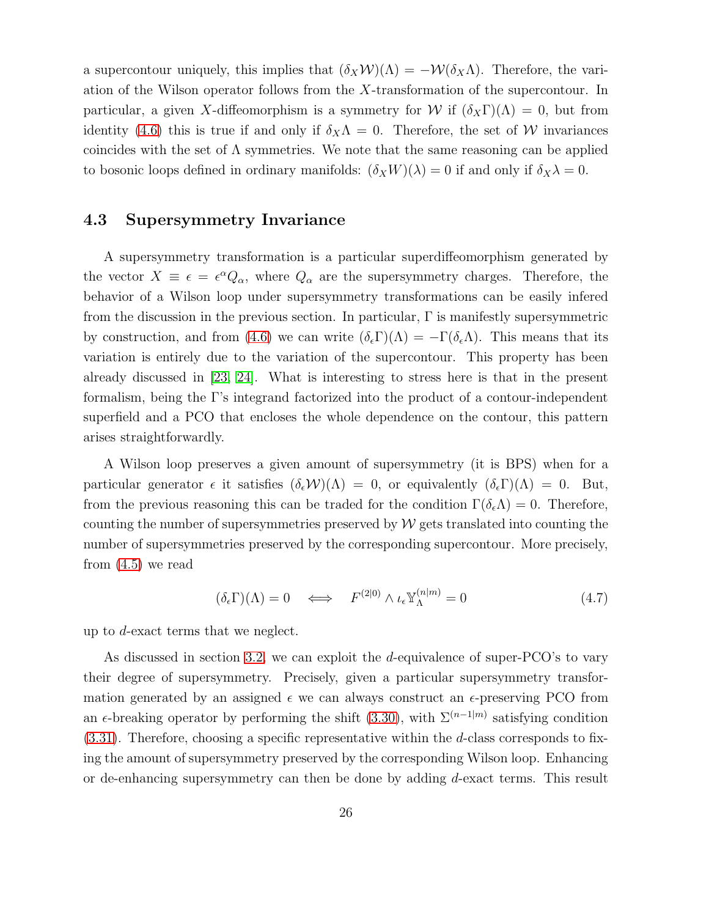a supercontour uniquely, this implies that $(\delta_X \mathcal{W})(\Lambda) = -\mathcal{W}(\delta_X \Lambda)$. Therefore, the variation of the Wilson operator follows from the $X$-transformation of the supercontour. In particular, a given $X$-diffeomorphism is a symmetry for $\mathcal{W}$ if $(\delta_X \Gamma)(\Lambda) = 0$, but from identity (4.6) this is true if and only if $\delta_X \Lambda = 0$. Therefore, the set of $\mathcal{W}$ invariances coincides with the set of $\Lambda$ symmetries. We note that the same reasoning can be applied to bosonic loops defined in ordinary manifolds: $(\delta_X W)(\lambda) = 0$ if and only if $\delta_X \lambda = 0$.

## 4.3 Supersymmetry Invariance

A supersymmetry transformation is a particular superdiffeomorphism generated by the vector $X \equiv \epsilon = \epsilon^\alpha Q_\alpha$, where $Q_\alpha$ are the supersymmetry charges. Therefore, the behavior of a Wilson loop under supersymmetry transformations can be easily infered from the discussion in the previous section. In particular, $\Gamma$ is manifestly supersymmetric by construction, and from (4.6) we can write $(\delta_\epsilon \Gamma)(\Lambda) = -\Gamma(\delta_\epsilon \Lambda)$. This means that its variation is entirely due to the variation of the supercontour. This property has been already discussed in [23, 24]. What is interesting to stress here is that in the present formalism, being the $\Gamma$'s integrand factorized into the product of a contour-independent superfield and a PCO that encloses the whole dependence on the contour, this pattern arises straightforwardly.

A Wilson loop preserves a given amount of supersymmetry (it is BPS) when for a particular generator $\epsilon$ it satisfies $(\delta_\epsilon \mathcal{W})(\Lambda) = 0$, or equivalently $(\delta_\epsilon \Gamma)(\Lambda) = 0$. But, from the previous reasoning this can be traded for the condition $\Gamma(\delta_\epsilon \Lambda) = 0$. Therefore, counting the number of supersymmetries preserved by $\mathcal{W}$ gets translated into counting the number of supersymmetries preserved by the corresponding supercontour. More precisely, from (4.5) we read

$$(\delta_\epsilon \Gamma)(\Lambda) = 0 \quad \Longleftrightarrow \quad F^{(2|0)} \wedge \iota_\epsilon \mathbb{Y}_\Lambda^{(n|m)} = 0 \tag{4.7}$$

up to $d$-exact terms that we neglect.

As discussed in section 3.2, we can exploit the $d$-equivalence of super-PCO's to vary their degree of supersymmetry. Precisely, given a particular supersymmetry transformation generated by an assigned $\epsilon$ we can always construct an $\epsilon$-preserving PCO from an $\epsilon$-breaking operator by performing the shift (3.30), with $\Sigma^{(n-1|m)}$ satisfying condition (3.31). Therefore, choosing a specific representative within the $d$-class corresponds to fixing the amount of supersymmetry preserved by the corresponding Wilson loop. Enhancing or de-enhancing supersymmetry can then be done by adding $d$-exact terms. This result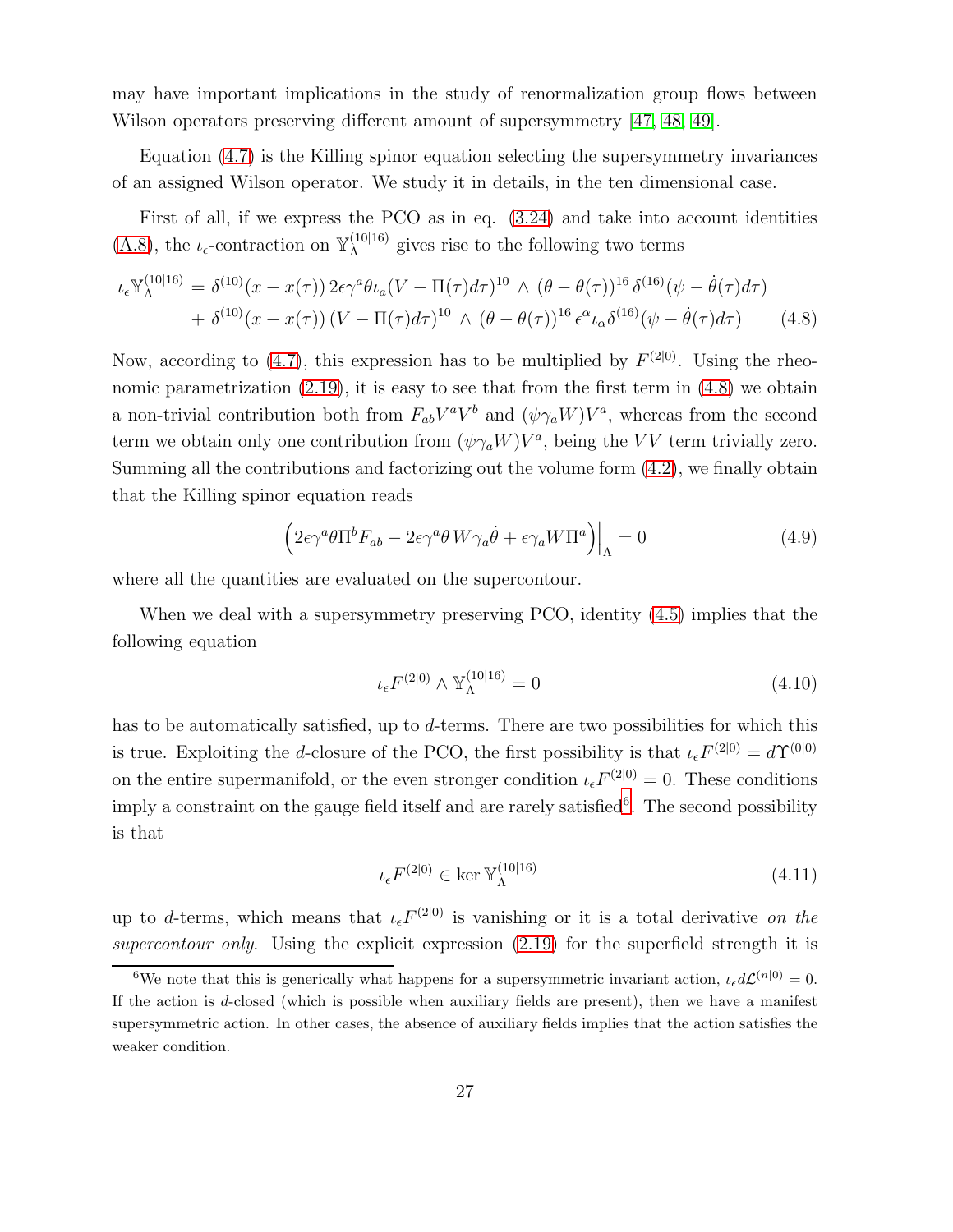may have important implications in the study of renormalization group flows between Wilson operators preserving different amount of supersymmetry [47, 48, 49].

Equation (4.7) is the Killing spinor equation selecting the supersymmetry invariances of an assigned Wilson operator. We study it in details, in the ten dimensional case.

First of all, if we express the PCO as in eq. (3.24) and take into account identities (A.8), the $\iota_\epsilon$-contraction on $\mathbb{Y}_\Lambda^{(10|16)}$ gives rise to the following two terms

$$
\begin{aligned}
\iota_\epsilon \mathbb{Y}_\Lambda^{(10|16)} &= \delta^{(10)}(x - x(\tau))\, 2\epsilon\gamma^a\theta\iota_a(V - \Pi(\tau)d\tau)^{10} \wedge (\theta - \theta(\tau))^{16}\, \delta^{(16)}(\psi - \dot{\theta}(\tau)d\tau) \\
&+ \delta^{(10)}(x - x(\tau))\,(V - \Pi(\tau)d\tau)^{10} \wedge (\theta - \theta(\tau))^{16}\, \epsilon^\alpha\iota_\alpha\delta^{(16)}(\psi - \dot{\theta}(\tau)d\tau) \qquad (4.8)
\end{aligned}
$$

Now, according to (4.7), this expression has to be multiplied by $F^{(2|0)}$. Using the rheonomic parametrization (2.19), it is easy to see that from the first term in (4.8) we obtain a non-trivial contribution both from $F_{ab}V^aV^b$ and $(\psi\gamma_a W)V^a$, whereas from the second term we obtain only one contribution from $(\psi\gamma_a W)V^a$, being the $VV$ term trivially zero. Summing all the contributions and factorizing out the volume form (4.2), we finally obtain that the Killing spinor equation reads

$$
\left(2\epsilon\gamma^a\theta\Pi^b F_{ab} - 2\epsilon\gamma^a\theta\, W\gamma_a\dot{\theta} + \epsilon\gamma_a W\Pi^a\right)\Big|_\Lambda = 0 \qquad (4.9)
$$

where all the quantities are evaluated on the supercontour.

When we deal with a supersymmetry preserving PCO, identity (4.5) implies that the following equation

$$
\iota_\epsilon F^{(2|0)} \wedge \mathbb{Y}_\Lambda^{(10|16)} = 0 \qquad (4.10)
$$

has to be automatically satisfied, up to $d$-terms. There are two possibilities for which this is true. Exploiting the $d$-closure of the PCO, the first possibility is that $\iota_\epsilon F^{(2|0)} = d\Upsilon^{(0|0)}$ on the entire supermanifold, or the even stronger condition $\iota_\epsilon F^{(2|0)} = 0$. These conditions imply a constraint on the gauge field itself and are rarely satisfied[6]. The second possibility is that

$$
\iota_\epsilon F^{(2|0)} \in \ker \mathbb{Y}_\Lambda^{(10|16)} \qquad (4.11)
$$

up to $d$-terms, which means that $\iota_\epsilon F^{(2|0)}$ is vanishing or it is a total derivative *on the supercontour only*. Using the explicit expression (2.19) for the superfield strength it is

[6] We note that this is generically what happens for a supersymmetric invariant action, $\iota_\epsilon d\mathcal{L}^{(n|0)} = 0$. If the action is $d$-closed (which is possible when auxiliary fields are present), then we have a manifest supersymmetric action. In other cases, the absence of auxiliary fields implies that the action satisfies the weaker condition.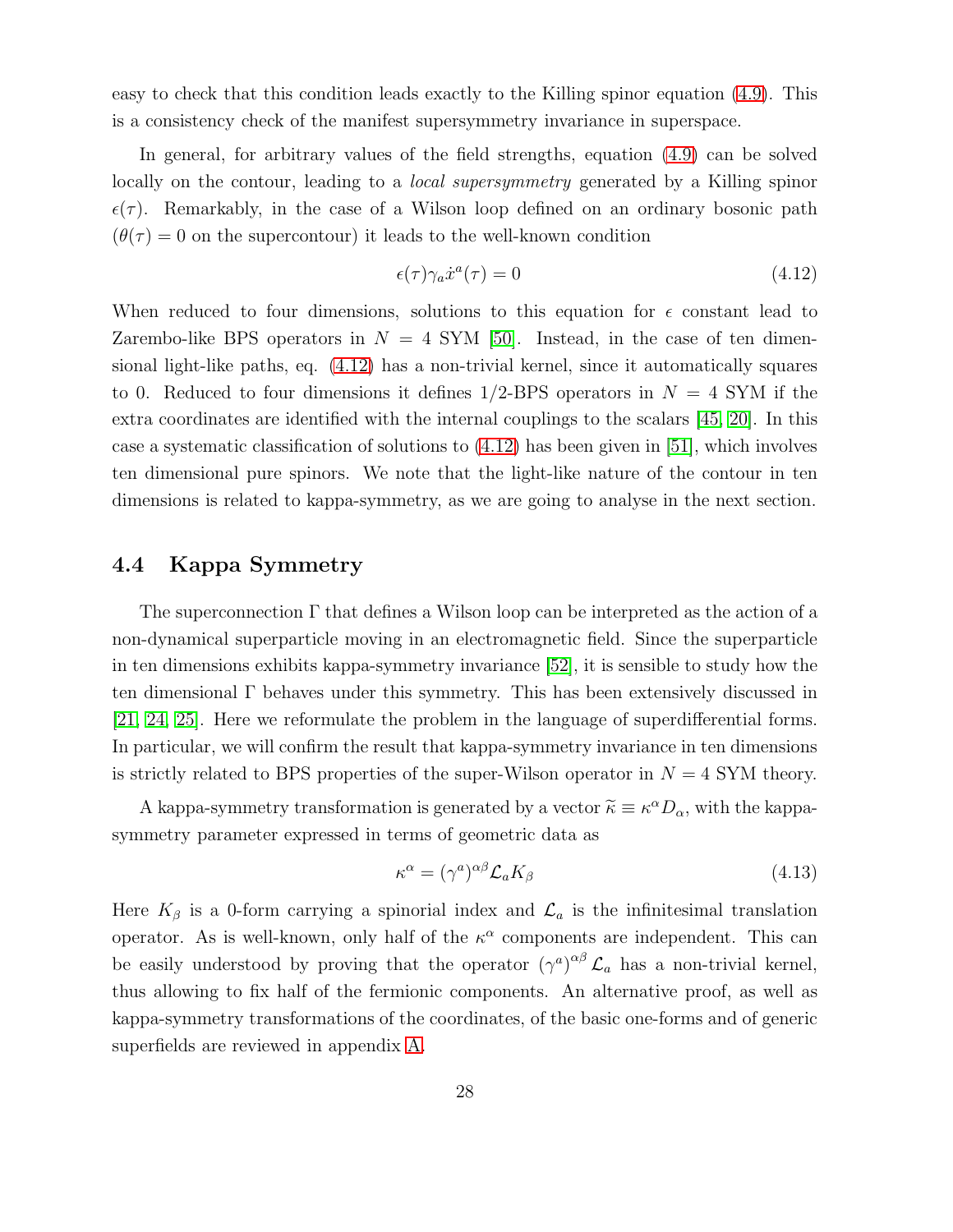easy to check that this condition leads exactly to the Killing spinor equation (4.9). This is a consistency check of the manifest supersymmetry invariance in superspace.

In general, for arbitrary values of the field strengths, equation (4.9) can be solved locally on the contour, leading to a *local supersymmetry* generated by a Killing spinor $\epsilon(\tau)$. Remarkably, in the case of a Wilson loop defined on an ordinary bosonic path ($\theta(\tau) = 0$ on the supercontour) it leads to the well-known condition

$$\epsilon(\tau)\gamma_a \dot{x}^a(\tau) = 0 \tag{4.12}$$

When reduced to four dimensions, solutions to this equation for $\epsilon$ constant lead to Zarembo-like BPS operators in $N = 4$ SYM [50]. Instead, in the case of ten dimensional light-like paths, eq. (4.12) has a non-trivial kernel, since it automatically squares to 0. Reduced to four dimensions it defines 1/2-BPS operators in $N = 4$ SYM if the extra coordinates are identified with the internal couplings to the scalars [45, 20]. In this case a systematic classification of solutions to (4.12) has been given in [51], which involves ten dimensional pure spinors. We note that the light-like nature of the contour in ten dimensions is related to kappa-symmetry, as we are going to analyse in the next section.

## 4.4 Kappa Symmetry

The superconnection $\Gamma$ that defines a Wilson loop can be interpreted as the action of a non-dynamical superparticle moving in an electromagnetic field. Since the superparticle in ten dimensions exhibits kappa-symmetry invariance [52], it is sensible to study how the ten dimensional $\Gamma$ behaves under this symmetry. This has been extensively discussed in [21, 24, 25]. Here we reformulate the problem in the language of superdifferential forms. In particular, we will confirm the result that kappa-symmetry invariance in ten dimensions is strictly related to BPS properties of the super-Wilson operator in $N = 4$ SYM theory.

A kappa-symmetry transformation is generated by a vector $\widetilde{\kappa} \equiv \kappa^\alpha D_\alpha$, with the kappa-symmetry parameter expressed in terms of geometric data as

$$\kappa^\alpha = (\gamma^a)^{\alpha\beta} \mathcal{L}_a K_\beta \tag{4.13}$$

Here $K_\beta$ is a 0-form carrying a spinorial index and $\mathcal{L}_a$ is the infinitesimal translation operator. As is well-known, only half of the $\kappa^\alpha$ components are independent. This can be easily understood by proving that the operator $(\gamma^a)^{\alpha\beta} \mathcal{L}_a$ has a non-trivial kernel, thus allowing to fix half of the fermionic components. An alternative proof, as well as kappa-symmetry transformations of the coordinates, of the basic one-forms and of generic superfields are reviewed in appendix A.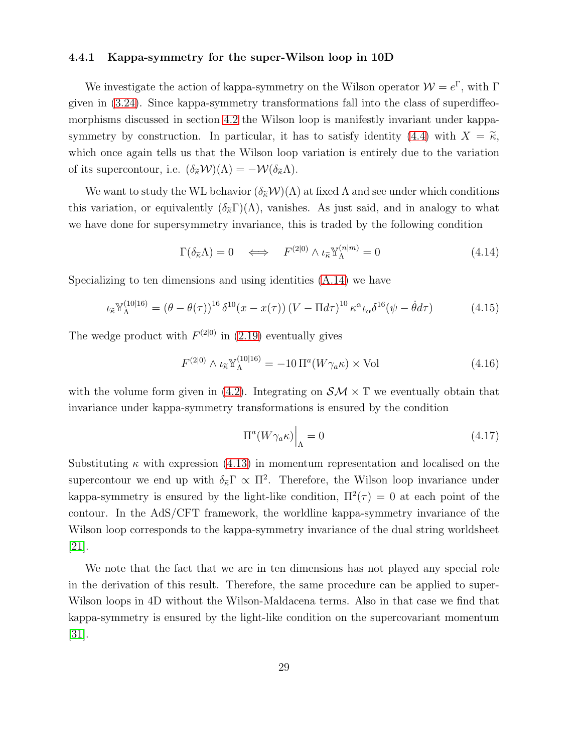#### 4.4.1 Kappa-symmetry for the super-Wilson loop in 10D

We investigate the action of kappa-symmetry on the Wilson operator $\mathcal{W} = e^{\Gamma}$, with $\Gamma$ given in (3.24). Since kappa-symmetry transformations fall into the class of superdiffeomorphisms discussed in section 4.2 the Wilson loop is manifestly invariant under kappa-symmetry by construction. In particular, it has to satisfy identity (4.4) with $X = \widetilde{\kappa}$, which once again tells us that the Wilson loop variation is entirely due to the variation of its supercontour, i.e. $(\delta_{\widetilde{\kappa}}\mathcal{W})(\Lambda) = -\mathcal{W}(\delta_{\widetilde{\kappa}}\Lambda)$.

We want to study the WL behavior $(\delta_{\widetilde{\kappa}}\mathcal{W})(\Lambda)$ at fixed $\Lambda$ and see under which conditions this variation, or equivalently $(\delta_{\widetilde{\kappa}}\Gamma)(\Lambda)$, vanishes. As just said, and in analogy to what we have done for supersymmetry invariance, this is traded by the following condition

$$\Gamma(\delta_{\widetilde{\kappa}}\Lambda) = 0 \quad \Longleftrightarrow \quad F^{(2|0)} \wedge \iota_{\widetilde{\kappa}} \mathbb{Y}_{\Lambda}^{(n|m)} = 0 \tag{4.14}$$

Specializing to ten dimensions and using identities (A.14) we have

$$\iota_{\widetilde{\kappa}} \mathbb{Y}_{\Lambda}^{(10|16)} = (\theta - \theta(\tau))^{16}\, \delta^{10}(x - x(\tau))\, (V - \Pi d\tau)^{10}\, \kappa^{\alpha} \iota_{\alpha} \delta^{16}(\psi - \dot{\theta} d\tau) \tag{4.15}$$

The wedge product with $F^{(2|0)}$ in (2.19) eventually gives

$$F^{(2|0)} \wedge \iota_{\widetilde{\kappa}} \mathbb{Y}_{\Lambda}^{(10|16)} = -10\, \Pi^{a} (W \gamma_{a} \kappa) \times \mathrm{Vol} \tag{4.16}$$

with the volume form given in (4.2). Integrating on $\mathcal{SM} \times \mathbb{T}$ we eventually obtain that invariance under kappa-symmetry transformations is ensured by the condition

$$\Pi^{a} (W \gamma_{a} \kappa) \Big|_{\Lambda} = 0 \tag{4.17}$$

Substituting $\kappa$ with expression (4.13) in momentum representation and localised on the supercontour we end up with $\delta_{\widetilde{\kappa}}\Gamma \propto \Pi^2$. Therefore, the Wilson loop invariance under kappa-symmetry is ensured by the light-like condition, $\Pi^2(\tau) = 0$ at each point of the contour. In the AdS/CFT framework, the worldline kappa-symmetry invariance of the Wilson loop corresponds to the kappa-symmetry invariance of the dual string worldsheet [21].

We note that the fact that we are in ten dimensions has not played any special role in the derivation of this result. Therefore, the same procedure can be applied to super-Wilson loops in 4D without the Wilson-Maldacena terms. Also in that case we find that kappa-symmetry is ensured by the light-like condition on the supercovariant momentum [31].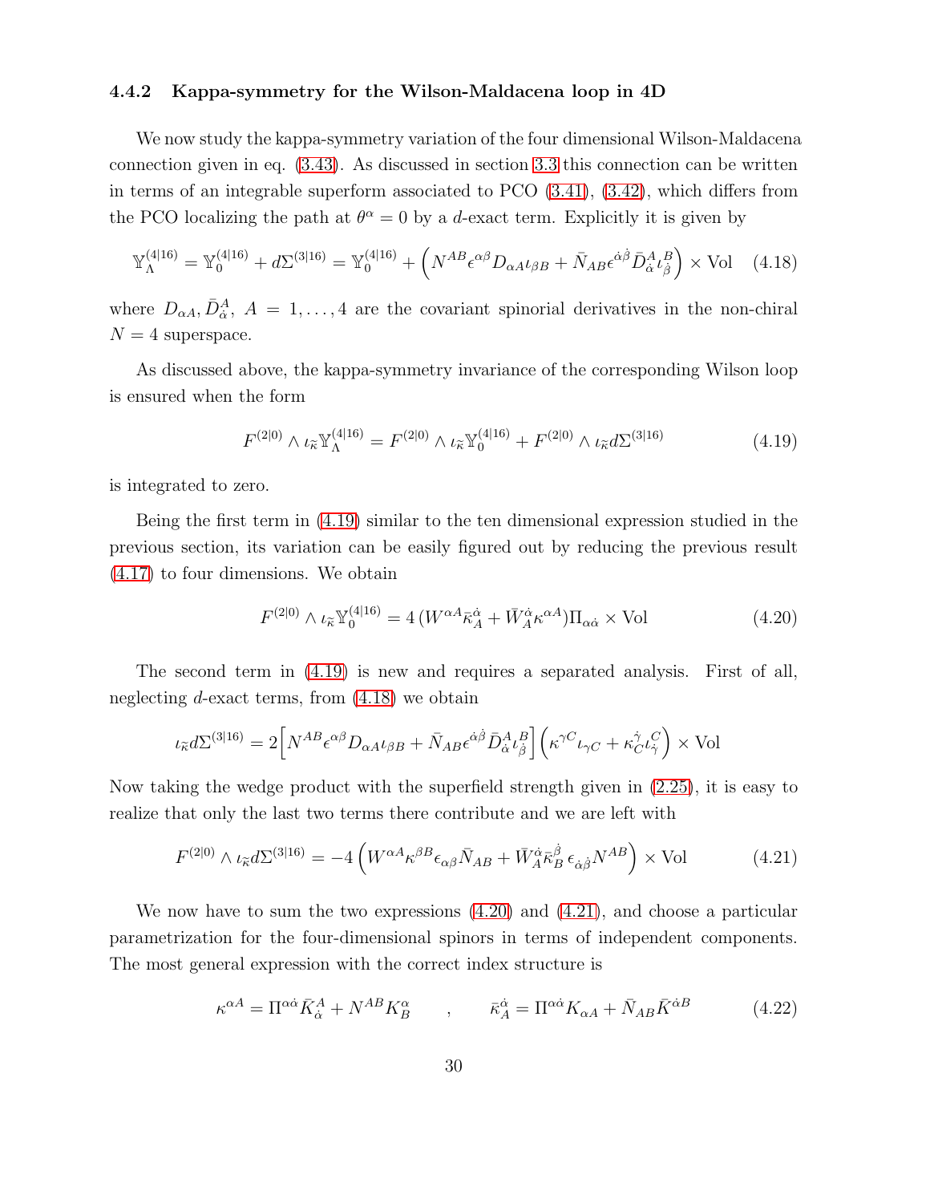### 4.4.2 Kappa-symmetry for the Wilson-Maldacena loop in 4D

We now study the kappa-symmetry variation of the four dimensional Wilson-Maldacena connection given in eq. (3.43). As discussed in section 3.3 this connection can be written in terms of an integrable superform associated to PCO (3.41), (3.42), which differs from the PCO localizing the path at $\theta^\alpha = 0$ by a $d$-exact term. Explicitly it is given by

$$\mathbb{Y}^{(4|16)}_\Lambda = \mathbb{Y}^{(4|16)}_0 + d\Sigma^{(3|16)} = \mathbb{Y}^{(4|16)}_0 + \left( N^{AB}\epsilon^{\alpha\beta} D_{\alpha A}\iota_{\beta B} + \bar{N}_{AB}\epsilon^{\dot{\alpha}\dot{\beta}}\bar{D}^A_{\dot{\alpha}}\iota^B_{\dot{\beta}} \right) \times \mathrm{Vol} \tag{4.18}$$

where $D_{\alpha A}, \bar{D}^A_{\dot{\alpha}}$, $A = 1, \ldots, 4$ are the covariant spinorial derivatives in the non-chiral $N = 4$ superspace.

As discussed above, the kappa-symmetry invariance of the corresponding Wilson loop is ensured when the form

$$F^{(2|0)} \wedge \iota_{\widetilde{\kappa}} \mathbb{Y}^{(4|16)}_\Lambda = F^{(2|0)} \wedge \iota_{\widetilde{\kappa}} \mathbb{Y}^{(4|16)}_0 + F^{(2|0)} \wedge \iota_{\widetilde{\kappa}} d\Sigma^{(3|16)} \tag{4.19}$$

is integrated to zero.

Being the first term in (4.19) similar to the ten dimensional expression studied in the previous section, its variation can be easily figured out by reducing the previous result (4.17) to four dimensions. We obtain

$$F^{(2|0)} \wedge \iota_{\widetilde{\kappa}} \mathbb{Y}^{(4|16)}_0 = 4\,(W^{\alpha A}\bar{\kappa}^{\dot{\alpha}}_A + \bar{W}^{\dot{\alpha}}_A \kappa^{\alpha A})\Pi_{\alpha\dot{\alpha}} \times \mathrm{Vol} \tag{4.20}$$

The second term in (4.19) is new and requires a separated analysis. First of all, neglecting $d$-exact terms, from (4.18) we obtain

$$\iota_{\widetilde{\kappa}} d\Sigma^{(3|16)} = 2\Big[ N^{AB}\epsilon^{\alpha\beta} D_{\alpha A}\iota_{\beta B} + \bar{N}_{AB}\epsilon^{\dot{\alpha}\dot{\beta}}\bar{D}^A_{\dot{\alpha}}\iota^B_{\dot{\beta}} \Big] \left( \kappa^{\gamma C}\iota_{\gamma C} + \kappa^{\dot{\gamma}}_C \iota^C_{\dot{\gamma}} \right) \times \mathrm{Vol}$$

Now taking the wedge product with the superfield strength given in (2.25), it is easy to realize that only the last two terms there contribute and we are left with

$$F^{(2|0)} \wedge \iota_{\widetilde{\kappa}} d\Sigma^{(3|16)} = -4 \left( W^{\alpha A}\kappa^{\beta B}\epsilon_{\alpha\beta}\bar{N}_{AB} + \bar{W}^{\dot{\alpha}}_A \bar{\kappa}^{\dot{\beta}}_B\,\epsilon_{\dot{\alpha}\dot{\beta}} N^{AB} \right) \times \mathrm{Vol} \tag{4.21}$$

We now have to sum the two expressions (4.20) and (4.21), and choose a particular parametrization for the four-dimensional spinors in terms of independent components. The most general expression with the correct index structure is

$$\kappa^{\alpha A} = \Pi^{\alpha\dot{\alpha}}\bar{K}^A_{\dot{\alpha}} + N^{AB}K^\alpha_B \qquad , \qquad \bar{\kappa}^{\dot{\alpha}}_A = \Pi^{\alpha\dot{\alpha}}K_{\alpha A} + \bar{N}_{AB}\bar{K}^{\dot{\alpha}B} \tag{4.22}$$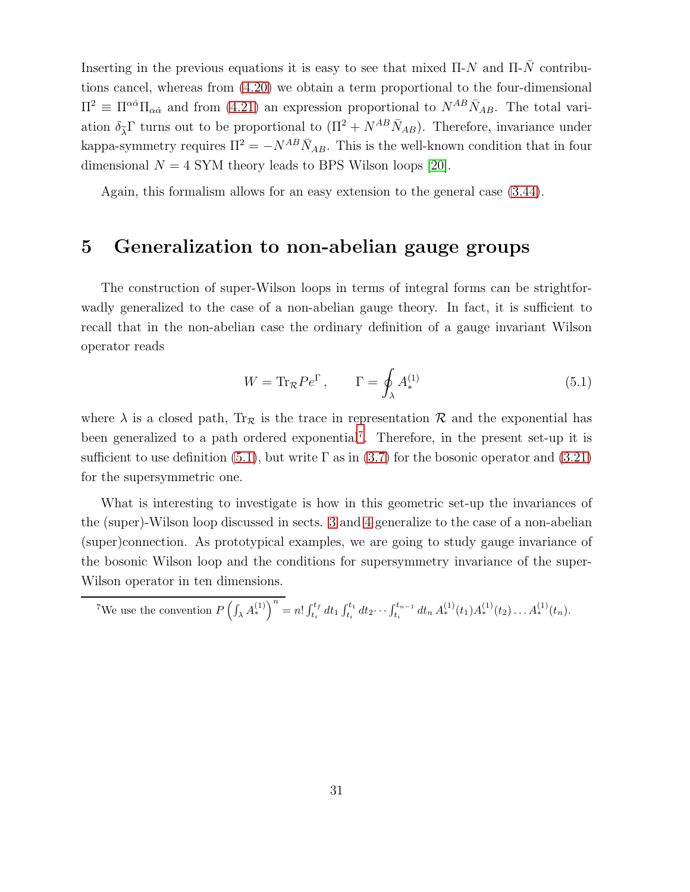Inserting in the previous equations it is easy to see that mixed $\Pi$-$N$ and $\Pi$-$\bar{N}$ contributions cancel, whereas from (4.20) we obtain a term proportional to the four-dimensional $\Pi^2 \equiv \Pi^{\alpha\dot{\alpha}}\Pi_{\alpha\dot{\alpha}}$ and from (4.21) an expression proportional to $N^{AB}\bar{N}_{AB}$. The total variation $\delta_{\bar{\lambda}}\Gamma$ turns out to be proportional to $(\Pi^2 + N^{AB}\bar{N}_{AB})$. Therefore, invariance under kappa-symmetry requires $\Pi^2 = -N^{AB}\bar{N}_{AB}$. This is the well-known condition that in four dimensional $N = 4$ SYM theory leads to BPS Wilson loops [20].

Again, this formalism allows for an easy extension to the general case (3.44).

# 5 Generalization to non-abelian gauge groups

The construction of super-Wilson loops in terms of integral forms can be strightforwadly generalized to the case of a non-abelian gauge theory. In fact, it is sufficient to recall that in the non-abelian case the ordinary definition of a gauge invariant Wilson operator reads

$$W = \mathrm{Tr}_{\mathcal{R}} P e^{\Gamma} \, , \qquad \Gamma = \oint_{\lambda} A_*^{(1)} \tag{5.1}$$

where $\lambda$ is a closed path, $\mathrm{Tr}_{\mathcal{R}}$ is the trace in representation $\mathcal{R}$ and the exponential has been generalized to a path ordered exponential[7]. Therefore, in the present set-up it is sufficient to use definition (5.1), but write $\Gamma$ as in (3.7) for the bosonic operator and (3.21) for the supersymmetric one.

What is interesting to investigate is how in this geometric set-up the invariances of the (super)-Wilson loop discussed in sects. 3 and 4 generalize to the case of a non-abelian (super)connection. As prototypical examples, we are going to study gauge invariance of the bosonic Wilson loop and the conditions for supersymmetry invariance of the super-Wilson operator in ten dimensions.

[7] We use the convention $P\left(\int_{\lambda} A_*^{(1)}\right)^n = n! \int_{t_i}^{t_f} dt_1 \int_{t_i}^{t_1} dt_2 \cdots \int_{t_i}^{t_{n-1}} dt_n \, A_*^{(1)}(t_1) A_*^{(1)}(t_2) \ldots A_*^{(1)}(t_n)$.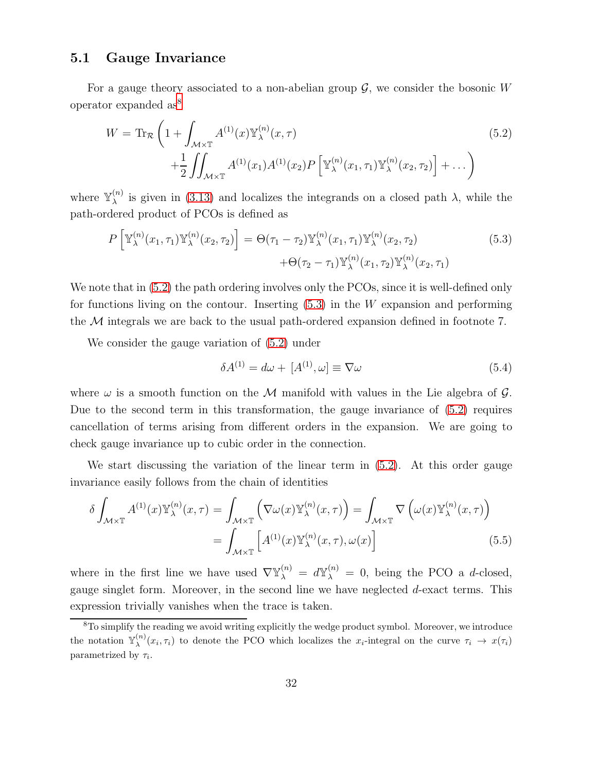### 5.1 Gauge Invariance

For a gauge theory associated to a non-abelian group $\mathcal{G}$, we consider the bosonic $W$ operator expanded as[8]

$$
\begin{aligned}
W = \mathrm{Tr}_{\mathcal{R}} \Bigg( 1 + \int_{\mathcal{M}\times\mathbb{T}} A^{(1)}(x) \mathbb{Y}^{(n)}_\lambda(x,\tau) \\
+ \frac{1}{2} \iint_{\mathcal{M}\times\mathbb{T}} A^{(1)}(x_1) A^{(1)}(x_2) P\left[ \mathbb{Y}^{(n)}_\lambda(x_1,\tau_1) \mathbb{Y}^{(n)}_\lambda(x_2,\tau_2) \right] + \dots \Bigg)
\end{aligned}
\tag{5.2}
$$

where $\mathbb{Y}^{(n)}_\lambda$ is given in (3.13) and localizes the integrands on a closed path $\lambda$, while the path-ordered product of PCOs is defined as

$$
\begin{aligned}
P\left[ \mathbb{Y}^{(n)}_\lambda(x_1,\tau_1) \mathbb{Y}^{(n)}_\lambda(x_2,\tau_2) \right] = \Theta(\tau_1 - \tau_2) \mathbb{Y}^{(n)}_\lambda(x_1,\tau_1) \mathbb{Y}^{(n)}_\lambda(x_2,\tau_2) \\
+ \Theta(\tau_2 - \tau_1) \mathbb{Y}^{(n)}_\lambda(x_1,\tau_2) \mathbb{Y}^{(n)}_\lambda(x_2,\tau_1)
\end{aligned}
\tag{5.3}
$$

We note that in (5.2) the path ordering involves only the PCOs, since it is well-defined only for functions living on the contour. Inserting (5.3) in the $W$ expansion and performing the $\mathcal{M}$ integrals we are back to the usual path-ordered expansion defined in footnote 7.

We consider the gauge variation of (5.2) under

$$
\delta A^{(1)} = d\omega + [A^{(1)}, \omega] \equiv \nabla \omega \tag{5.4}
$$

where $\omega$ is a smooth function on the $\mathcal{M}$ manifold with values in the Lie algebra of $\mathcal{G}$. Due to the second term in this transformation, the gauge invariance of (5.2) requires cancellation of terms arising from different orders in the expansion. We are going to check gauge invariance up to cubic order in the connection.

We start discussing the variation of the linear term in (5.2). At this order gauge invariance easily follows from the chain of identities

$$
\begin{aligned}
\delta \int_{\mathcal{M}\times\mathbb{T}} A^{(1)}(x) \mathbb{Y}^{(n)}_\lambda(x,\tau) = \int_{\mathcal{M}\times\mathbb{T}} \left( \nabla\omega(x) \mathbb{Y}^{(n)}_\lambda(x,\tau) \right) = \int_{\mathcal{M}\times\mathbb{T}} \nabla \left( \omega(x) \mathbb{Y}^{(n)}_\lambda(x,\tau) \right) \\
= \int_{\mathcal{M}\times\mathbb{T}} \left[ A^{(1)}(x) \mathbb{Y}^{(n)}_\lambda(x,\tau), \omega(x) \right]
\end{aligned}
\tag{5.5}
$$

where in the first line we have used $\nabla \mathbb{Y}^{(n)}_\lambda = d\mathbb{Y}^{(n)}_\lambda = 0$, being the PCO a $d$-closed, gauge singlet form. Moreover, in the second line we have neglected $d$-exact terms. This expression trivially vanishes when the trace is taken.

[8] To simplify the reading we avoid writing explicitly the wedge product symbol. Moreover, we introduce the notation $\mathbb{Y}^{(n)}_\lambda(x_i,\tau_i)$ to denote the PCO which localizes the $x_i$-integral on the curve $\tau_i \to x(\tau_i)$ parametrized by $\tau_i$.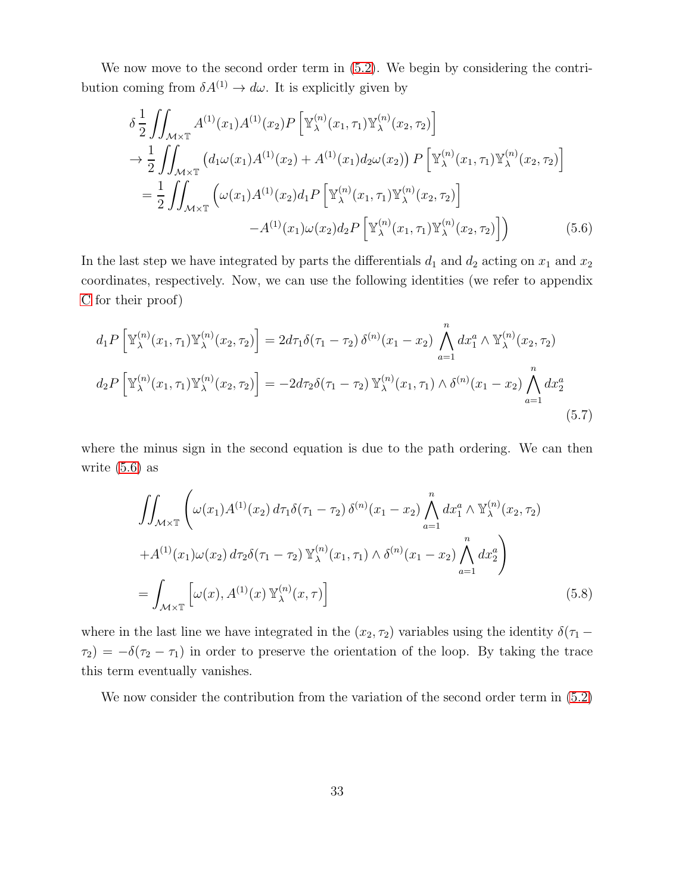We now move to the second order term in (5.2). We begin by considering the contribution coming from $\delta A^{(1)} \to d\omega$. It is explicitly given by

$$
\begin{aligned}
&\delta \frac{1}{2} \iint_{\mathcal{M}\times\mathbb{T}} A^{(1)}(x_1) A^{(1)}(x_2) P\left[\mathbb{Y}_\lambda^{(n)}(x_1,\tau_1)\mathbb{Y}_\lambda^{(n)}(x_2,\tau_2)\right] \\
&\to \frac{1}{2} \iint_{\mathcal{M}\times\mathbb{T}} \left(d_1\omega(x_1) A^{(1)}(x_2) + A^{(1)}(x_1) d_2\omega(x_2)\right) P\left[\mathbb{Y}_\lambda^{(n)}(x_1,\tau_1)\mathbb{Y}_\lambda^{(n)}(x_2,\tau_2)\right] \\
&\quad = \frac{1}{2} \iint_{\mathcal{M}\times\mathbb{T}} \Big(\omega(x_1) A^{(1)}(x_2) d_1 P\left[\mathbb{Y}_\lambda^{(n)}(x_1,\tau_1)\mathbb{Y}_\lambda^{(n)}(x_2,\tau_2)\right] \\
&\qquad\qquad\qquad - A^{(1)}(x_1)\omega(x_2) d_2 P\left[\mathbb{Y}_\lambda^{(n)}(x_1,\tau_1)\mathbb{Y}_\lambda^{(n)}(x_2,\tau_2)\right]\Big)
\end{aligned}
\tag{5.6}
$$

In the last step we have integrated by parts the differentials $d_1$ and $d_2$ acting on $x_1$ and $x_2$ coordinates, respectively. Now, we can use the following identities (we refer to appendix C for their proof)

$$
\begin{aligned}
d_1 P\left[\mathbb{Y}_\lambda^{(n)}(x_1,\tau_1)\mathbb{Y}_\lambda^{(n)}(x_2,\tau_2)\right] &= 2 d\tau_1 \delta(\tau_1-\tau_2)\, \delta^{(n)}(x_1-x_2) \bigwedge_{a=1}^{n} dx_1^a \wedge \mathbb{Y}_\lambda^{(n)}(x_2,\tau_2) \\
d_2 P\left[\mathbb{Y}_\lambda^{(n)}(x_1,\tau_1)\mathbb{Y}_\lambda^{(n)}(x_2,\tau_2)\right] &= -2 d\tau_2 \delta(\tau_1-\tau_2)\, \mathbb{Y}_\lambda^{(n)}(x_1,\tau_1) \wedge \delta^{(n)}(x_1-x_2) \bigwedge_{a=1}^{n} dx_2^a
\end{aligned}
\tag{5.7}
$$

where the minus sign in the second equation is due to the path ordering. We can then write (5.6) as

$$
\begin{aligned}
&\iint_{\mathcal{M}\times\mathbb{T}} \Bigg(\omega(x_1) A^{(1)}(x_2)\, d\tau_1 \delta(\tau_1-\tau_2)\, \delta^{(n)}(x_1-x_2) \bigwedge_{a=1}^{n} dx_1^a \wedge \mathbb{Y}_\lambda^{(n)}(x_2,\tau_2) \\
&+ A^{(1)}(x_1)\omega(x_2)\, d\tau_2 \delta(\tau_1-\tau_2)\, \mathbb{Y}_\lambda^{(n)}(x_1,\tau_1) \wedge \delta^{(n)}(x_1-x_2) \bigwedge_{a=1}^{n} dx_2^a\Bigg) \\
&= \int_{\mathcal{M}\times\mathbb{T}} \left[\omega(x), A^{(1)}(x)\, \mathbb{Y}_\lambda^{(n)}(x,\tau)\right]
\end{aligned}
\tag{5.8}
$$

where in the last line we have integrated in the $(x_2, \tau_2)$ variables using the identity $\delta(\tau_1 - \tau_2) = -\delta(\tau_2 - \tau_1)$ in order to preserve the orientation of the loop. By taking the trace this term eventually vanishes.

We now consider the contribution from the variation of the second order term in (5.2)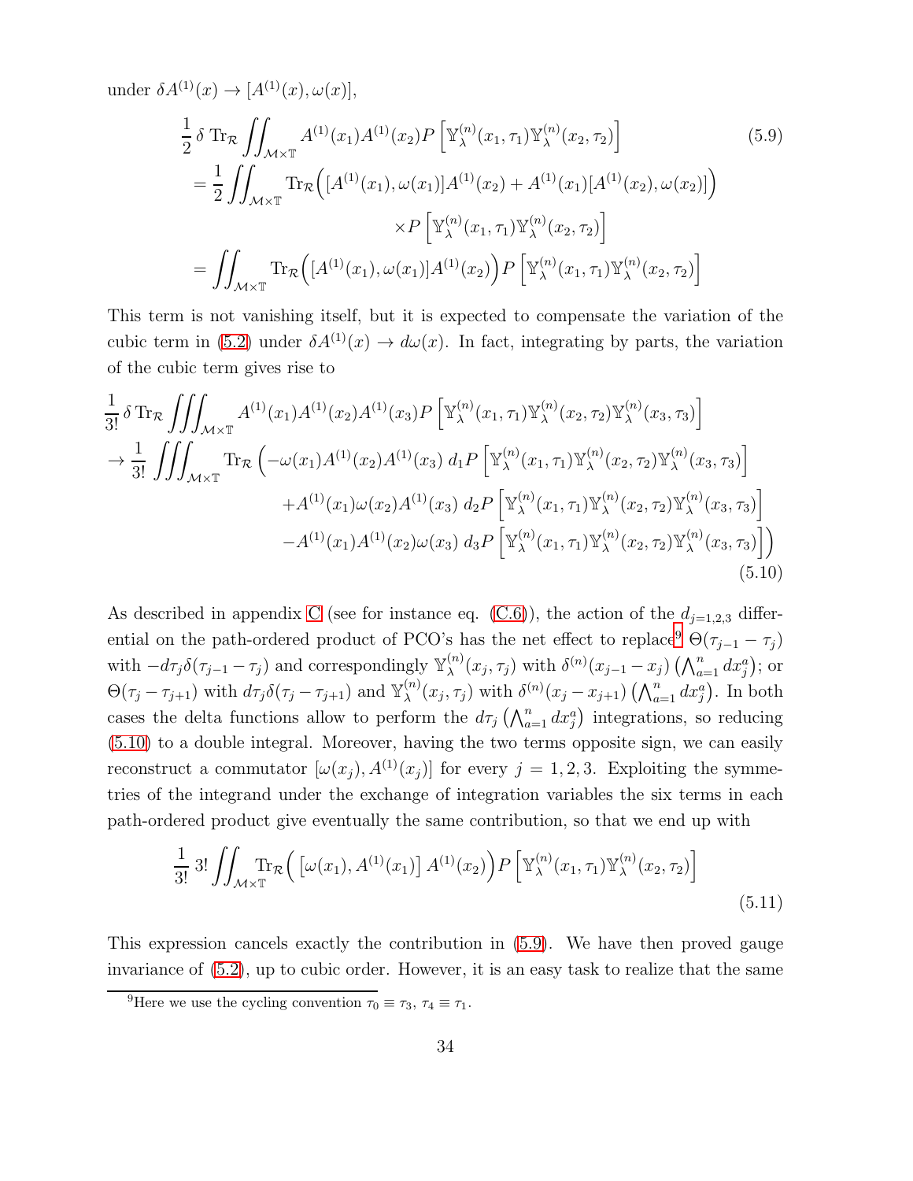under $\delta A^{(1)}(x) \to [A^{(1)}(x), \omega(x)]$,

$$
\begin{aligned}
&\frac{1}{2}\,\delta\,\mathrm{Tr}_{\mathcal{R}} \iint_{\mathcal{M}\times\mathbb{T}} A^{(1)}(x_1)A^{(1)}(x_2) P\left[\mathbb{Y}_\lambda^{(n)}(x_1,\tau_1)\mathbb{Y}_\lambda^{(n)}(x_2,\tau_2)\right] \\
&= \frac{1}{2}\iint_{\mathcal{M}\times\mathbb{T}} \mathrm{Tr}_{\mathcal{R}}\Big([A^{(1)}(x_1),\omega(x_1)]A^{(1)}(x_2) + A^{(1)}(x_1)[A^{(1)}(x_2),\omega(x_2)]\Big) \\
&\qquad\qquad\qquad\qquad \times P\left[\mathbb{Y}_\lambda^{(n)}(x_1,\tau_1)\mathbb{Y}_\lambda^{(n)}(x_2,\tau_2)\right] \\
&= \iint_{\mathcal{M}\times\mathbb{T}} \mathrm{Tr}_{\mathcal{R}}\Big([A^{(1)}(x_1),\omega(x_1)]A^{(1)}(x_2)\Big) P\left[\mathbb{Y}_\lambda^{(n)}(x_1,\tau_1)\mathbb{Y}_\lambda^{(n)}(x_2,\tau_2)\right]
\end{aligned}
\tag{5.9}
$$

This term is not vanishing itself, but it is expected to compensate the variation of the cubic term in (5.2) under $\delta A^{(1)}(x) \to d\omega(x)$. In fact, integrating by parts, the variation of the cubic term gives rise to

$$
\begin{aligned}
&\frac{1}{3!}\,\delta\,\mathrm{Tr}_{\mathcal{R}} \iiint_{\mathcal{M}\times\mathbb{T}} A^{(1)}(x_1)A^{(1)}(x_2)A^{(1)}(x_3) P\left[\mathbb{Y}_\lambda^{(n)}(x_1,\tau_1)\mathbb{Y}_\lambda^{(n)}(x_2,\tau_2)\mathbb{Y}_\lambda^{(n)}(x_3,\tau_3)\right] \\
&\to \frac{1}{3!}\iiint_{\mathcal{M}\times\mathbb{T}} \mathrm{Tr}_{\mathcal{R}}\Big(-\omega(x_1)A^{(1)}(x_2)A^{(1)}(x_3)\; d_1 P\left[\mathbb{Y}_\lambda^{(n)}(x_1,\tau_1)\mathbb{Y}_\lambda^{(n)}(x_2,\tau_2)\mathbb{Y}_\lambda^{(n)}(x_3,\tau_3)\right] \\
&\qquad\qquad + A^{(1)}(x_1)\omega(x_2)A^{(1)}(x_3)\; d_2 P\left[\mathbb{Y}_\lambda^{(n)}(x_1,\tau_1)\mathbb{Y}_\lambda^{(n)}(x_2,\tau_2)\mathbb{Y}_\lambda^{(n)}(x_3,\tau_3)\right] \\
&\qquad\qquad - A^{(1)}(x_1)A^{(1)}(x_2)\omega(x_3)\; d_3 P\left[\mathbb{Y}_\lambda^{(n)}(x_1,\tau_1)\mathbb{Y}_\lambda^{(n)}(x_2,\tau_2)\mathbb{Y}_\lambda^{(n)}(x_3,\tau_3)\right]\Big)
\end{aligned}
\tag{5.10}
$$

As described in appendix C (see for instance eq. (C.6)), the action of the $d_{j=1,2,3}$ differential on the path-ordered product of PCO's has the net effect to replace[9] $\Theta(\tau_{j-1}-\tau_j)$ with $-d\tau_j\delta(\tau_{j-1}-\tau_j)$ and correspondingly $\mathbb{Y}_\lambda^{(n)}(x_j,\tau_j)$ with $\delta^{(n)}(x_{j-1}-x_j)\left(\bigwedge_{a=1}^n dx_j^a\right)$; or $\Theta(\tau_j-\tau_{j+1})$ with $d\tau_j\delta(\tau_j-\tau_{j+1})$ and $\mathbb{Y}_\lambda^{(n)}(x_j,\tau_j)$ with $\delta^{(n)}(x_j-x_{j+1})\left(\bigwedge_{a=1}^n dx_j^a\right)$. In both cases the delta functions allow to perform the $d\tau_j\left(\bigwedge_{a=1}^n dx_j^a\right)$ integrations, so reducing (5.10) to a double integral. Moreover, having the two terms opposite sign, we can easily reconstruct a commutator $[\omega(x_j), A^{(1)}(x_j)]$ for every $j=1,2,3$. Exploiting the symmetries of the integrand under the exchange of integration variables the six terms in each path-ordered product give eventually the same contribution, so that we end up with

$$
\frac{1}{3!}\,3!\iint_{\mathcal{M}\times\mathbb{T}} \mathrm{Tr}_{\mathcal{R}}\Big(\left[\omega(x_1),A^{(1)}(x_1)\right]A^{(1)}(x_2)\Big) P\left[\mathbb{Y}_\lambda^{(n)}(x_1,\tau_1)\mathbb{Y}_\lambda^{(n)}(x_2,\tau_2)\right]
\tag{5.11}
$$

This expression cancels exactly the contribution in (5.9). We have then proved gauge invariance of (5.2), up to cubic order. However, it is an easy task to realize that the same

[9] Here we use the cycling convention $\tau_0 \equiv \tau_3$, $\tau_4 \equiv \tau_1$.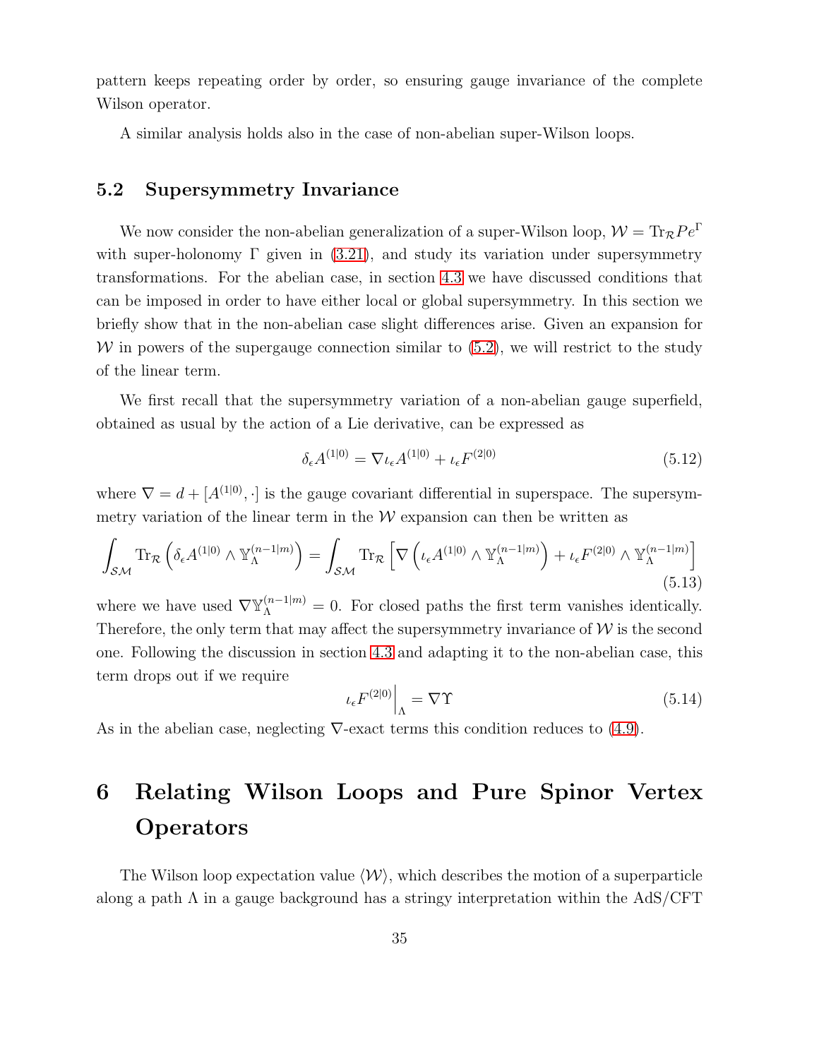pattern keeps repeating order by order, so ensuring gauge invariance of the complete Wilson operator.

A similar analysis holds also in the case of non-abelian super-Wilson loops.

### 5.2 Supersymmetry Invariance

We now consider the non-abelian generalization of a super-Wilson loop, $\mathcal{W} = \mathrm{Tr}_{\mathcal{R}} P e^{\Gamma}$ with super-holonomy $\Gamma$ given in (3.21), and study its variation under supersymmetry transformations. For the abelian case, in section 4.3 we have discussed conditions that can be imposed in order to have either local or global supersymmetry. In this section we briefly show that in the non-abelian case slight differences arise. Given an expansion for $\mathcal{W}$ in powers of the supergauge connection similar to (5.2), we will restrict to the study of the linear term.

We first recall that the supersymmetry variation of a non-abelian gauge superfield, obtained as usual by the action of a Lie derivative, can be expressed as

$$\delta_\epsilon A^{(1|0)} = \nabla \iota_\epsilon A^{(1|0)} + \iota_\epsilon F^{(2|0)} \tag{5.12}$$

where $\nabla = d + [A^{(1|0)}, \cdot]$ is the gauge covariant differential in superspace. The supersymmetry variation of the linear term in the $\mathcal{W}$ expansion can then be written as

$$\int_{\mathcal{SM}} \mathrm{Tr}_{\mathcal{R}} \left( \delta_\epsilon A^{(1|0)} \wedge \mathbb{Y}_\Lambda^{(n-1|m)} \right) = \int_{\mathcal{SM}} \mathrm{Tr}_{\mathcal{R}} \left[ \nabla \left( \iota_\epsilon A^{(1|0)} \wedge \mathbb{Y}_\Lambda^{(n-1|m)} \right) + \iota_\epsilon F^{(2|0)} \wedge \mathbb{Y}_\Lambda^{(n-1|m)} \right] \tag{5.13}$$

where we have used $\nabla \mathbb{Y}_\Lambda^{(n-1|m)} = 0$. For closed paths the first term vanishes identically. Therefore, the only term that may affect the supersymmetry invariance of $\mathcal{W}$ is the second one. Following the discussion in section 4.3 and adapting it to the non-abelian case, this term drops out if we require

$$\iota_\epsilon F^{(2|0)} \Big|_\Lambda = \nabla \Upsilon \tag{5.14}$$

As in the abelian case, neglecting $\nabla$-exact terms this condition reduces to (4.9).

# 6 Relating Wilson Loops and Pure Spinor Vertex Operators

The Wilson loop expectation value $\langle \mathcal{W} \rangle$, which describes the motion of a superparticle along a path $\Lambda$ in a gauge background has a stringy interpretation within the AdS/CFT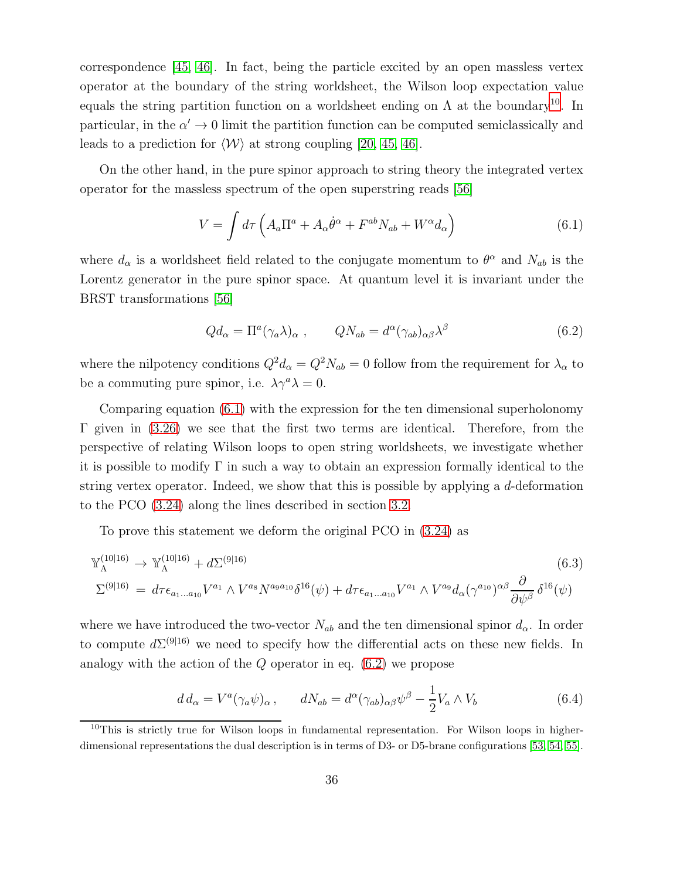correspondence [45, 46]. In fact, being the particle excited by an open massless vertex operator at the boundary of the string worldsheet, the Wilson loop expectation value equals the string partition function on a worldsheet ending on $\Lambda$ at the boundary[10]. In particular, in the $\alpha' \to 0$ limit the partition function can be computed semiclassically and leads to a prediction for $\langle \mathcal{W} \rangle$ at strong coupling [20, 45, 46].

On the other hand, in the pure spinor approach to string theory the integrated vertex operator for the massless spectrum of the open superstring reads [56]

$$V = \int d\tau \left( A_a \Pi^a + A_\alpha \dot{\theta}^\alpha + F^{ab} N_{ab} + W^\alpha d_\alpha \right) \tag{6.1}$$

where $d_\alpha$ is a worldsheet field related to the conjugate momentum to $\theta^\alpha$ and $N_{ab}$ is the Lorentz generator in the pure spinor space. At quantum level it is invariant under the BRST transformations [56]

$$Q d_\alpha = \Pi^a (\gamma_a \lambda)_\alpha \, , \qquad Q N_{ab} = d^\alpha (\gamma_{ab})_{\alpha\beta} \lambda^\beta \tag{6.2}$$

where the nilpotency conditions $Q^2 d_\alpha = Q^2 N_{ab} = 0$ follow from the requirement for $\lambda_\alpha$ to be a commuting pure spinor, i.e. $\lambda \gamma^a \lambda = 0$.

Comparing equation (6.1) with the expression for the ten dimensional superholonomy $\Gamma$ given in (3.26) we see that the first two terms are identical. Therefore, from the perspective of relating Wilson loops to open string worldsheets, we investigate whether it is possible to modify $\Gamma$ in such a way to obtain an expression formally identical to the string vertex operator. Indeed, we show that this is possible by applying a $d$-deformation to the PCO (3.24) along the lines described in section 3.2.

To prove this statement we deform the original PCO in (3.24) as

$$\begin{aligned}
&\mathbb{Y}^{(10|16)}_\Lambda \to \mathbb{Y}^{(10|16)}_\Lambda + d\Sigma^{(9|16)} \\
&\Sigma^{(9|16)} = d\tau \epsilon_{a_1 \dots a_{10}} V^{a_1} \wedge V^{a_8} N^{a_9 a_{10}} \delta^{16}(\psi) + d\tau \epsilon_{a_1 \dots a_{10}} V^{a_1} \wedge V^{a_9} d_\alpha (\gamma^{a_{10}})^{\alpha\beta} \frac{\partial}{\partial \psi^\beta} \delta^{16}(\psi)
\end{aligned} \tag{6.3}$$

where we have introduced the two-vector $N_{ab}$ and the ten dimensional spinor $d_\alpha$. In order to compute $d\Sigma^{(9|16)}$ we need to specify how the differential acts on these new fields. In analogy with the action of the $Q$ operator in eq. (6.2) we propose

$$d \, d_\alpha = V^a (\gamma_a \psi)_\alpha \, , \qquad dN_{ab} = d^\alpha (\gamma_{ab})_{\alpha\beta} \psi^\beta - \frac{1}{2} V_a \wedge V_b \tag{6.4}$$

[10] This is strictly true for Wilson loops in fundamental representation. For Wilson loops in higher-dimensional representations the dual description is in terms of D3- or D5-brane configurations [53, 54, 55].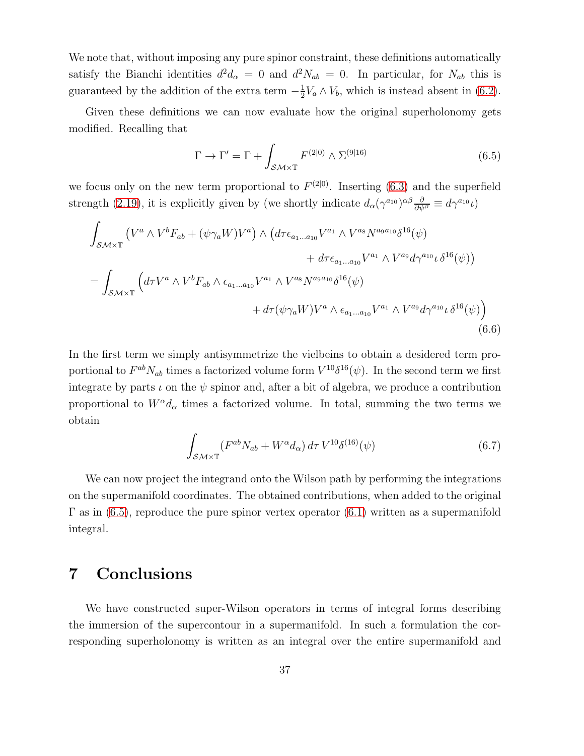We note that, without imposing any pure spinor constraint, these definitions automatically satisfy the Bianchi identities $d^2 d_\alpha = 0$ and $d^2 N_{ab} = 0$. In particular, for $N_{ab}$ this is guaranteed by the addition of the extra term $-\frac{1}{2} V_a \wedge V_b$, which is instead absent in (6.2).

Given these definitions we can now evaluate how the original superholonomy gets modified. Recalling that

$$
\Gamma \to \Gamma' = \Gamma + \int_{\mathcal{SM}\times\mathbb{T}} F^{(2|0)} \wedge \Sigma^{(9|16)} \tag{6.5}
$$

we focus only on the new term proportional to $F^{(2|0)}$. Inserting (6.3) and the superfield strength (2.19), it is explicitly given by (we shortly indicate $d_\alpha (\gamma^{a_{10}})^{\alpha\beta} \frac{\partial}{\partial \psi^\beta} \equiv d\gamma^{a_{10}} \iota$)

$$
\begin{aligned}
&\int_{\mathcal{SM}\times\mathbb{T}} \left( V^a \wedge V^b F_{ab} + (\psi\gamma_a W) V^a \right) \wedge \left( d\tau \epsilon_{a_1 \ldots a_{10}} V^{a_1} \wedge V^{a_8} N^{a_9 a_{10}} \delta^{16}(\psi) \right. \\
&\qquad\qquad\qquad\qquad\qquad\qquad \left. + \, d\tau \epsilon_{a_1 \ldots a_{10}} V^{a_1} \wedge V^{a_9} d\gamma^{a_{10}} \iota \, \delta^{16}(\psi) \right) \\
&= \int_{\mathcal{SM}\times\mathbb{T}} \Big( d\tau V^a \wedge V^b F_{ab} \wedge \epsilon_{a_1 \ldots a_{10}} V^{a_1} \wedge V^{a_8} N^{a_9 a_{10}} \delta^{16}(\psi) \\
&\qquad\qquad\qquad\qquad + d\tau (\psi\gamma_a W) V^a \wedge \epsilon_{a_1 \ldots a_{10}} V^{a_1} \wedge V^{a_9} d\gamma^{a_{10}} \iota \, \delta^{16}(\psi) \Big)
\end{aligned} \tag{6.6}
$$

In the first term we simply antisymmetrize the vielbeins to obtain a desidered term proportional to $F^{ab} N_{ab}$ times a factorized volume form $V^{10} \delta^{16}(\psi)$. In the second term we first integrate by parts $\iota$ on the $\psi$ spinor and, after a bit of algebra, we produce a contribution proportional to $W^\alpha d_\alpha$ times a factorized volume. In total, summing the two terms we obtain

$$
\int_{\mathcal{SM}\times\mathbb{T}} (F^{ab} N_{ab} + W^\alpha d_\alpha) \, d\tau \, V^{10} \delta^{(16)}(\psi) \tag{6.7}
$$

We can now project the integrand onto the Wilson path by performing the integrations on the supermanifold coordinates. The obtained contributions, when added to the original $\Gamma$ as in (6.5), reproduce the pure spinor vertex operator (6.1) written as a supermanifold integral.

# 7 Conclusions

We have constructed super-Wilson operators in terms of integral forms describing the immersion of the supercontour in a supermanifold. In such a formulation the corresponding superholonomy is written as an integral over the entire supermanifold and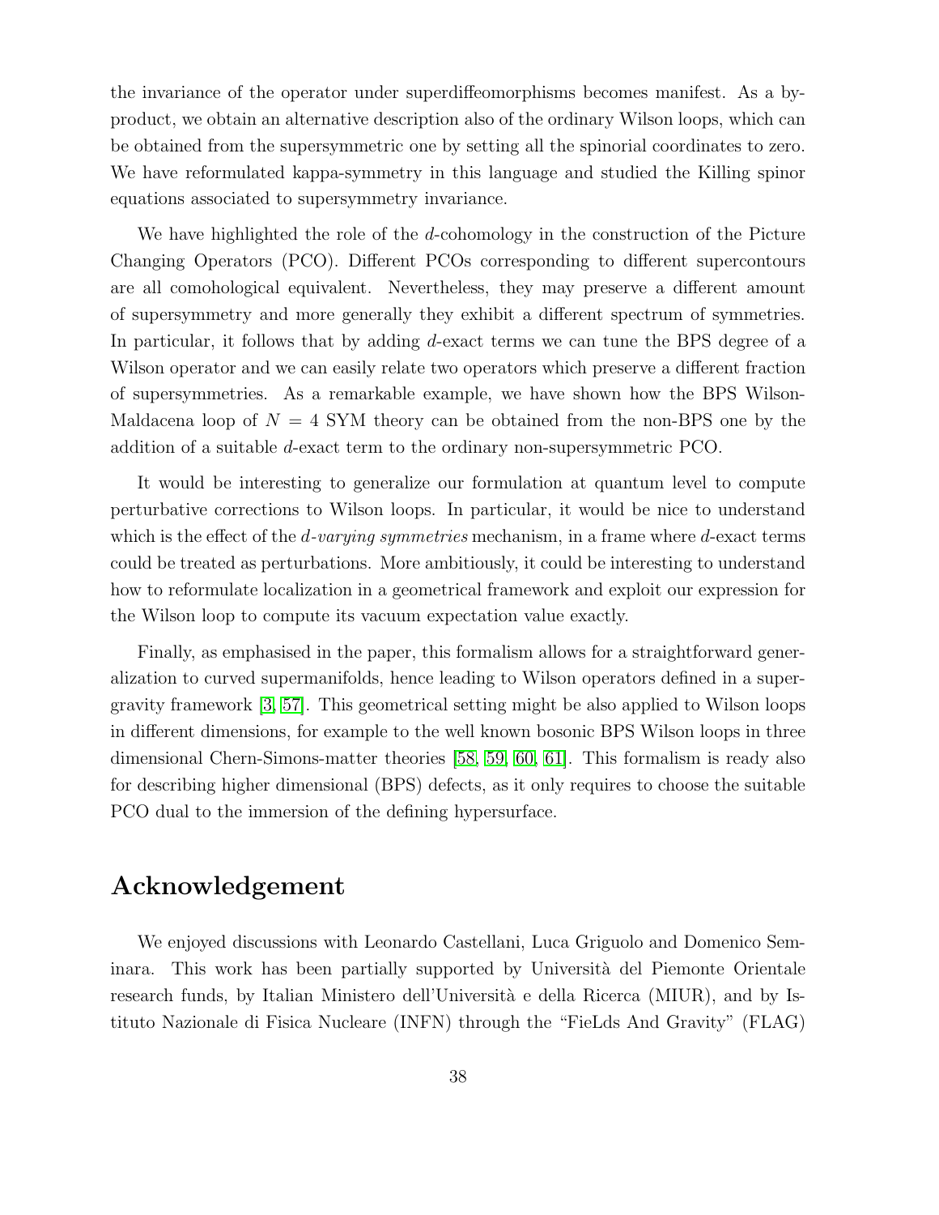the invariance of the operator under superdiffeomorphisms becomes manifest. As a by-product, we obtain an alternative description also of the ordinary Wilson loops, which can be obtained from the supersymmetric one by setting all the spinorial coordinates to zero. We have reformulated kappa-symmetry in this language and studied the Killing spinor equations associated to supersymmetry invariance.

We have highlighted the role of the $d$-cohomology in the construction of the Picture Changing Operators (PCO). Different PCOs corresponding to different supercontours are all comohological equivalent. Nevertheless, they may preserve a different amount of supersymmetry and more generally they exhibit a different spectrum of symmetries. In particular, it follows that by adding $d$-exact terms we can tune the BPS degree of a Wilson operator and we can easily relate two operators which preserve a different fraction of supersymmetries. As a remarkable example, we have shown how the BPS Wilson-Maldacena loop of $N = 4$ SYM theory can be obtained from the non-BPS one by the addition of a suitable $d$-exact term to the ordinary non-supersymmetric PCO.

It would be interesting to generalize our formulation at quantum level to compute perturbative corrections to Wilson loops. In particular, it would be nice to understand which is the effect of the *d-varying symmetries* mechanism, in a frame where $d$-exact terms could be treated as perturbations. More ambitiously, it could be interesting to understand how to reformulate localization in a geometrical framework and exploit our expression for the Wilson loop to compute its vacuum expectation value exactly.

Finally, as emphasised in the paper, this formalism allows for a straightforward generalization to curved supermanifolds, hence leading to Wilson operators defined in a supergravity framework [3, 57]. This geometrical setting might be also applied to Wilson loops in different dimensions, for example to the well known bosonic BPS Wilson loops in three dimensional Chern-Simons-matter theories [58, 59, 60, 61]. This formalism is ready also for describing higher dimensional (BPS) defects, as it only requires to choose the suitable PCO dual to the immersion of the defining hypersurface.

# Acknowledgement

We enjoyed discussions with Leonardo Castellani, Luca Griguolo and Domenico Seminara. This work has been partially supported by Università del Piemonte Orientale research funds, by Italian Ministero dell'Università e della Ricerca (MIUR), and by Istituto Nazionale di Fisica Nucleare (INFN) through the "FieLds And Gravity" (FLAG)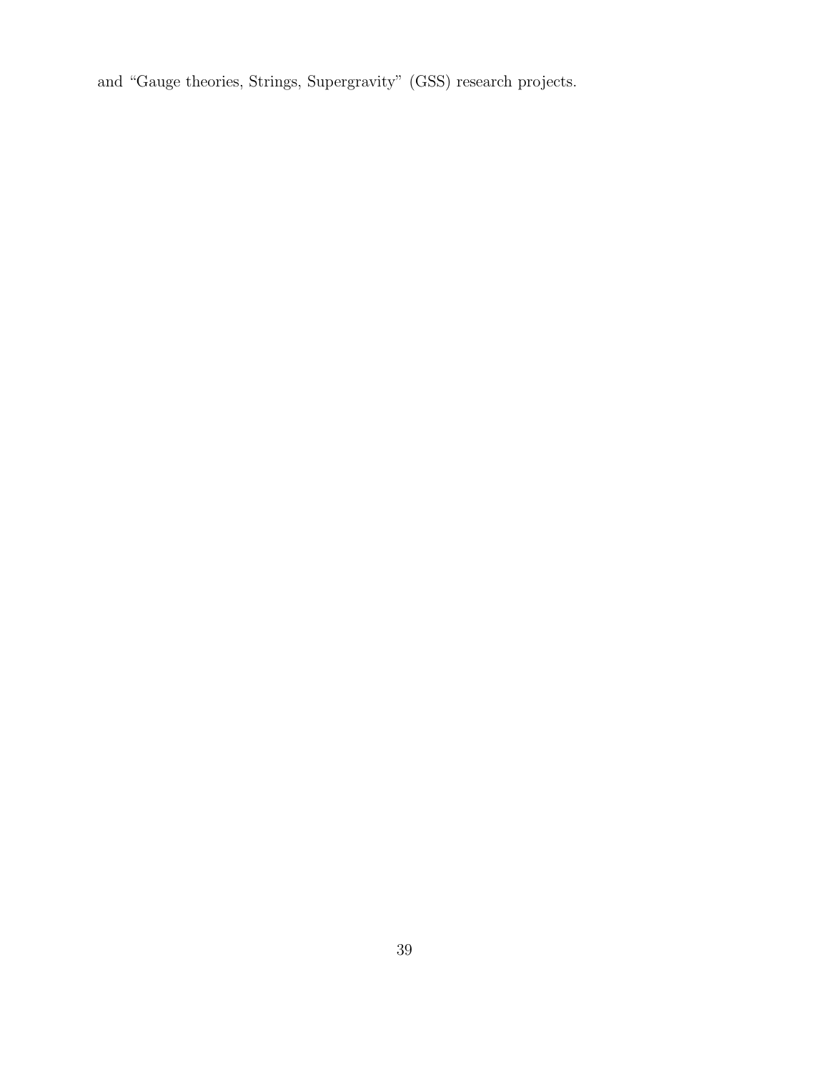and “Gauge theories, Strings, Supergravity” (GSS) research projects.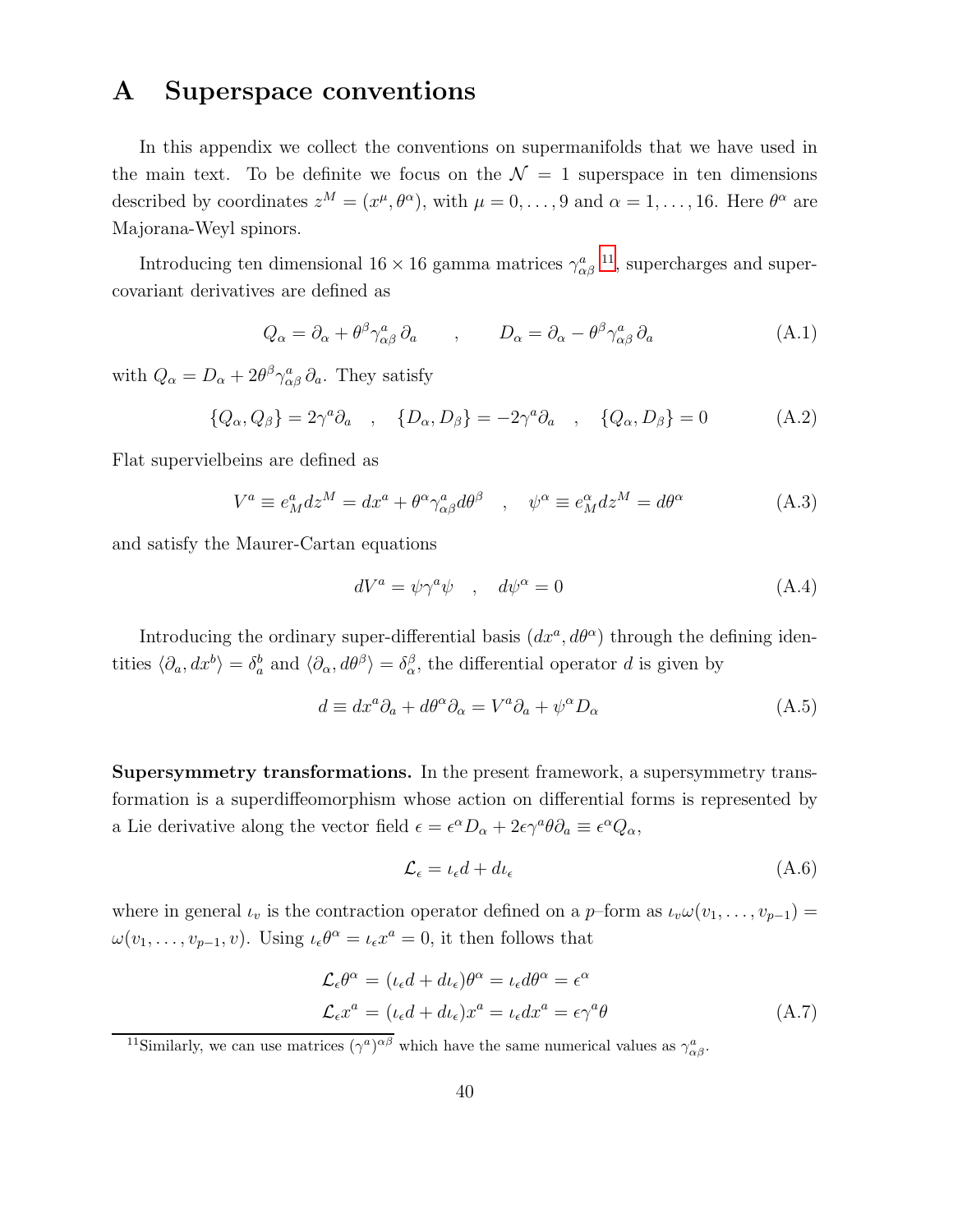# A Superspace conventions

In this appendix we collect the conventions on supermanifolds that we have used in the main text. To be definite we focus on the $\mathcal{N} = 1$ superspace in ten dimensions described by coordinates $z^M = (x^\mu, \theta^\alpha)$, with $\mu = 0, \ldots, 9$ and $\alpha = 1, \ldots, 16$. Here $\theta^\alpha$ are Majorana-Weyl spinors.

Introducing ten dimensional $16 \times 16$ gamma matrices $\gamma^a_{\alpha\beta}$ [11], supercharges and supercovariant derivatives are defined as

$$Q_\alpha = \partial_\alpha + \theta^\beta \gamma^a_{\alpha\beta}\, \partial_a \qquad , \qquad D_\alpha = \partial_\alpha - \theta^\beta \gamma^a_{\alpha\beta}\, \partial_a \tag{A.1}$$

with $Q_\alpha = D_\alpha + 2\theta^\beta \gamma^a_{\alpha\beta}\, \partial_a$. They satisfy

$$\{Q_\alpha, Q_\beta\} = 2\gamma^a \partial_a \quad , \quad \{D_\alpha, D_\beta\} = -2\gamma^a \partial_a \quad , \quad \{Q_\alpha, D_\beta\} = 0 \tag{A.2}$$

Flat supervielbeins are defined as

$$V^a \equiv e^a_M dz^M = dx^a + \theta^\alpha \gamma^a_{\alpha\beta} d\theta^\beta \quad , \quad \psi^\alpha \equiv e^\alpha_M dz^M = d\theta^\alpha \tag{A.3}$$

and satisfy the Maurer-Cartan equations

$$dV^a = \psi \gamma^a \psi \quad , \quad d\psi^\alpha = 0 \tag{A.4}$$

Introducing the ordinary super-differential basis $(dx^a, d\theta^\alpha)$ through the defining identities $\langle \partial_a, dx^b \rangle = \delta^b_a$ and $\langle \partial_\alpha, d\theta^\beta \rangle = \delta^\beta_\alpha$, the differential operator $d$ is given by

$$d \equiv dx^a \partial_a + d\theta^\alpha \partial_\alpha = V^a \partial_a + \psi^\alpha D_\alpha \tag{A.5}$$

**Supersymmetry transformations.** In the present framework, a supersymmetry transformation is a superdiffeomorphism whose action on differential forms is represented by a Lie derivative along the vector field $\epsilon = \epsilon^\alpha D_\alpha + 2\epsilon\gamma^a\theta\partial_a \equiv \epsilon^\alpha Q_\alpha$,

$$\mathcal{L}_\epsilon = \iota_\epsilon d + d\iota_\epsilon \tag{A.6}$$

where in general $\iota_v$ is the contraction operator defined on a $p$–form as $\iota_v \omega(v_1, \ldots, v_{p-1}) = \omega(v_1, \ldots, v_{p-1}, v)$. Using $\iota_\epsilon \theta^\alpha = \iota_\epsilon x^a = 0$, it then follows that

$$\begin{aligned}
\mathcal{L}_\epsilon \theta^\alpha &= (\iota_\epsilon d + d\iota_\epsilon)\theta^\alpha = \iota_\epsilon d\theta^\alpha = \epsilon^\alpha \\
\mathcal{L}_\epsilon x^a &= (\iota_\epsilon d + d\iota_\epsilon)x^a = \iota_\epsilon dx^a = \epsilon\gamma^a\theta
\end{aligned} \tag{A.7}$$

[11] Similarly, we can use matrices $(\gamma^a)^{\alpha\beta}$ which have the same numerical values as $\gamma^a_{\alpha\beta}$.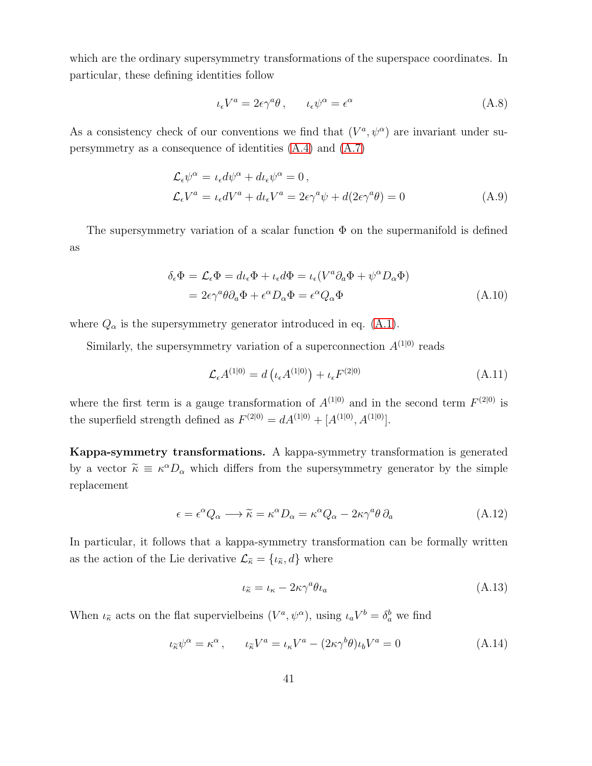which are the ordinary supersymmetry transformations of the superspace coordinates. In particular, these defining identities follow

$$\iota_\epsilon V^a = 2\epsilon\gamma^a\theta\,, \qquad \iota_\epsilon \psi^\alpha = \epsilon^\alpha \tag{A.8}$$

As a consistency check of our conventions we find that $(V^a, \psi^\alpha)$ are invariant under supersymmetry as a consequence of identities (A.4) and (A.7)

$$\begin{aligned}
\mathcal{L}_\epsilon \psi^\alpha &= \iota_\epsilon d\psi^\alpha + d\iota_\epsilon \psi^\alpha = 0\,, \\
\mathcal{L}_\epsilon V^a &= \iota_\epsilon dV^a + d\iota_\epsilon V^a = 2\epsilon\gamma^a\psi + d(2\epsilon\gamma^a\theta) = 0
\end{aligned} \tag{A.9}$$

The supersymmetry variation of a scalar function $\Phi$ on the supermanifold is defined as

$$\begin{aligned}
\delta_\epsilon \Phi &= \mathcal{L}_\epsilon \Phi = d\iota_\epsilon \Phi + \iota_\epsilon d\Phi = \iota_\epsilon (V^a \partial_a \Phi + \psi^\alpha D_\alpha \Phi) \\
&= 2\epsilon\gamma^a\theta\partial_a\Phi + \epsilon^\alpha D_\alpha \Phi = \epsilon^\alpha Q_\alpha \Phi
\end{aligned} \tag{A.10}$$

where $Q_\alpha$ is the supersymmetry generator introduced in eq. (A.1).

Similarly, the supersymmetry variation of a superconnection $A^{(1|0)}$ reads

$$\mathcal{L}_\epsilon A^{(1|0)} = d\left(\iota_\epsilon A^{(1|0)}\right) + \iota_\epsilon F^{(2|0)} \tag{A.11}$$

where the first term is a gauge transformation of $A^{(1|0)}$ and in the second term $F^{(2|0)}$ is the superfield strength defined as $F^{(2|0)} = dA^{(1|0)} + [A^{(1|0)}, A^{(1|0)}]$.

**Kappa-symmetry transformations.** A kappa-symmetry transformation is generated by a vector $\widetilde{\kappa} \equiv \kappa^\alpha D_\alpha$ which differs from the supersymmetry generator by the simple replacement

$$\epsilon = \epsilon^\alpha Q_\alpha \longrightarrow \widetilde{\kappa} = \kappa^\alpha D_\alpha = \kappa^\alpha Q_\alpha - 2\kappa\gamma^a\theta\,\partial_a \tag{A.12}$$

In particular, it follows that a kappa-symmetry transformation can be formally written as the action of the Lie derivative $\mathcal{L}_{\widetilde{\kappa}} = \{\iota_{\widetilde{\kappa}}, d\}$ where

$$\iota_{\widetilde{\kappa}} = \iota_\kappa - 2\kappa\gamma^a\theta\iota_a \tag{A.13}$$

When $\iota_{\widetilde{\kappa}}$ acts on the flat supervielbeins $(V^a, \psi^\alpha)$, using $\iota_a V^b = \delta_a^b$ we find

$$\iota_{\widetilde{\kappa}}\psi^\alpha = \kappa^\alpha\,, \qquad \iota_{\widetilde{\kappa}} V^a = \iota_\kappa V^a - (2\kappa\gamma^b\theta)\iota_b V^a = 0 \tag{A.14}$$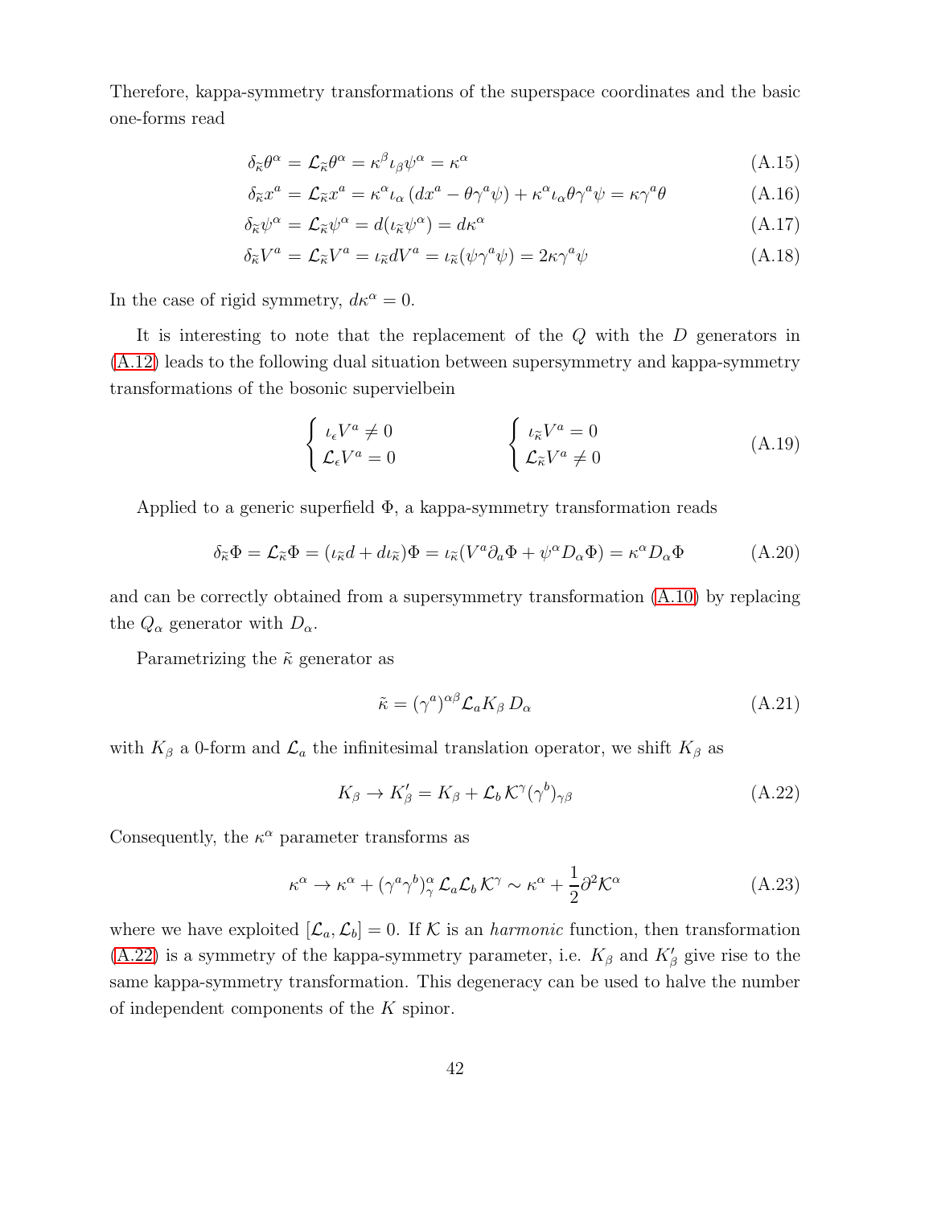Therefore, kappa-symmetry transformations of the superspace coordinates and the basic one-forms read

$$\delta_{\widetilde{\kappa}}\theta^\alpha = \mathcal{L}_{\widetilde{\kappa}}\theta^\alpha = \kappa^\beta \iota_\beta \psi^\alpha = \kappa^\alpha \tag{A.15}$$

$$\delta_{\widetilde{\kappa}}x^a = \mathcal{L}_{\widetilde{\kappa}}x^a = \kappa^\alpha \iota_\alpha \left(dx^a - \theta\gamma^a\psi\right) + \kappa^\alpha \iota_\alpha \theta\gamma^a\psi = \kappa\gamma^a\theta \tag{A.16}$$

$$\delta_{\widetilde{\kappa}}\psi^\alpha = \mathcal{L}_{\widetilde{\kappa}}\psi^\alpha = d(\iota_{\widetilde{\kappa}}\psi^\alpha) = d\kappa^\alpha \tag{A.17}$$

$$\delta_{\widetilde{\kappa}}V^a = \mathcal{L}_{\widetilde{\kappa}}V^a = \iota_{\widetilde{\kappa}}dV^a = \iota_{\widetilde{\kappa}}(\psi\gamma^a\psi) = 2\kappa\gamma^a\psi \tag{A.18}$$

In the case of rigid symmetry, $d\kappa^\alpha = 0$.

It is interesting to note that the replacement of the $Q$ with the $D$ generators in (A.12) leads to the following dual situation between supersymmetry and kappa-symmetry transformations of the bosonic supervielbein

$$\begin{cases} \iota_\epsilon V^a \neq 0 \\ \mathcal{L}_\epsilon V^a = 0 \end{cases} \qquad\qquad \begin{cases} \iota_{\widetilde{\kappa}} V^a = 0 \\ \mathcal{L}_{\widetilde{\kappa}} V^a \neq 0 \end{cases} \tag{A.19}$$

Applied to a generic superfield $\Phi$, a kappa-symmetry transformation reads

$$\delta_{\widetilde{\kappa}}\Phi = \mathcal{L}_{\widetilde{\kappa}}\Phi = (\iota_{\widetilde{\kappa}}d + d\iota_{\widetilde{\kappa}})\Phi = \iota_{\widetilde{\kappa}}(V^a\partial_a\Phi + \psi^\alpha D_\alpha\Phi) = \kappa^\alpha D_\alpha \Phi \tag{A.20}$$

and can be correctly obtained from a supersymmetry transformation (A.10) by replacing the $Q_\alpha$ generator with $D_\alpha$.

Parametrizing the $\tilde{\kappa}$ generator as

$$\tilde{\kappa} = (\gamma^a)^{\alpha\beta}\mathcal{L}_a K_\beta \, D_\alpha \tag{A.21}$$

with $K_\beta$ a 0-form and $\mathcal{L}_a$ the infinitesimal translation operator, we shift $K_\beta$ as

$$K_\beta \to K'_\beta = K_\beta + \mathcal{L}_b \, \mathcal{K}^\gamma (\gamma^b)_{\gamma\beta} \tag{A.22}$$

Consequently, the $\kappa^\alpha$ parameter transforms as

$$\kappa^\alpha \to \kappa^\alpha + (\gamma^a\gamma^b)^\alpha_\gamma \, \mathcal{L}_a\mathcal{L}_b \, \mathcal{K}^\gamma \sim \kappa^\alpha + \frac{1}{2}\partial^2\mathcal{K}^\alpha \tag{A.23}$$

where we have exploited $[\mathcal{L}_a, \mathcal{L}_b] = 0$. If $\mathcal{K}$ is an *harmonic* function, then transformation (A.22) is a symmetry of the kappa-symmetry parameter, i.e. $K_\beta$ and $K'_\beta$ give rise to the same kappa-symmetry transformation. This degeneracy can be used to halve the number of independent components of the $K$ spinor.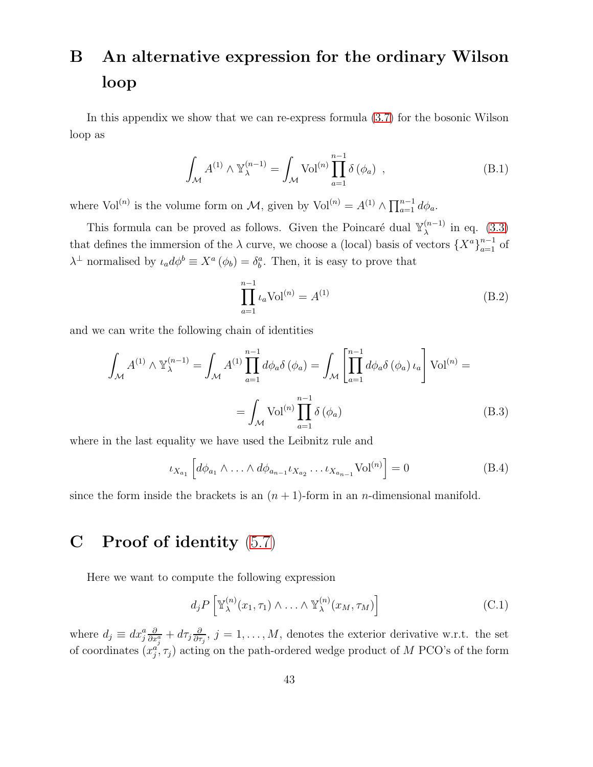# B An alternative expression for the ordinary Wilson loop

In this appendix we show that we can re-express formula (3.7) for the bosonic Wilson loop as

$$\int_{\mathcal{M}} A^{(1)} \wedge \mathbb{Y}_{\lambda}^{(n-1)} = \int_{\mathcal{M}} \mathrm{Vol}^{(n)} \prod_{a=1}^{n-1} \delta\left(\phi_a\right) \ , \tag{B.1}$$

where $\mathrm{Vol}^{(n)}$ is the volume form on $\mathcal{M}$, given by $\mathrm{Vol}^{(n)} = A^{(1)} \wedge \prod_{a=1}^{n-1} d\phi_a$.

This formula can be proved as follows. Given the Poincaré dual $\mathbb{Y}_{\lambda}^{(n-1)}$ in eq. (3.3) that defines the immersion of the $\lambda$ curve, we choose a (local) basis of vectors $\{X^a\}_{a=1}^{n-1}$ of $\lambda^{\perp}$ normalised by $\iota_a d\phi^b \equiv X^a\left(\phi_b\right) = \delta_b^a$. Then, it is easy to prove that

$$\prod_{a=1}^{n-1} \iota_a \mathrm{Vol}^{(n)} = A^{(1)} \tag{B.2}$$

and we can write the following chain of identities

$$\int_{\mathcal{M}} A^{(1)} \wedge \mathbb{Y}_{\lambda}^{(n-1)} = \int_{\mathcal{M}} A^{(1)} \prod_{a=1}^{n-1} d\phi_a \delta\left(\phi_a\right) = \int_{\mathcal{M}} \left[\prod_{a=1}^{n-1} d\phi_a \delta\left(\phi_a\right) \iota_a\right] \mathrm{Vol}^{(n)} =$$

$$= \int_{\mathcal{M}} \mathrm{Vol}^{(n)} \prod_{a=1}^{n-1} \delta\left(\phi_a\right) \tag{B.3}$$

where in the last equality we have used the Leibnitz rule and

$$\iota_{X_{a_1}} \left[ d\phi_{a_1} \wedge \ldots \wedge d\phi_{a_{n-1}} \iota_{X_{a_2}} \ldots \iota_{X_{a_{n-1}}} \mathrm{Vol}^{(n)} \right] = 0 \tag{B.4}$$

since the form inside the brackets is an $(n+1)$-form in an $n$-dimensional manifold.

# C Proof of identity (5.7)

Here we want to compute the following expression

$$d_j P \left[ \mathbb{Y}_{\lambda}^{(n)}(x_1, \tau_1) \wedge \ldots \wedge \mathbb{Y}_{\lambda}^{(n)}(x_M, \tau_M) \right] \tag{C.1}$$

where $d_j \equiv dx_j^a \frac{\partial}{\partial x_j^a} + d\tau_j \frac{\partial}{\partial \tau_j}$, $j = 1, \ldots, M$, denotes the exterior derivative w.r.t. the set of coordinates $(x_j^a, \tau_j)$ acting on the path-ordered wedge product of $M$ PCO's of the form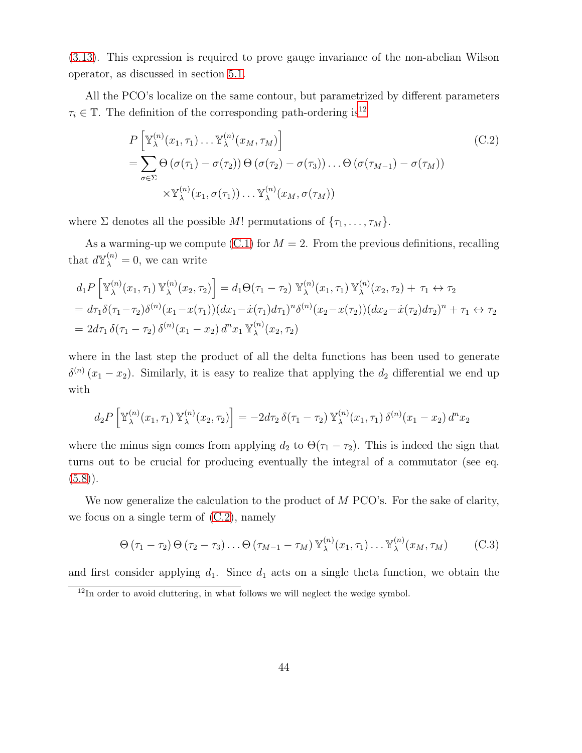(3.13). This expression is required to prove gauge invariance of the non-abelian Wilson operator, as discussed in section 5.1.

All the PCO's localize on the same contour, but parametrized by different parameters $\tau_i \in \mathbb{T}$. The definition of the corresponding path-ordering is[12]

$$
\begin{aligned}
& P\left[\mathbb{Y}_\lambda^{(n)}(x_1,\tau_1)\dots\mathbb{Y}_\lambda^{(n)}(x_M,\tau_M)\right] \\
&= \sum_{\sigma\in\Sigma}\Theta\left(\sigma(\tau_1)-\sigma(\tau_2)\right)\Theta\left(\sigma(\tau_2)-\sigma(\tau_3)\right)\dots\Theta\left(\sigma(\tau_{M-1})-\sigma(\tau_M)\right) \\
&\qquad \times\mathbb{Y}_\lambda^{(n)}(x_1,\sigma(\tau_1))\dots\mathbb{Y}_\lambda^{(n)}(x_M,\sigma(\tau_M))
\end{aligned}
\tag{C.2}
$$

where $\Sigma$ denotes all the possible $M!$ permutations of $\{\tau_1,\dots,\tau_M\}$.

As a warming-up we compute (C.1) for $M=2$. From the previous definitions, recalling that $d\mathbb{Y}_\lambda^{(n)}=0$, we can write

$$
\begin{aligned}
& d_1 P\left[\mathbb{Y}_\lambda^{(n)}(x_1,\tau_1)\,\mathbb{Y}_\lambda^{(n)}(x_2,\tau_2)\right] = d_1\Theta(\tau_1-\tau_2)\;\mathbb{Y}_\lambda^{(n)}(x_1,\tau_1)\,\mathbb{Y}_\lambda^{(n)}(x_2,\tau_2) + \;\tau_1\leftrightarrow\tau_2 \\
&= d\tau_1\delta(\tau_1-\tau_2)\delta^{(n)}(x_1-x(\tau_1))(dx_1-\dot{x}(\tau_1)d\tau_1)^n\delta^{(n)}(x_2-x(\tau_2))(dx_2-\dot{x}(\tau_2)d\tau_2)^n + \tau_1\leftrightarrow\tau_2 \\
&= 2d\tau_1\,\delta(\tau_1-\tau_2)\,\delta^{(n)}(x_1-x_2)\,d^nx_1\,\mathbb{Y}_\lambda^{(n)}(x_2,\tau_2)
\end{aligned}
$$

where in the last step the product of all the delta functions has been used to generate $\delta^{(n)}(x_1-x_2)$. Similarly, it is easy to realize that applying the $d_2$ differential we end up with

$$
d_2 P\left[\mathbb{Y}_\lambda^{(n)}(x_1,\tau_1)\,\mathbb{Y}_\lambda^{(n)}(x_2,\tau_2)\right] = -2d\tau_2\,\delta(\tau_1-\tau_2)\,\mathbb{Y}_\lambda^{(n)}(x_1,\tau_1)\,\delta^{(n)}(x_1-x_2)\,d^nx_2
$$

where the minus sign comes from applying $d_2$ to $\Theta(\tau_1-\tau_2)$. This is indeed the sign that turns out to be crucial for producing eventually the integral of a commutator (see eq. (5.8)).

We now generalize the calculation to the product of $M$ PCO's. For the sake of clarity, we focus on a single term of (C.2), namely

$$
\Theta\left(\tau_1-\tau_2\right)\Theta\left(\tau_2-\tau_3\right)\dots\Theta\left(\tau_{M-1}-\tau_M\right)\mathbb{Y}_\lambda^{(n)}(x_1,\tau_1)\dots\mathbb{Y}_\lambda^{(n)}(x_M,\tau_M)
\tag{C.3}
$$

and first consider applying $d_1$. Since $d_1$ acts on a single theta function, we obtain the

[12] In order to avoid cluttering, in what follows we will neglect the wedge symbol.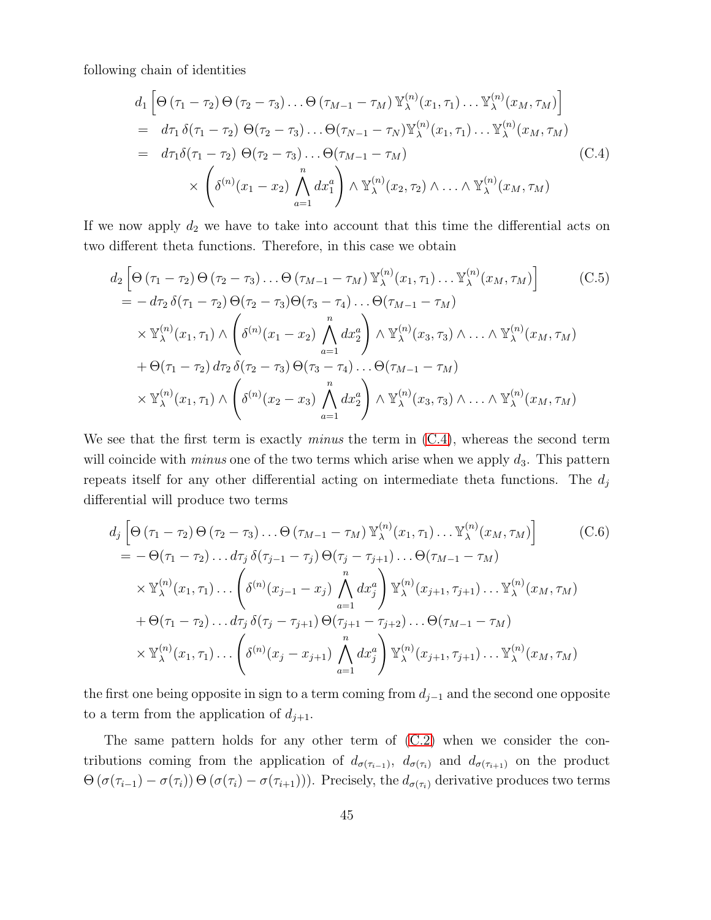following chain of identities

$$
\begin{aligned}
& d_1 \left[ \Theta\left(\tau_1 - \tau_2\right) \Theta\left(\tau_2 - \tau_3\right) \ldots \Theta\left(\tau_{M-1} - \tau_M\right) \mathbb{Y}_\lambda^{(n)}(x_1, \tau_1) \ldots \mathbb{Y}_\lambda^{(n)}(x_M, \tau_M) \right] \\
= \;& d\tau_1 \, \delta(\tau_1 - \tau_2) \; \Theta(\tau_2 - \tau_3) \ldots \Theta(\tau_{N-1} - \tau_N) \mathbb{Y}_\lambda^{(n)}(x_1, \tau_1) \ldots \mathbb{Y}_\lambda^{(n)}(x_M, \tau_M) \\
= \;& d\tau_1 \delta(\tau_1 - \tau_2) \; \Theta(\tau_2 - \tau_3) \ldots \Theta(\tau_{M-1} - \tau_M) \\
& \quad \times \left( \delta^{(n)}(x_1 - x_2) \bigwedge_{a=1}^{n} dx_1^a \right) \wedge \mathbb{Y}_\lambda^{(n)}(x_2, \tau_2) \wedge \ldots \wedge \mathbb{Y}_\lambda^{(n)}(x_M, \tau_M)
\end{aligned}
\tag{C.4}
$$

If we now apply $d_2$ we have to take into account that this time the differential acts on two different theta functions. Therefore, in this case we obtain

$$
\begin{aligned}
& d_2 \left[ \Theta\left(\tau_1 - \tau_2\right) \Theta\left(\tau_2 - \tau_3\right) \ldots \Theta\left(\tau_{M-1} - \tau_M\right) \mathbb{Y}_\lambda^{(n)}(x_1, \tau_1) \ldots \mathbb{Y}_\lambda^{(n)}(x_M, \tau_M) \right] \\
& = - d\tau_2 \, \delta(\tau_1 - \tau_2) \, \Theta(\tau_2 - \tau_3) \Theta(\tau_3 - \tau_4) \ldots \Theta(\tau_{M-1} - \tau_M) \\
& \quad \times \mathbb{Y}_\lambda^{(n)}(x_1, \tau_1) \wedge \left( \delta^{(n)}(x_1 - x_2) \bigwedge_{a=1}^{n} dx_2^a \right) \wedge \mathbb{Y}_\lambda^{(n)}(x_3, \tau_3) \wedge \ldots \wedge \mathbb{Y}_\lambda^{(n)}(x_M, \tau_M) \\
& \quad + \Theta(\tau_1 - \tau_2) \, d\tau_2 \, \delta(\tau_2 - \tau_3) \, \Theta(\tau_3 - \tau_4) \ldots \Theta(\tau_{M-1} - \tau_M) \\
& \quad \times \mathbb{Y}_\lambda^{(n)}(x_1, \tau_1) \wedge \left( \delta^{(n)}(x_2 - x_3) \bigwedge_{a=1}^{n} dx_2^a \right) \wedge \mathbb{Y}_\lambda^{(n)}(x_3, \tau_3) \wedge \ldots \wedge \mathbb{Y}_\lambda^{(n)}(x_M, \tau_M)
\end{aligned}
\tag{C.5}
$$

We see that the first term is exactly *minus* the term in (C.4), whereas the second term will coincide with *minus* one of the two terms which arise when we apply $d_3$. This pattern repeats itself for any other differential acting on intermediate theta functions. The $d_j$ differential will produce two terms

$$
\begin{aligned}
& d_j \left[ \Theta\left(\tau_1 - \tau_2\right) \Theta\left(\tau_2 - \tau_3\right) \ldots \Theta\left(\tau_{M-1} - \tau_M\right) \mathbb{Y}_\lambda^{(n)}(x_1, \tau_1) \ldots \mathbb{Y}_\lambda^{(n)}(x_M, \tau_M) \right] \\
& = - \Theta(\tau_1 - \tau_2) \ldots d\tau_j \, \delta(\tau_{j-1} - \tau_j) \, \Theta(\tau_j - \tau_{j+1}) \ldots \Theta(\tau_{M-1} - \tau_M) \\
& \quad \times \mathbb{Y}_\lambda^{(n)}(x_1, \tau_1) \ldots \left( \delta^{(n)}(x_{j-1} - x_j) \bigwedge_{a=1}^{n} dx_j^a \right) \mathbb{Y}_\lambda^{(n)}(x_{j+1}, \tau_{j+1}) \ldots \mathbb{Y}_\lambda^{(n)}(x_M, \tau_M) \\
& \quad + \Theta(\tau_1 - \tau_2) \ldots d\tau_j \, \delta(\tau_j - \tau_{j+1}) \, \Theta(\tau_{j+1} - \tau_{j+2}) \ldots \Theta(\tau_{M-1} - \tau_M) \\
& \quad \times \mathbb{Y}_\lambda^{(n)}(x_1, \tau_1) \ldots \left( \delta^{(n)}(x_j - x_{j+1}) \bigwedge_{a=1}^{n} dx_j^a \right) \mathbb{Y}_\lambda^{(n)}(x_{j+1}, \tau_{j+1}) \ldots \mathbb{Y}_\lambda^{(n)}(x_M, \tau_M)
\end{aligned}
\tag{C.6}
$$

the first one being opposite in sign to a term coming from $d_{j-1}$ and the second one opposite to a term from the application of $d_{j+1}$.

The same pattern holds for any other term of (C.2) when we consider the contributions coming from the application of $d_{\sigma(\tau_{i-1})}$, $d_{\sigma(\tau_i)}$ and $d_{\sigma(\tau_{i+1})}$ on the product $\Theta\left(\sigma(\tau_{i-1}) - \sigma(\tau_i)\right) \Theta\left(\sigma(\tau_i) - \sigma(\tau_{i+1})\right))$. Precisely, the $d_{\sigma(\tau_i)}$ derivative produces two terms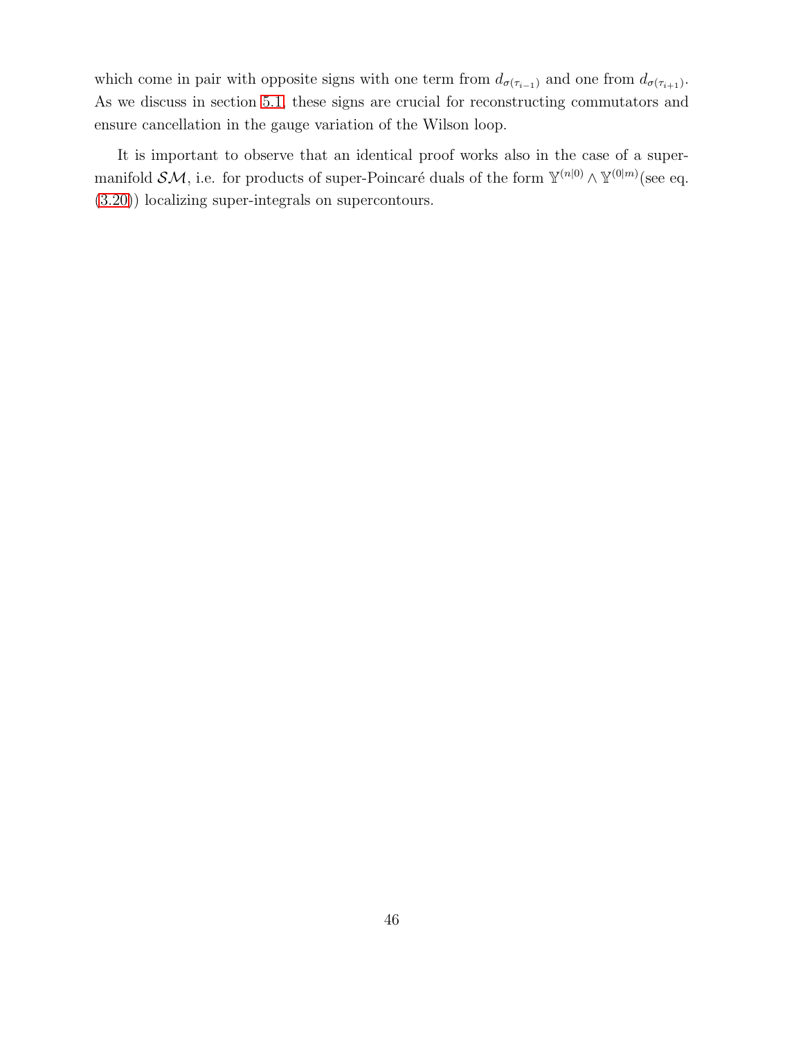which come in pair with opposite signs with one term from $d_{\sigma(\tau_{i-1})}$ and one from $d_{\sigma(\tau_{i+1})}$. As we discuss in section 5.1, these signs are crucial for reconstructing commutators and ensure cancellation in the gauge variation of the Wilson loop.

It is important to observe that an identical proof works also in the case of a supermanifold $\mathcal{SM}$, i.e. for products of super-Poincaré duals of the form $\mathbb{Y}^{(n|0)} \wedge \mathbb{Y}^{(0|m)}$(see eq. (3.20)) localizing super-integrals on supercontours.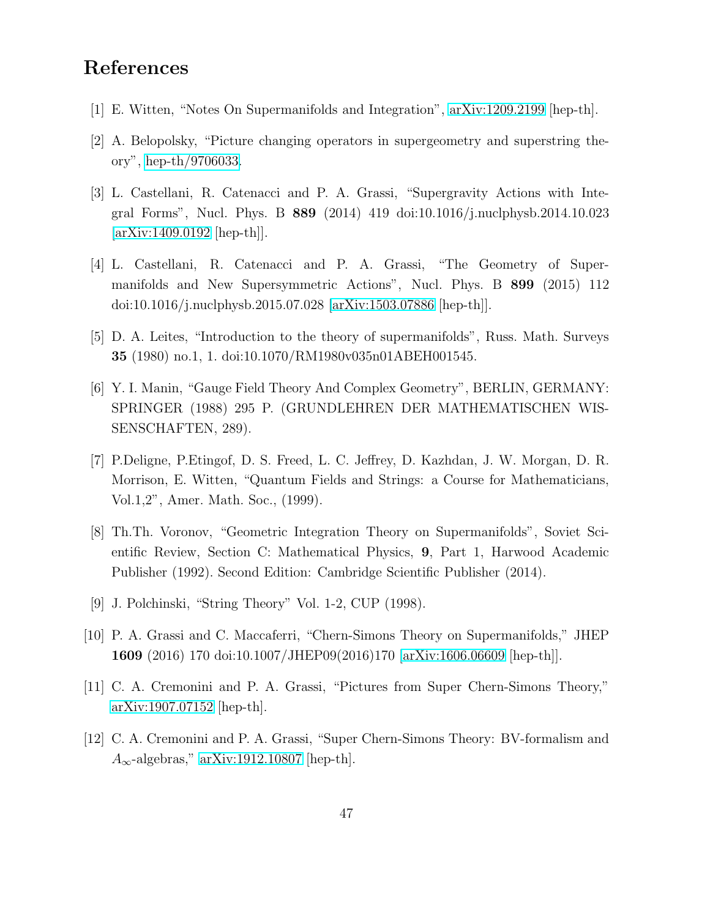# References

[1] E. Witten, "Notes On Supermanifolds and Integration", arXiv:1209.2199 [hep-th].

[2] A. Belopolsky, "Picture changing operators in supergeometry and superstring theory", hep-th/9706033.

[3] L. Castellani, R. Catenacci and P. A. Grassi, "Supergravity Actions with Integral Forms", Nucl. Phys. B **889** (2014) 419 doi:10.1016/j.nuclphysb.2014.10.023 [arXiv:1409.0192 [hep-th]].

[4] L. Castellani, R. Catenacci and P. A. Grassi, "The Geometry of Supermanifolds and New Supersymmetric Actions", Nucl. Phys. B **899** (2015) 112 doi:10.1016/j.nuclphysb.2015.07.028 [arXiv:1503.07886 [hep-th]].

[5] D. A. Leites, "Introduction to the theory of supermanifolds", Russ. Math. Surveys **35** (1980) no.1, 1. doi:10.1070/RM1980v035n01ABEH001545.

[6] Y. I. Manin, "Gauge Field Theory And Complex Geometry", BERLIN, GERMANY: SPRINGER (1988) 295 P. (GRUNDLEHREN DER MATHEMATISCHEN WISSENSCHAFTEN, 289).

[7] P.Deligne, P.Etingof, D. S. Freed, L. C. Jeffrey, D. Kazhdan, J. W. Morgan, D. R. Morrison, E. Witten, "Quantum Fields and Strings: a Course for Mathematicians, Vol.1,2", Amer. Math. Soc., (1999).

[8] Th.Th. Voronov, "Geometric Integration Theory on Supermanifolds", Soviet Scientific Review, Section C: Mathematical Physics, **9**, Part 1, Harwood Academic Publisher (1992). Second Edition: Cambridge Scientific Publisher (2014).

[9] J. Polchinski, "String Theory" Vol. 1-2, CUP (1998).

[10] P. A. Grassi and C. Maccaferri, "Chern-Simons Theory on Supermanifolds," JHEP **1609** (2016) 170 doi:10.1007/JHEP09(2016)170 [arXiv:1606.06609 [hep-th]].

[11] C. A. Cremonini and P. A. Grassi, "Pictures from Super Chern-Simons Theory," arXiv:1907.07152 [hep-th].

[12] C. A. Cremonini and P. A. Grassi, "Super Chern-Simons Theory: BV-formalism and $A_\infty$-algebras," arXiv:1912.10807 [hep-th].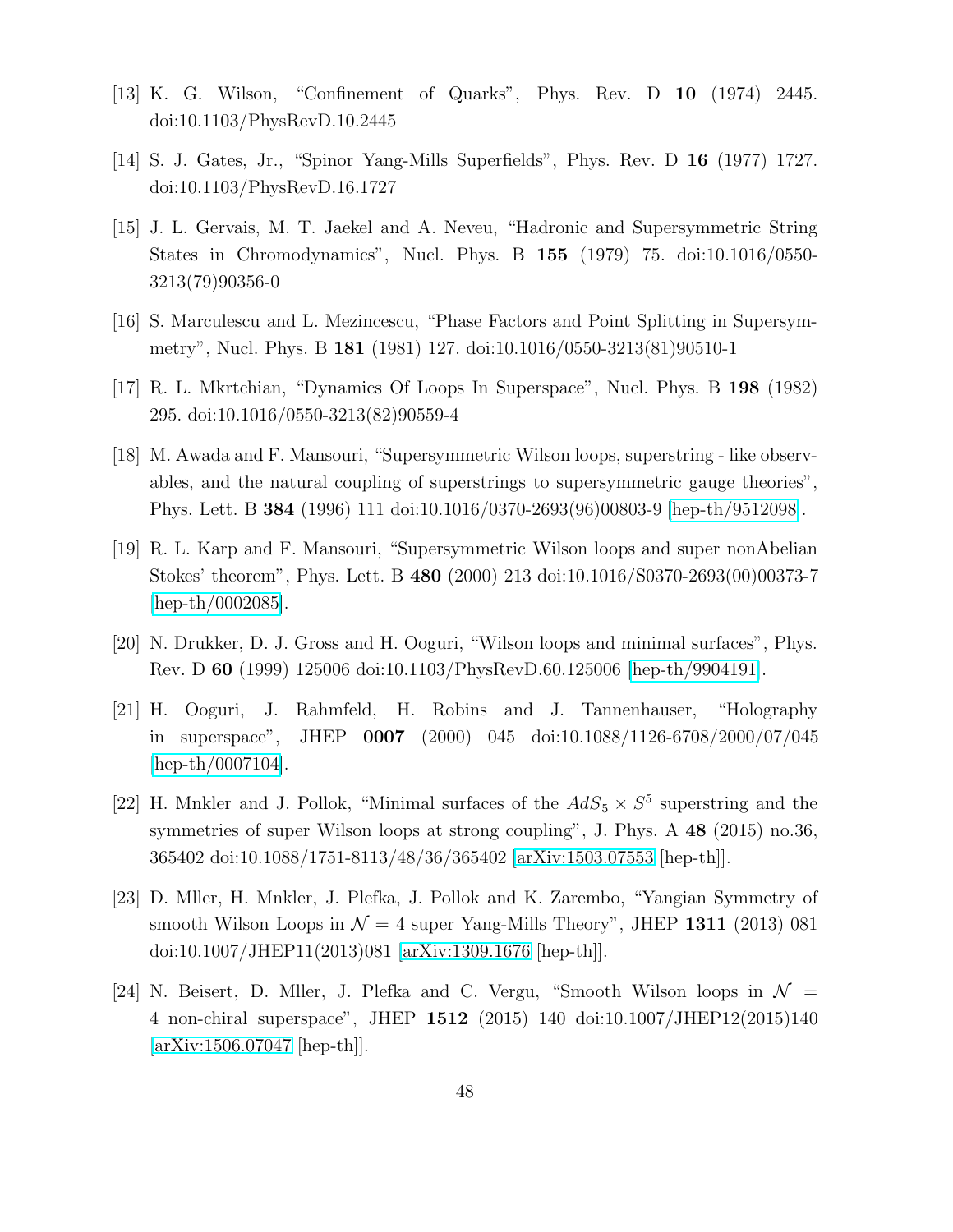[13] K. G. Wilson, “Confinement of Quarks”, Phys. Rev. D **10** (1974) 2445. doi:10.1103/PhysRevD.10.2445

[14] S. J. Gates, Jr., “Spinor Yang-Mills Superfields”, Phys. Rev. D **16** (1977) 1727. doi:10.1103/PhysRevD.16.1727

[15] J. L. Gervais, M. T. Jaekel and A. Neveu, “Hadronic and Supersymmetric String States in Chromodynamics”, Nucl. Phys. B **155** (1979) 75. doi:10.1016/0550-3213(79)90356-0

[16] S. Marculescu and L. Mezincescu, “Phase Factors and Point Splitting in Supersymmetry”, Nucl. Phys. B **181** (1981) 127. doi:10.1016/0550-3213(81)90510-1

[17] R. L. Mkrtchian, “Dynamics Of Loops In Superspace”, Nucl. Phys. B **198** (1982) 295. doi:10.1016/0550-3213(82)90559-4

[18] M. Awada and F. Mansouri, “Supersymmetric Wilson loops, superstring - like observables, and the natural coupling of superstrings to supersymmetric gauge theories”, Phys. Lett. B **384** (1996) 111 doi:10.1016/0370-2693(96)00803-9 [hep-th/9512098].

[19] R. L. Karp and F. Mansouri, “Supersymmetric Wilson loops and super nonAbelian Stokes' theorem”, Phys. Lett. B **480** (2000) 213 doi:10.1016/S0370-2693(00)00373-7 [hep-th/0002085].

[20] N. Drukker, D. J. Gross and H. Ooguri, “Wilson loops and minimal surfaces”, Phys. Rev. D **60** (1999) 125006 doi:10.1103/PhysRevD.60.125006 [hep-th/9904191].

[21] H. Ooguri, J. Rahmfeld, H. Robins and J. Tannenhauser, “Holography in superspace”, JHEP **0007** (2000) 045 doi:10.1088/1126-6708/2000/07/045 [hep-th/0007104].

[22] H. Mnkler and J. Pollok, “Minimal surfaces of the $AdS_5 \times S^5$ superstring and the symmetries of super Wilson loops at strong coupling”, J. Phys. A **48** (2015) no.36, 365402 doi:10.1088/1751-8113/48/36/365402 [arXiv:1503.07553 [hep-th]].

[23] D. Mller, H. Mnkler, J. Plefka, J. Pollok and K. Zarembo, “Yangian Symmetry of smooth Wilson Loops in $\mathcal{N} = 4$ super Yang-Mills Theory”, JHEP **1311** (2013) 081 doi:10.1007/JHEP11(2013)081 [arXiv:1309.1676 [hep-th]].

[24] N. Beisert, D. Mller, J. Plefka and C. Vergu, “Smooth Wilson loops in $\mathcal{N} = 4$ non-chiral superspace”, JHEP **1512** (2015) 140 doi:10.1007/JHEP12(2015)140 [arXiv:1506.07047 [hep-th]].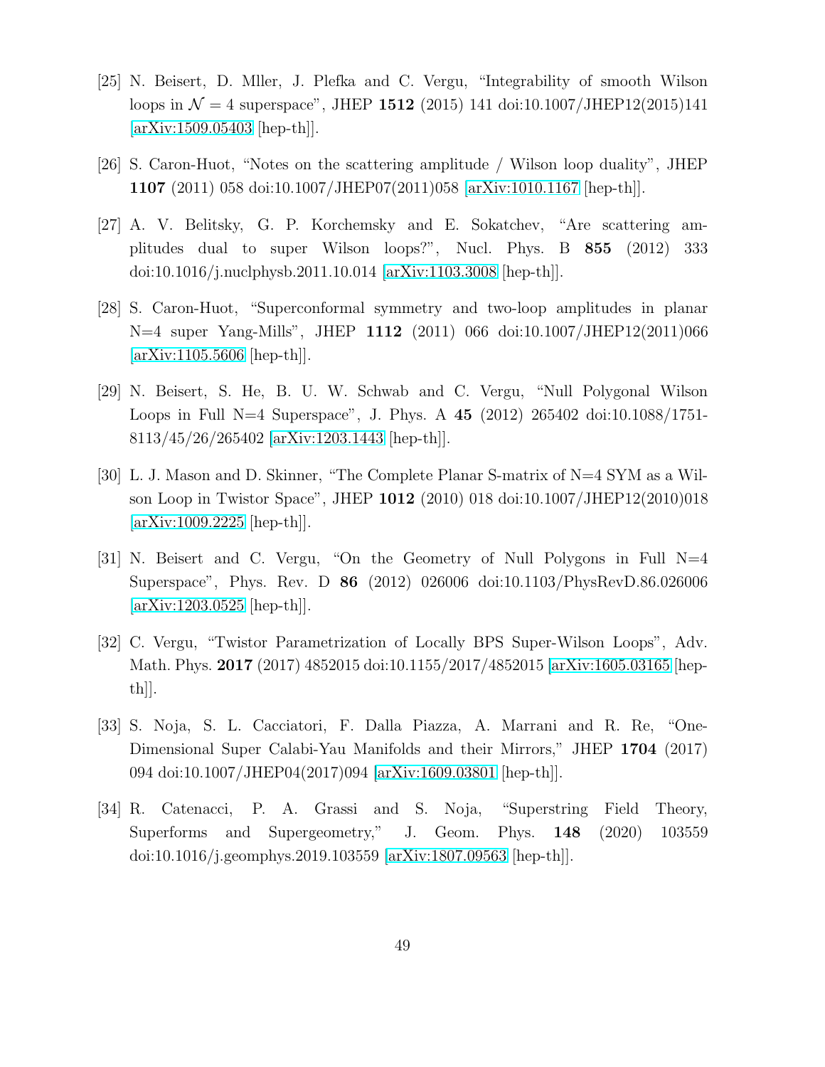[25] N. Beisert, D. Mller, J. Plefka and C. Vergu, “Integrability of smooth Wilson loops in $\mathcal{N} = 4$ superspace”, JHEP **1512** (2015) 141 doi:10.1007/JHEP12(2015)141 [arXiv:1509.05403 [hep-th]].

[26] S. Caron-Huot, “Notes on the scattering amplitude / Wilson loop duality”, JHEP **1107** (2011) 058 doi:10.1007/JHEP07(2011)058 [arXiv:1010.1167 [hep-th]].

[27] A. V. Belitsky, G. P. Korchemsky and E. Sokatchev, “Are scattering amplitudes dual to super Wilson loops?”, Nucl. Phys. B **855** (2012) 333 doi:10.1016/j.nuclphysb.2011.10.014 [arXiv:1103.3008 [hep-th]].

[28] S. Caron-Huot, “Superconformal symmetry and two-loop amplitudes in planar N=4 super Yang-Mills”, JHEP **1112** (2011) 066 doi:10.1007/JHEP12(2011)066 [arXiv:1105.5606 [hep-th]].

[29] N. Beisert, S. He, B. U. W. Schwab and C. Vergu, “Null Polygonal Wilson Loops in Full N=4 Superspace”, J. Phys. A **45** (2012) 265402 doi:10.1088/1751-8113/45/26/265402 [arXiv:1203.1443 [hep-th]].

[30] L. J. Mason and D. Skinner, “The Complete Planar S-matrix of N=4 SYM as a Wilson Loop in Twistor Space”, JHEP **1012** (2010) 018 doi:10.1007/JHEP12(2010)018 [arXiv:1009.2225 [hep-th]].

[31] N. Beisert and C. Vergu, “On the Geometry of Null Polygons in Full N=4 Superspace”, Phys. Rev. D **86** (2012) 026006 doi:10.1103/PhysRevD.86.026006 [arXiv:1203.0525 [hep-th]].

[32] C. Vergu, “Twistor Parametrization of Locally BPS Super-Wilson Loops”, Adv. Math. Phys. **2017** (2017) 4852015 doi:10.1155/2017/4852015 [arXiv:1605.03165 [hep-th]].

[33] S. Noja, S. L. Cacciatori, F. Dalla Piazza, A. Marrani and R. Re, “One-Dimensional Super Calabi-Yau Manifolds and their Mirrors,” JHEP **1704** (2017) 094 doi:10.1007/JHEP04(2017)094 [arXiv:1609.03801 [hep-th]].

[34] R. Catenacci, P. A. Grassi and S. Noja, “Superstring Field Theory, Superforms and Supergeometry,” J. Geom. Phys. **148** (2020) 103559 doi:10.1016/j.geomphys.2019.103559 [arXiv:1807.09563 [hep-th]].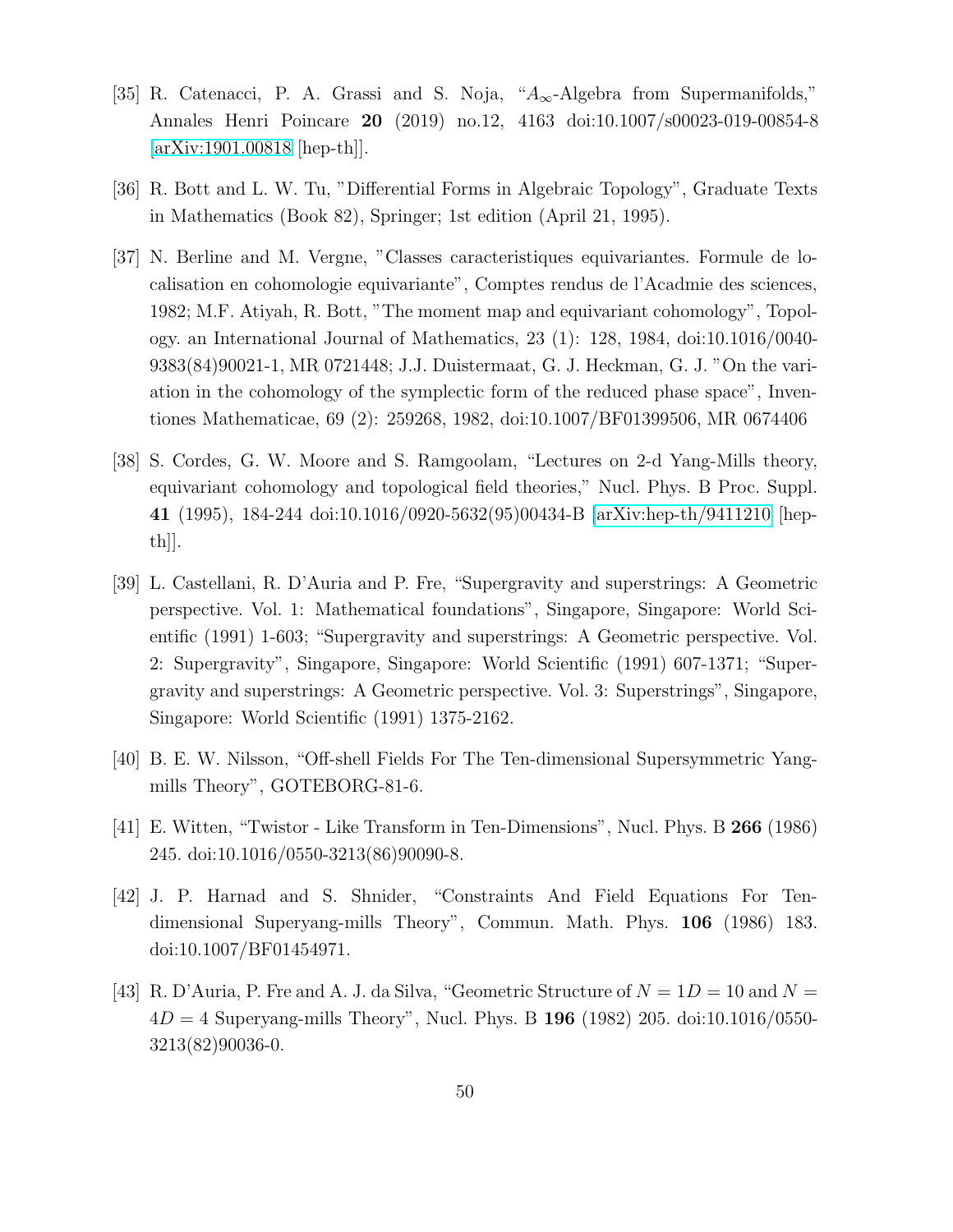[35] R. Catenacci, P. A. Grassi and S. Noja, "$A_\infty$-Algebra from Supermanifolds," Annales Henri Poincare **20** (2019) no.12, 4163 doi:10.1007/s00023-019-00854-8 [arXiv:1901.00818 [hep-th]].

[36] R. Bott and L. W. Tu, "Differential Forms in Algebraic Topology", Graduate Texts in Mathematics (Book 82), Springer; 1st edition (April 21, 1995).

[37] N. Berline and M. Vergne, "Classes caracteristiques equivariantes. Formule de localisation en cohomologie equivariante", Comptes rendus de l'Acadmie des sciences, 1982; M.F. Atiyah, R. Bott, "The moment map and equivariant cohomology", Topology. an International Journal of Mathematics, 23 (1): 128, 1984, doi:10.1016/0040-9383(84)90021-1, MR 0721448; J.J. Duistermaat, G. J. Heckman, G. J. "On the variation in the cohomology of the symplectic form of the reduced phase space", Inventiones Mathematicae, 69 (2): 259268, 1982, doi:10.1007/BF01399506, MR 0674406

[38] S. Cordes, G. W. Moore and S. Ramgoolam, "Lectures on 2-d Yang-Mills theory, equivariant cohomology and topological field theories," Nucl. Phys. B Proc. Suppl. **41** (1995), 184-244 doi:10.1016/0920-5632(95)00434-B [arXiv:hep-th/9411210 [hep-th]].

[39] L. Castellani, R. D'Auria and P. Fre, "Supergravity and superstrings: A Geometric perspective. Vol. 1: Mathematical foundations", Singapore, Singapore: World Scientific (1991) 1-603; "Supergravity and superstrings: A Geometric perspective. Vol. 2: Supergravity", Singapore, Singapore: World Scientific (1991) 607-1371; "Supergravity and superstrings: A Geometric perspective. Vol. 3: Superstrings", Singapore, Singapore: World Scientific (1991) 1375-2162.

[40] B. E. W. Nilsson, "Off-shell Fields For The Ten-dimensional Supersymmetric Yang-mills Theory", GOTEBORG-81-6.

[41] E. Witten, "Twistor - Like Transform in Ten-Dimensions", Nucl. Phys. B **266** (1986) 245. doi:10.1016/0550-3213(86)90090-8.

[42] J. P. Harnad and S. Shnider, "Constraints And Field Equations For Ten-dimensional Superyang-mills Theory", Commun. Math. Phys. **106** (1986) 183. doi:10.1007/BF01454971.

[43] R. D'Auria, P. Fre and A. J. da Silva, "Geometric Structure of $N = 1 D = 10$ and $N = 4 D = 4$ Superyang-mills Theory", Nucl. Phys. B **196** (1982) 205. doi:10.1016/0550-3213(82)90036-0.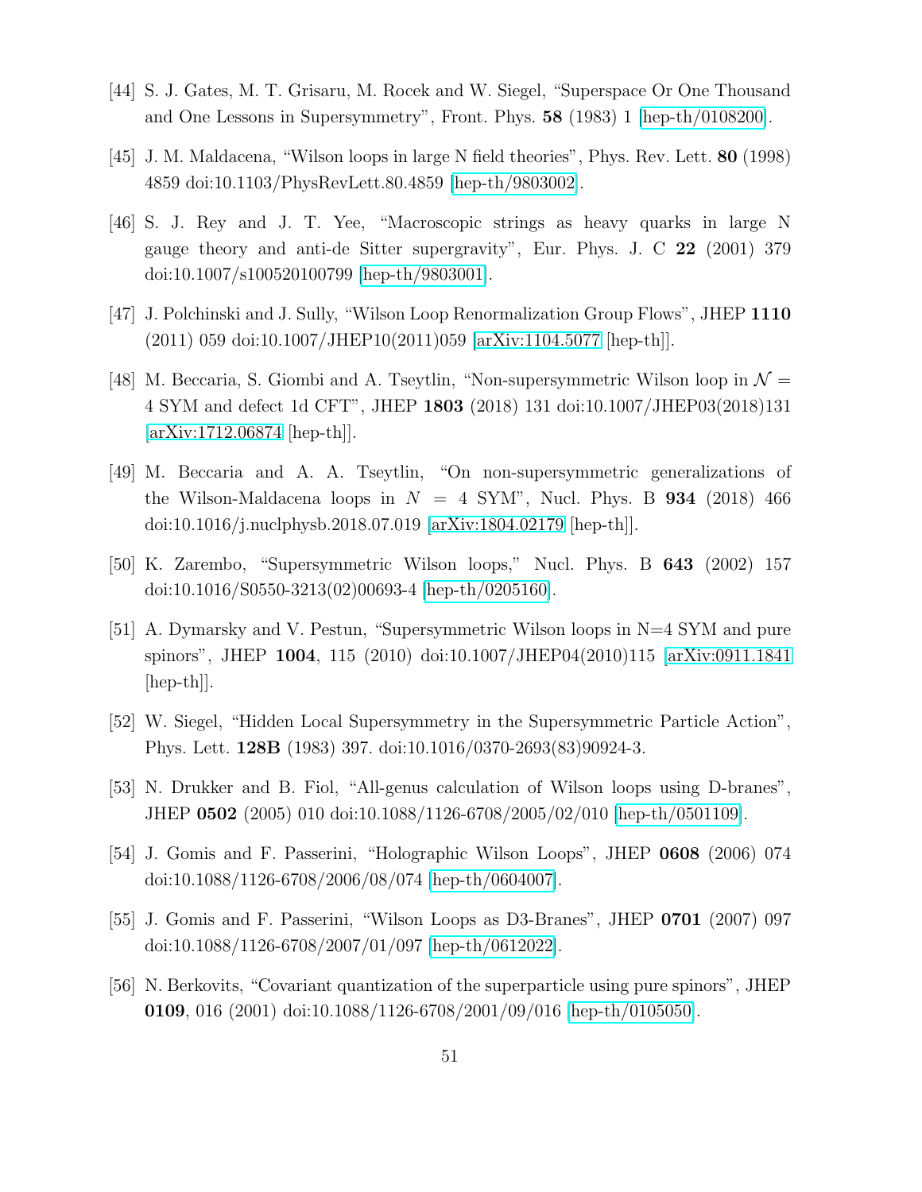[44] S. J. Gates, M. T. Grisaru, M. Rocek and W. Siegel, "Superspace Or One Thousand and One Lessons in Supersymmetry", Front. Phys. **58** (1983) 1 [hep-th/0108200].

[45] J. M. Maldacena, "Wilson loops in large N field theories", Phys. Rev. Lett. **80** (1998) 4859 doi:10.1103/PhysRevLett.80.4859 [hep-th/9803002].

[46] S. J. Rey and J. T. Yee, "Macroscopic strings as heavy quarks in large N gauge theory and anti-de Sitter supergravity", Eur. Phys. J. C **22** (2001) 379 doi:10.1007/s100520100799 [hep-th/9803001].

[47] J. Polchinski and J. Sully, "Wilson Loop Renormalization Group Flows", JHEP **1110** (2011) 059 doi:10.1007/JHEP10(2011)059 [arXiv:1104.5077 [hep-th]].

[48] M. Beccaria, S. Giombi and A. Tseytlin, "Non-supersymmetric Wilson loop in $\mathcal{N} = 4$ SYM and defect 1d CFT", JHEP **1803** (2018) 131 doi:10.1007/JHEP03(2018)131 [arXiv:1712.06874 [hep-th]].

[49] M. Beccaria and A. A. Tseytlin, "On non-supersymmetric generalizations of the Wilson-Maldacena loops in $N = 4$ SYM", Nucl. Phys. B **934** (2018) 466 doi:10.1016/j.nuclphysb.2018.07.019 [arXiv:1804.02179 [hep-th]].

[50] K. Zarembo, "Supersymmetric Wilson loops," Nucl. Phys. B **643** (2002) 157 doi:10.1016/S0550-3213(02)00693-4 [hep-th/0205160].

[51] A. Dymarsky and V. Pestun, "Supersymmetric Wilson loops in N=4 SYM and pure spinors", JHEP **1004**, 115 (2010) doi:10.1007/JHEP04(2010)115 [arXiv:0911.1841 [hep-th]].

[52] W. Siegel, "Hidden Local Supersymmetry in the Supersymmetric Particle Action", Phys. Lett. **128B** (1983) 397. doi:10.1016/0370-2693(83)90924-3.

[53] N. Drukker and B. Fiol, "All-genus calculation of Wilson loops using D-branes", JHEP **0502** (2005) 010 doi:10.1088/1126-6708/2005/02/010 [hep-th/0501109].

[54] J. Gomis and F. Passerini, "Holographic Wilson Loops", JHEP **0608** (2006) 074 doi:10.1088/1126-6708/2006/08/074 [hep-th/0604007].

[55] J. Gomis and F. Passerini, "Wilson Loops as D3-Branes", JHEP **0701** (2007) 097 doi:10.1088/1126-6708/2007/01/097 [hep-th/0612022].

[56] N. Berkovits, "Covariant quantization of the superparticle using pure spinors", JHEP **0109**, 016 (2001) doi:10.1088/1126-6708/2001/09/016 [hep-th/0105050].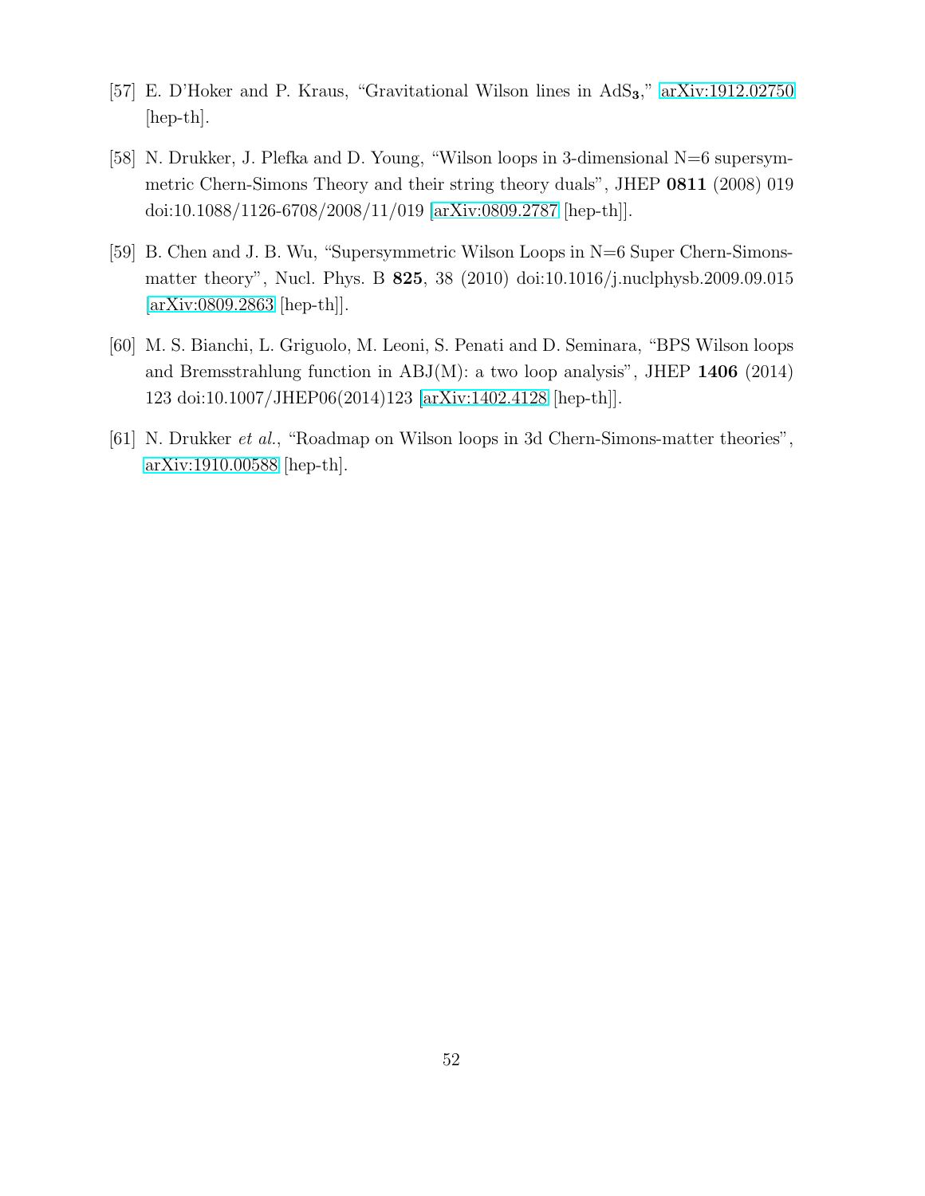[57] E. D'Hoker and P. Kraus, "Gravitational Wilson lines in $\mathrm{AdS}_3$," arXiv:1912.02750 [hep-th].

[58] N. Drukker, J. Plefka and D. Young, "Wilson loops in 3-dimensional N=6 supersymmetric Chern-Simons Theory and their string theory duals", JHEP **0811** (2008) 019 doi:10.1088/1126-6708/2008/11/019 [arXiv:0809.2787 [hep-th]].

[59] B. Chen and J. B. Wu, "Supersymmetric Wilson Loops in N=6 Super Chern-Simons-matter theory", Nucl. Phys. B **825**, 38 (2010) doi:10.1016/j.nuclphysb.2009.09.015 [arXiv:0809.2863 [hep-th]].

[60] M. S. Bianchi, L. Griguolo, M. Leoni, S. Penati and D. Seminara, "BPS Wilson loops and Bremsstrahlung function in ABJ(M): a two loop analysis", JHEP **1406** (2014) 123 doi:10.1007/JHEP06(2014)123 [arXiv:1402.4128 [hep-th]].

[61] N. Drukker *et al.*, "Roadmap on Wilson loops in 3d Chern-Simons-matter theories", arXiv:1910.00588 [hep-th].